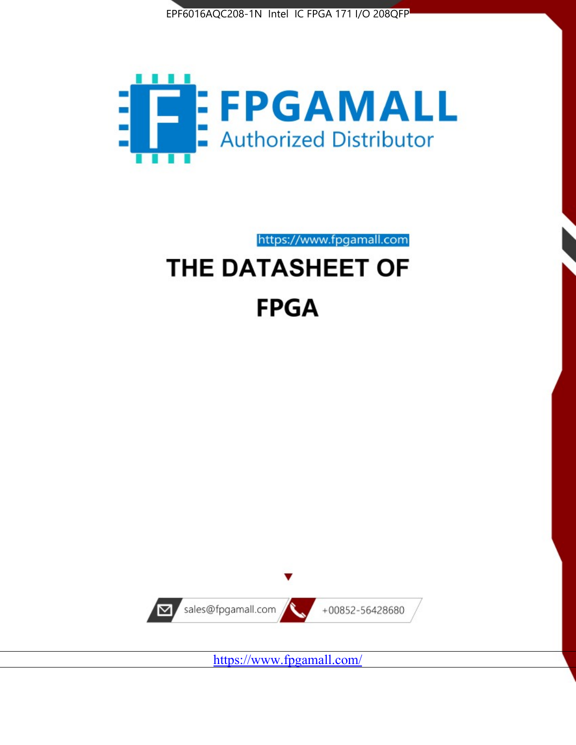EPF6016AQC208-1N Intel IC FPGA 171 I/O 208QFP

FPGAMALL

Authorized Distributor

https://www.fpgamall.com

# THE DATASHEET OF

# FPGA

sales@fpgamall.com

+00852-56428680

https://www.fpgamall.com/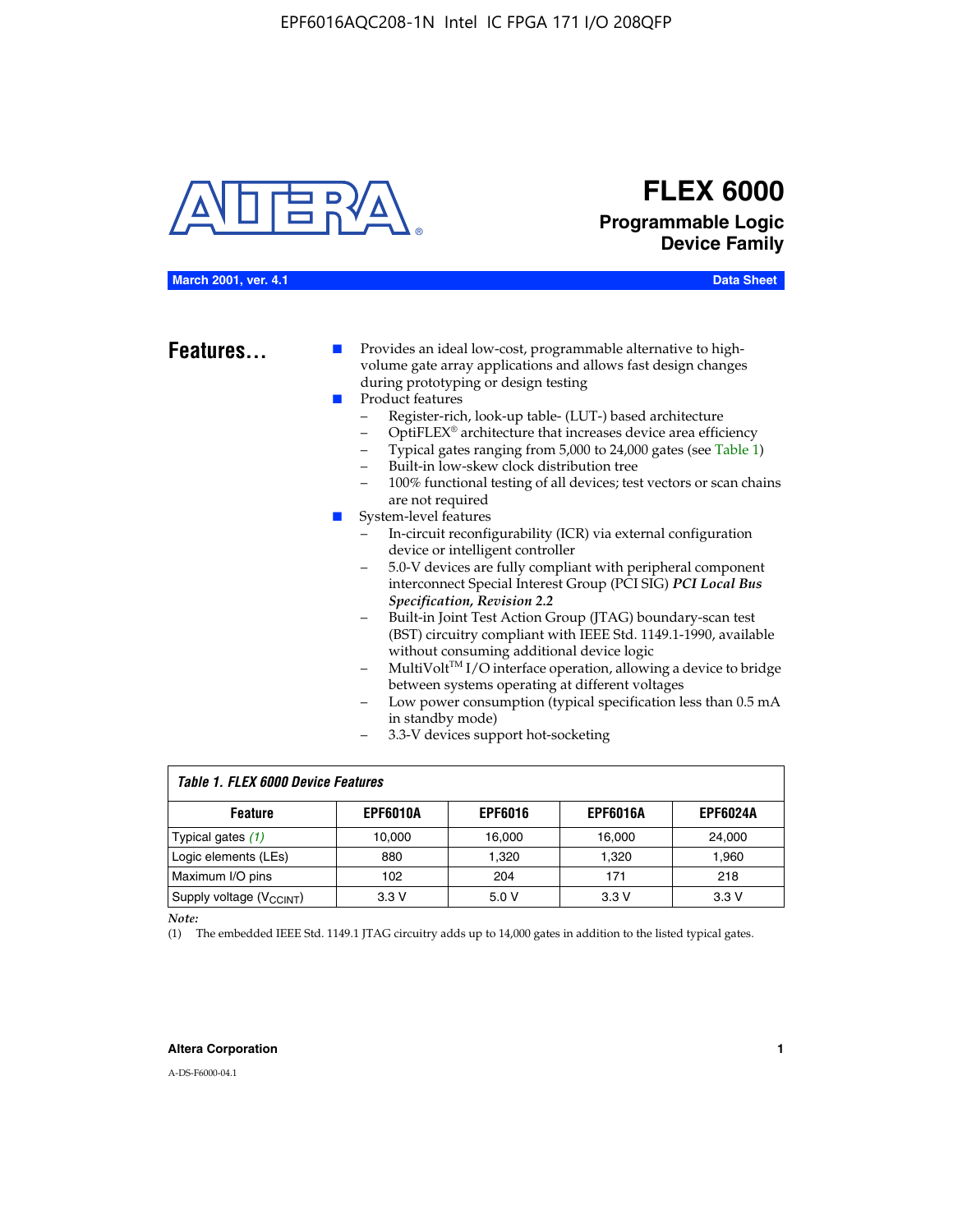# FLEX 6000

## Programmable Logic Device Family

**March 2001, ver. 4.1** **Data Sheet**

## Features...

- Provides an ideal low-cost, programmable alternative to high-volume gate array applications and allows fast design changes during prototyping or design testing
- Product features
  - Register-rich, look-up table- (LUT-) based architecture
  - OptiFLEX® architecture that increases device area efficiency
  - Typical gates ranging from 5,000 to 24,000 gates (see Table 1)
  - Built-in low-skew clock distribution tree
  - 100% functional testing of all devices; test vectors or scan chains are not required
- System-level features
  - In-circuit reconfigurability (ICR) via external configuration device or intelligent controller
  - 5.0-V devices are fully compliant with peripheral component interconnect Special Interest Group (PCI SIG) ***PCI Local Bus Specification, Revision 2.2***
  - Built-in Joint Test Action Group (JTAG) boundary-scan test (BST) circuitry compliant with IEEE Std. 1149.1-1990, available without consuming additional device logic
  - MultiVolt™ I/O interface operation, allowing a device to bridge between systems operating at different voltages
  - Low power consumption (typical specification less than 0.5 mA in standby mode)
  - 3.3-V devices support hot-socketing

*Table 1. FLEX 6000 Device Features*

| Feature | EPF6010A | EPF6016 | EPF6016A | EPF6024A |
|---|---|---|---|---|
| Typical gates *(1)* | 10,000 | 16,000 | 16,000 | 24,000 |
| Logic elements (LEs) | 880 | 1,320 | 1,320 | 1,960 |
| Maximum I/O pins | 102 | 204 | 171 | 218 |
| Supply voltage ($V_{CCINT}$) | 3.3 V | 5.0 V | 3.3 V | 3.3 V |

*Note:*

(1) The embedded IEEE Std. 1149.1 JTAG circuitry adds up to 14,000 gates in addition to the listed typical gates.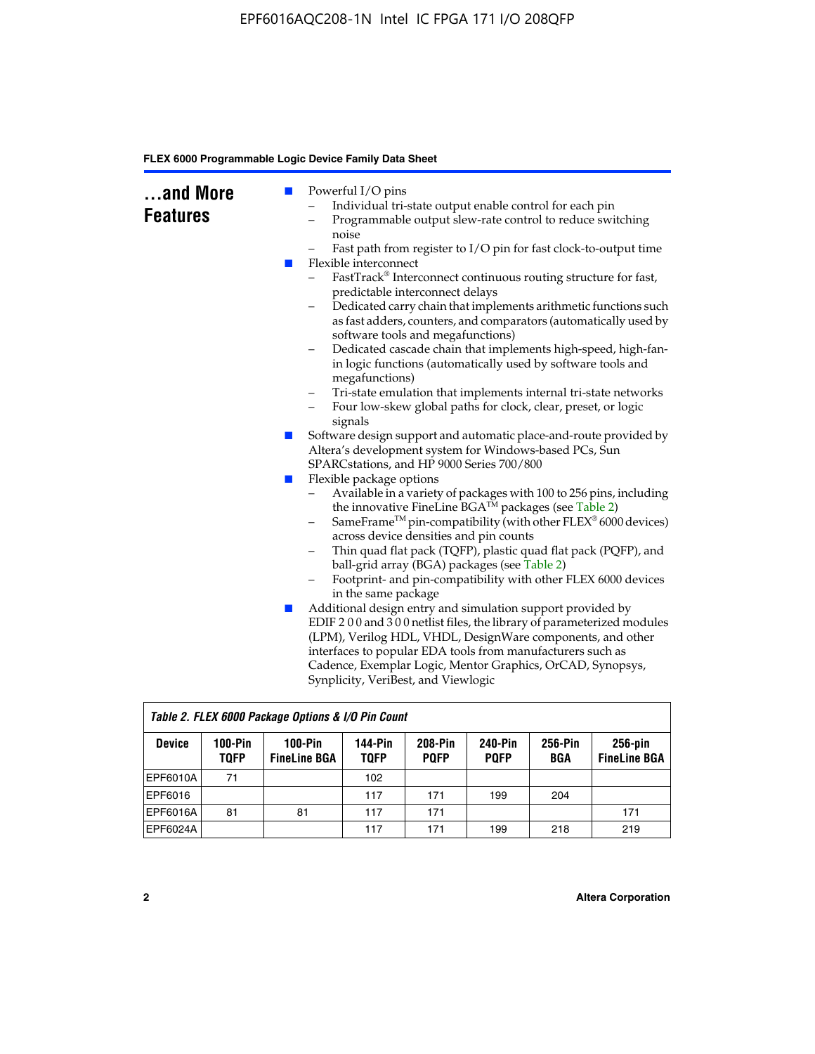## ...and More Features

- Powerful I/O pins
  - Individual tri-state output enable control for each pin
  - Programmable output slew-rate control to reduce switching noise
  - Fast path from register to I/O pin for fast clock-to-output time
- Flexible interconnect
  - FastTrack® Interconnect continuous routing structure for fast, predictable interconnect delays
  - Dedicated carry chain that implements arithmetic functions such as fast adders, counters, and comparators (automatically used by software tools and megafunctions)
  - Dedicated cascade chain that implements high-speed, high-fan-in logic functions (automatically used by software tools and megafunctions)
  - Tri-state emulation that implements internal tri-state networks
  - Four low-skew global paths for clock, clear, preset, or logic signals
- Software design support and automatic place-and-route provided by Altera's development system for Windows-based PCs, Sun SPARCstations, and HP 9000 Series 700/800
- Flexible package options
  - Available in a variety of packages with 100 to 256 pins, including the innovative FineLine BGA™ packages (see Table 2)
  - SameFrame™ pin-compatibility (with other FLEX® 6000 devices) across device densities and pin counts
  - Thin quad flat pack (TQFP), plastic quad flat pack (PQFP), and ball-grid array (BGA) packages (see Table 2)
  - Footprint- and pin-compatibility with other FLEX 6000 devices in the same package
- Additional design entry and simulation support provided by EDIF 2 0 0 and 3 0 0 netlist files, the library of parameterized modules (LPM), Verilog HDL, VHDL, DesignWare components, and other interfaces to popular EDA tools from manufacturers such as Cadence, Exemplar Logic, Mentor Graphics, OrCAD, Synopsys, Synplicity, VeriBest, and Viewlogic

*Table 2. FLEX 6000 Package Options & I/O Pin Count*

| Device | 100-Pin TQFP | 100-Pin FineLine BGA | 144-Pin TQFP | 208-Pin PQFP | 240-Pin PQFP | 256-Pin BGA | 256-pin FineLine BGA |
|---|---|---|---|---|---|---|---|
| EPF6010A | 71 | | 102 | | | | |
| EPF6016 | | | 117 | 171 | 199 | 204 | |
| EPF6016A | 81 | 81 | 117 | 171 | | | 171 |
| EPF6024A | | | 117 | 171 | 199 | 218 | 219 |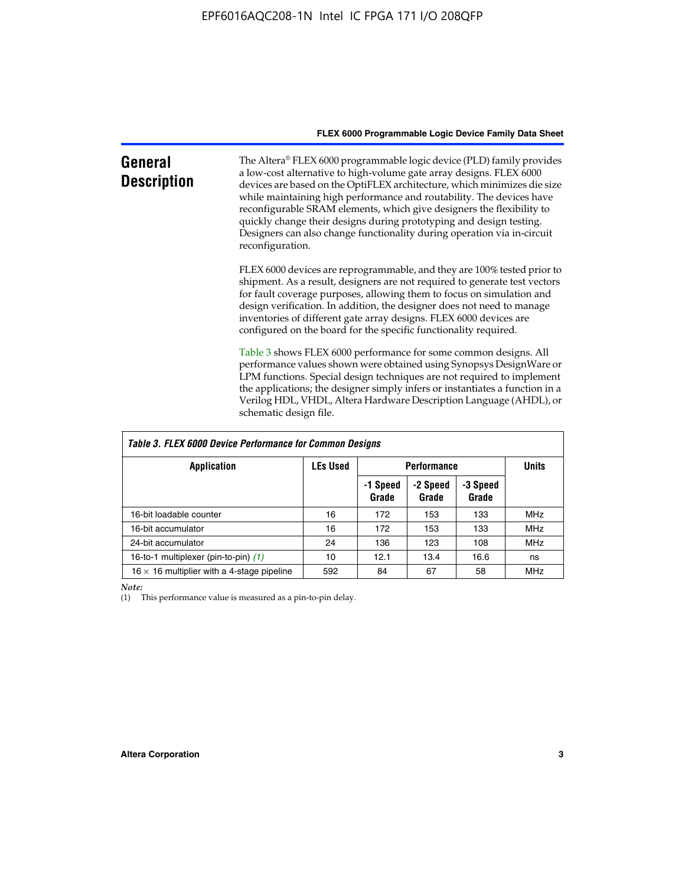## General Description

The Altera® FLEX 6000 programmable logic device (PLD) family provides a low-cost alternative to high-volume gate array designs. FLEX 6000 devices are based on the OptiFLEX architecture, which minimizes die size while maintaining high performance and routability. The devices have reconfigurable SRAM elements, which give designers the flexibility to quickly change their designs during prototyping and design testing. Designers can also change functionality during operation via in-circuit reconfiguration.

FLEX 6000 devices are reprogrammable, and they are 100% tested prior to shipment. As a result, designers are not required to generate test vectors for fault coverage purposes, allowing them to focus on simulation and design verification. In addition, the designer does not need to manage inventories of different gate array designs. FLEX 6000 devices are configured on the board for the specific functionality required.

Table 3 shows FLEX 6000 performance for some common designs. All performance values shown were obtained using Synopsys DesignWare or LPM functions. Special design techniques are not required to implement the applications; the designer simply infers or instantiates a function in a Verilog HDL, VHDL, Altera Hardware Description Language (AHDL), or schematic design file.

***Table 3. FLEX 6000 Device Performance for Common Designs***

| Application | LEs Used | Performance | | | Units |
|---|---|---|---|---|---|
| | | -1 Speed Grade | -2 Speed Grade | -3 Speed Grade | |
| 16-bit loadable counter | 16 | 172 | 153 | 133 | MHz |
| 16-bit accumulator | 16 | 172 | 153 | 133 | MHz |
| 24-bit accumulator | 24 | 136 | 123 | 108 | MHz |
| 16-to-1 multiplexer (pin-to-pin) *(1)* | 10 | 12.1 | 13.4 | 16.6 | ns |
| 16 × 16 multiplier with a 4-stage pipeline | 592 | 84 | 67 | 58 | MHz |

*Note:*

(1) This performance value is measured as a pin-to-pin delay.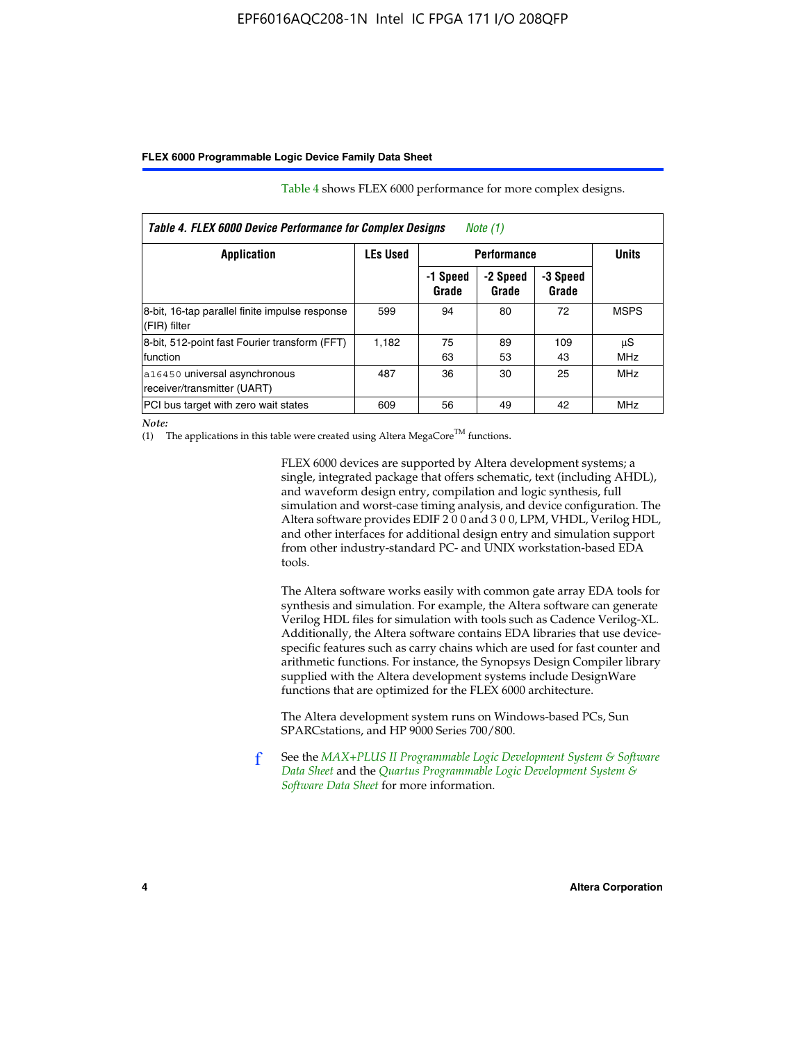Table 4 shows FLEX 6000 performance for more complex designs.

| *Table 4. FLEX 6000 Device Performance for Complex Designs* *Note (1)* | | | | | |
|---|---|---|---|---|---|
| **Application** | **LEs Used** | **Performance** | | | **Units** |
| | | **-1 Speed Grade** | **-2 Speed Grade** | **-3 Speed Grade** | |
| 8-bit, 16-tap parallel finite impulse response (FIR) filter | 599 | 94 | 80 | 72 | MSPS |
| 8-bit, 512-point fast Fourier transform (FFT) function | 1,182 | 75<br>63 | 89<br>53 | 109<br>43 | µS<br>MHz |
| `a16450` universal asynchronous receiver/transmitter (UART) | 487 | 36 | 30 | 25 | MHz |
| PCI bus target with zero wait states | 609 | 56 | 49 | 42 | MHz |

*Note:*
(1) The applications in this table were created using Altera MegaCore™ functions.

FLEX 6000 devices are supported by Altera development systems; a single, integrated package that offers schematic, text (including AHDL), and waveform design entry, compilation and logic synthesis, full simulation and worst-case timing analysis, and device configuration. The Altera software provides EDIF 2 0 0 and 3 0 0, LPM, VHDL, Verilog HDL, and other interfaces for additional design entry and simulation support from other industry-standard PC- and UNIX workstation-based EDA tools.

The Altera software works easily with common gate array EDA tools for synthesis and simulation. For example, the Altera software can generate Verilog HDL files for simulation with tools such as Cadence Verilog-XL. Additionally, the Altera software contains EDA libraries that use device-specific features such as carry chains which are used for fast counter and arithmetic functions. For instance, the Synopsys Design Compiler library supplied with the Altera development systems include DesignWare functions that are optimized for the FLEX 6000 architecture.

The Altera development system runs on Windows-based PCs, Sun SPARCstations, and HP 9000 Series 700/800.

See the *MAX+PLUS II Programmable Logic Development System & Software Data Sheet* and the *Quartus Programmable Logic Development System & Software Data Sheet* for more information.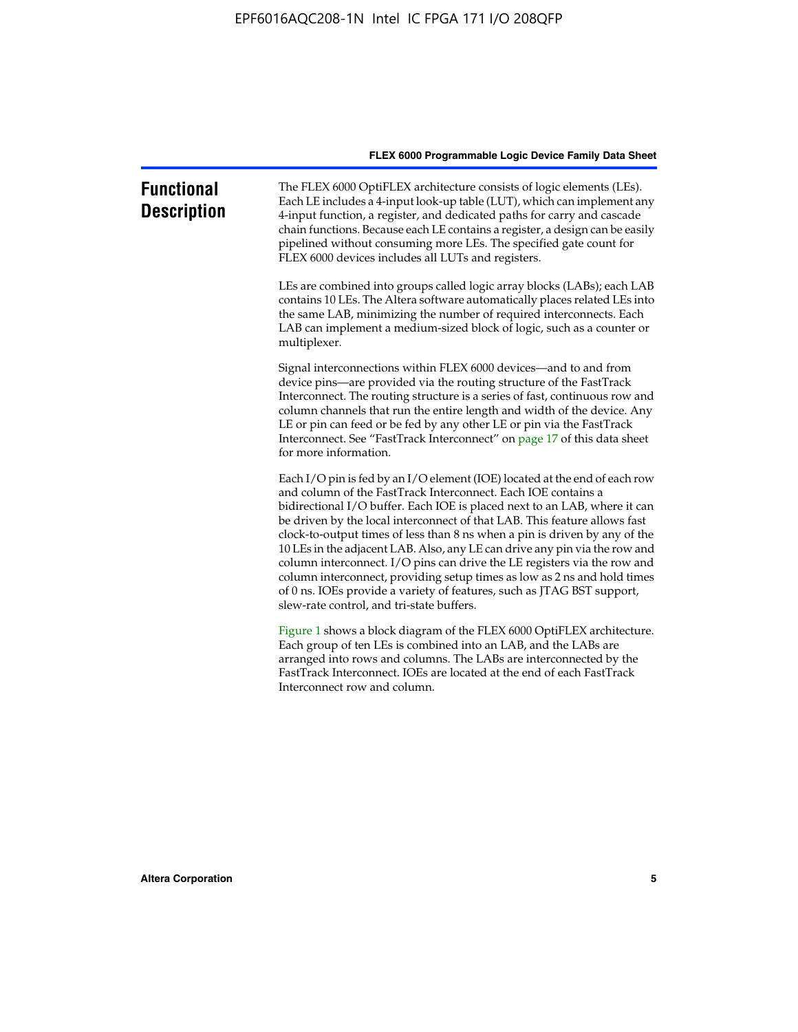## Functional Description

The FLEX 6000 OptiFLEX architecture consists of logic elements (LEs). Each LE includes a 4-input look-up table (LUT), which can implement any 4-input function, a register, and dedicated paths for carry and cascade chain functions. Because each LE contains a register, a design can be easily pipelined without consuming more LEs. The specified gate count for FLEX 6000 devices includes all LUTs and registers.

LEs are combined into groups called logic array blocks (LABs); each LAB contains 10 LEs. The Altera software automatically places related LEs into the same LAB, minimizing the number of required interconnects. Each LAB can implement a medium-sized block of logic, such as a counter or multiplexer.

Signal interconnections within FLEX 6000 devices—and to and from device pins—are provided via the routing structure of the FastTrack Interconnect. The routing structure is a series of fast, continuous row and column channels that run the entire length and width of the device. Any LE or pin can feed or be fed by any other LE or pin via the FastTrack Interconnect. See "FastTrack Interconnect" on page 17 of this data sheet for more information.

Each I/O pin is fed by an I/O element (IOE) located at the end of each row and column of the FastTrack Interconnect. Each IOE contains a bidirectional I/O buffer. Each IOE is placed next to an LAB, where it can be driven by the local interconnect of that LAB. This feature allows fast clock-to-output times of less than 8 ns when a pin is driven by any of the 10 LEs in the adjacent LAB. Also, any LE can drive any pin via the row and column interconnect. I/O pins can drive the LE registers via the row and column interconnect, providing setup times as low as 2 ns and hold times of 0 ns. IOEs provide a variety of features, such as JTAG BST support, slew-rate control, and tri-state buffers.

Figure 1 shows a block diagram of the FLEX 6000 OptiFLEX architecture. Each group of ten LEs is combined into an LAB, and the LABs are arranged into rows and columns. The LABs are interconnected by the FastTrack Interconnect. IOEs are located at the end of each FastTrack Interconnect row and column.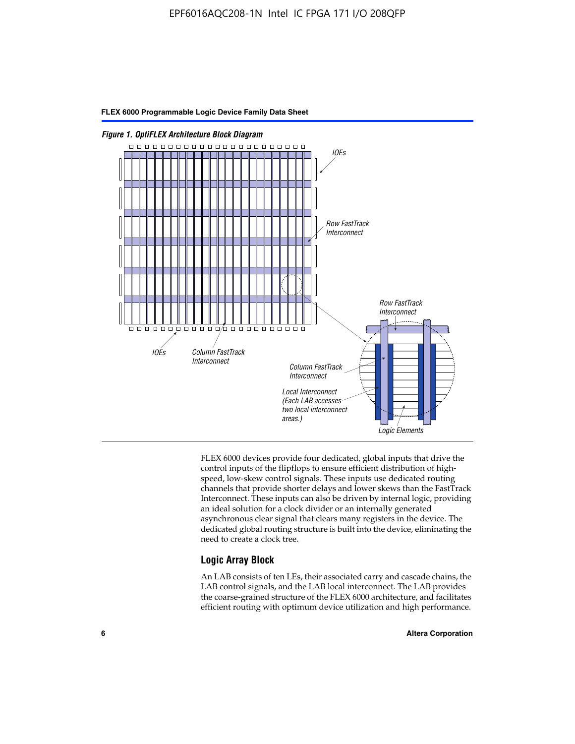*Figure 1. OptiFLEX Architecture Block Diagram*

FLEX 6000 devices provide four dedicated, global inputs that drive the control inputs of the flipflops to ensure efficient distribution of high-speed, low-skew control signals. These inputs use dedicated routing channels that provide shorter delays and lower skews than the FastTrack Interconnect. These inputs can also be driven by internal logic, providing an ideal solution for a clock divider or an internally generated asynchronous clear signal that clears many registers in the device. The dedicated global routing structure is built into the device, eliminating the need to create a clock tree.

## Logic Array Block

An LAB consists of ten LEs, their associated carry and cascade chains, the LAB control signals, and the LAB local interconnect. The LAB provides the coarse-grained structure of the FLEX 6000 architecture, and facilitates efficient routing with optimum device utilization and high performance.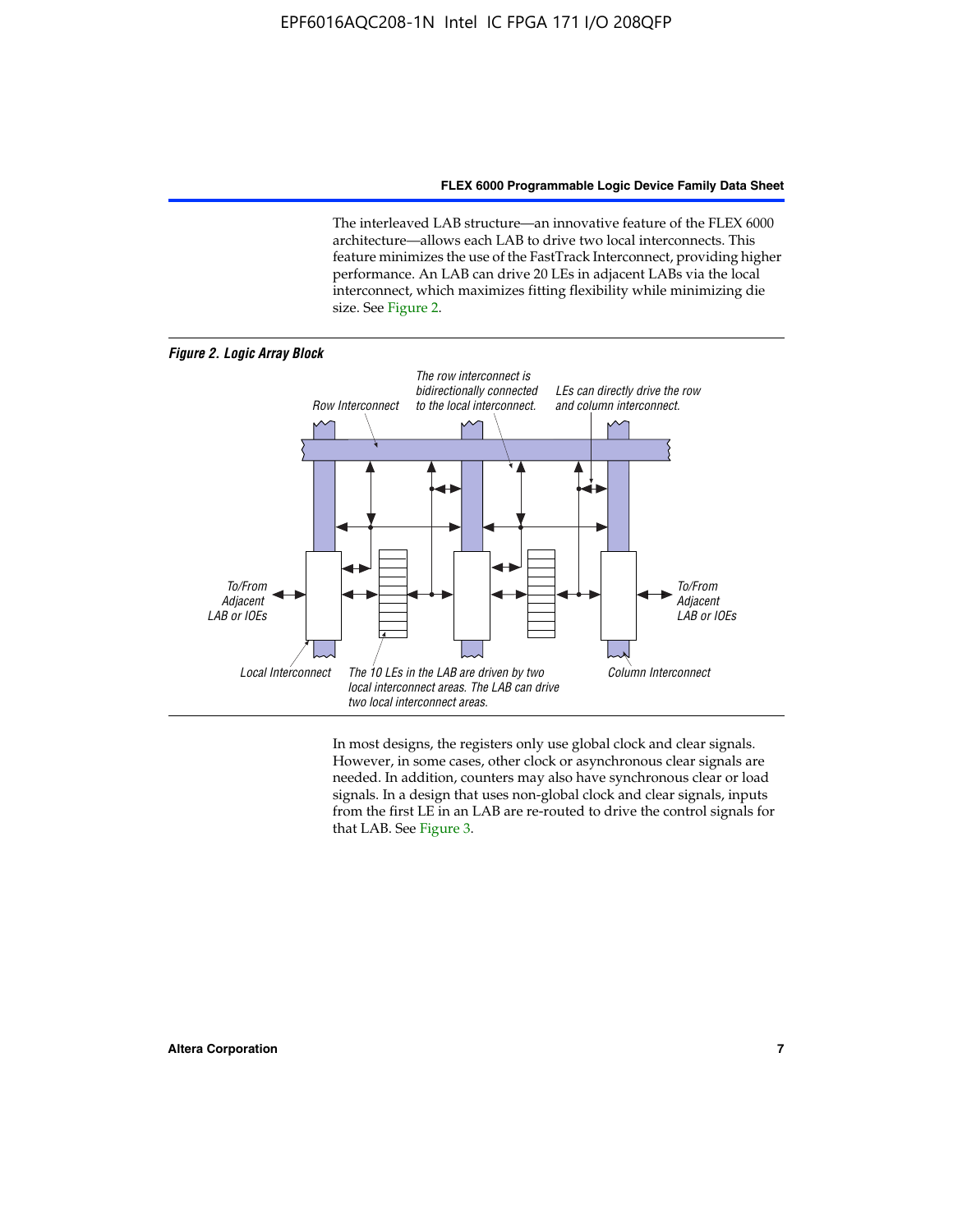The interleaved LAB structure—an innovative feature of the FLEX 6000 architecture—allows each LAB to drive two local interconnects. This feature minimizes the use of the FastTrack Interconnect, providing higher performance. An LAB can drive 20 LEs in adjacent LABs via the local interconnect, which maximizes fitting flexibility while minimizing die size. See Figure 2.

***Figure 2. Logic Array Block***

Row Interconnect

The row interconnect is bidirectionally connected to the local interconnect.

LEs can directly drive the row and column interconnect.

To/From Adjacent LAB or IOEs

To/From Adjacent LAB or IOEs

Local Interconnect

The 10 LEs in the LAB are driven by two local interconnect areas. The LAB can drive two local interconnect areas.

Column Interconnect

In most designs, the registers only use global clock and clear signals. However, in some cases, other clock or asynchronous clear signals are needed. In addition, counters may also have synchronous clear or load signals. In a design that uses non-global clock and clear signals, inputs from the first LE in an LAB are re-routed to drive the control signals for that LAB. See Figure 3.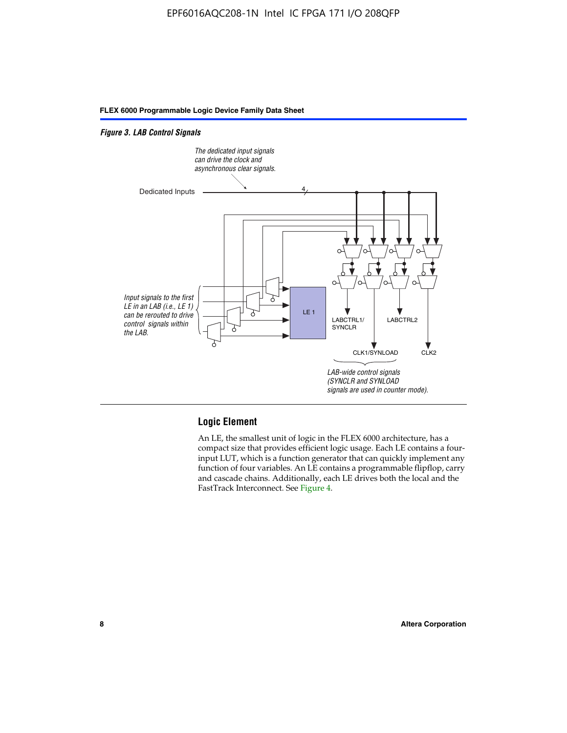*Figure 3. LAB Control Signals*

The dedicated input signals can drive the clock and asynchronous clear signals.

Dedicated Inputs

4

Input signals to the first LE in an LAB (i.e., LE 1) can be rerouted to drive control signals within the LAB.

LE 1

LABCTRL1/ SYNCLR

LABCTRL2

CLK1/SYNLOAD

CLK2

LAB-wide control signals (SYNCLR and SYNLOAD signals are used in counter mode).

## Logic Element

An LE, the smallest unit of logic in the FLEX 6000 architecture, has a compact size that provides efficient logic usage. Each LE contains a four-input LUT, which is a function generator that can quickly implement any function of four variables. An LE contains a programmable flipflop, carry and cascade chains. Additionally, each LE drives both the local and the FastTrack Interconnect. See Figure 4.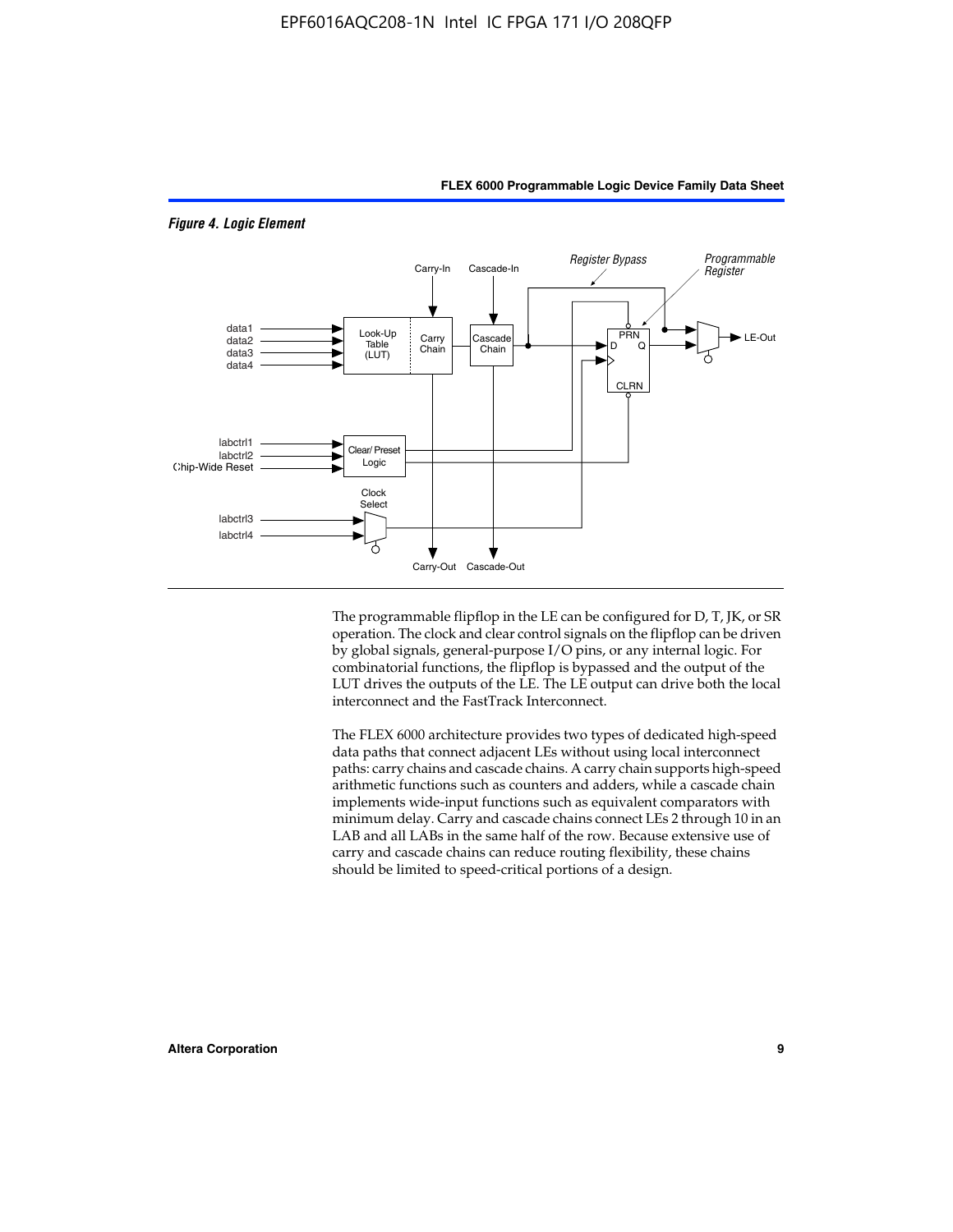*Figure 4. Logic Element*

The programmable flipflop in the LE can be configured for D, T, JK, or SR operation. The clock and clear control signals on the flipflop can be driven by global signals, general-purpose I/O pins, or any internal logic. For combinatorial functions, the flipflop is bypassed and the output of the LUT drives the outputs of the LE. The LE output can drive both the local interconnect and the FastTrack Interconnect.

The FLEX 6000 architecture provides two types of dedicated high-speed data paths that connect adjacent LEs without using local interconnect paths: carry chains and cascade chains. A carry chain supports high-speed arithmetic functions such as counters and adders, while a cascade chain implements wide-input functions such as equivalent comparators with minimum delay. Carry and cascade chains connect LEs 2 through 10 in an LAB and all LABs in the same half of the row. Because extensive use of carry and cascade chains can reduce routing flexibility, these chains should be limited to speed-critical portions of a design.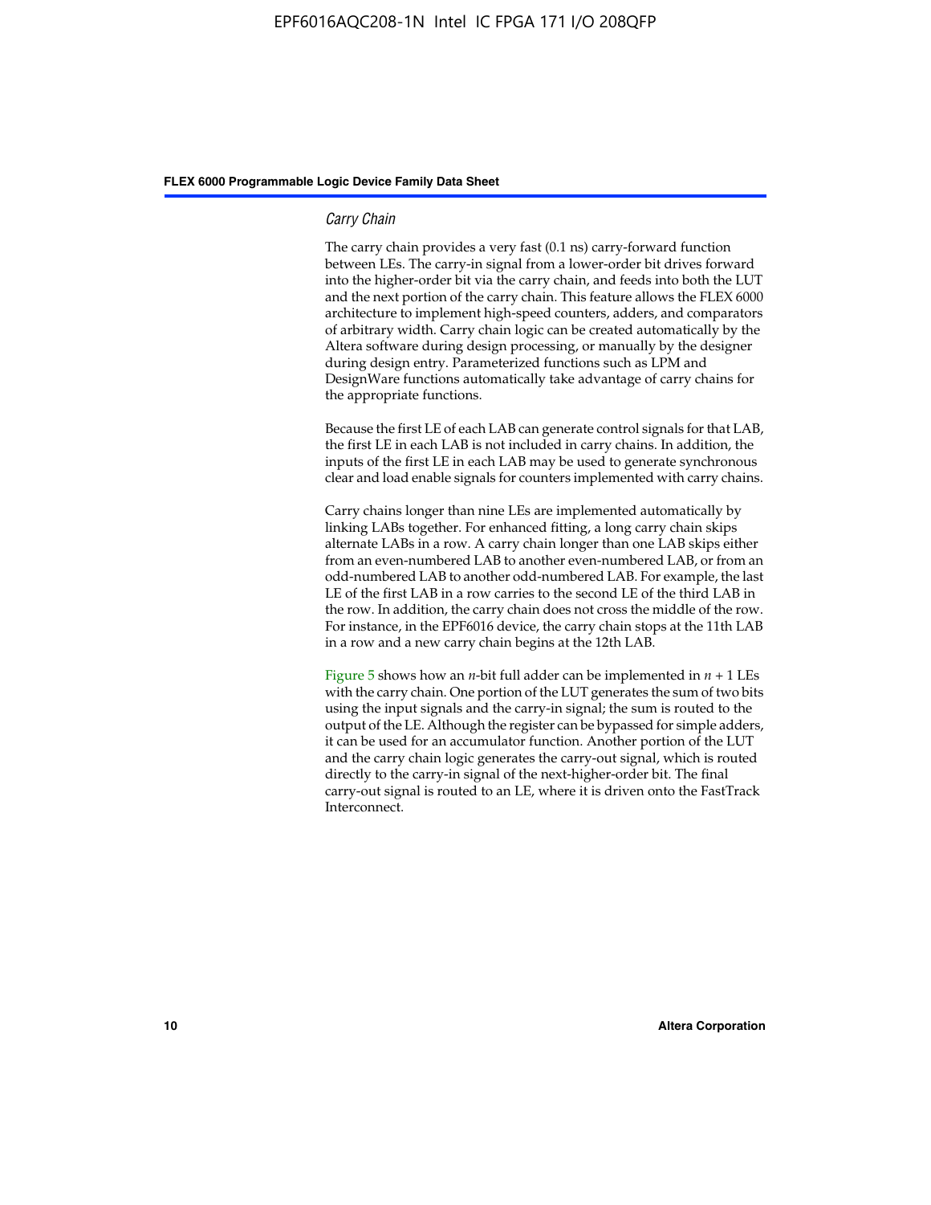### *Carry Chain*

The carry chain provides a very fast (0.1 ns) carry-forward function between LEs. The carry-in signal from a lower-order bit drives forward into the higher-order bit via the carry chain, and feeds into both the LUT and the next portion of the carry chain. This feature allows the FLEX 6000 architecture to implement high-speed counters, adders, and comparators of arbitrary width. Carry chain logic can be created automatically by the Altera software during design processing, or manually by the designer during design entry. Parameterized functions such as LPM and DesignWare functions automatically take advantage of carry chains for the appropriate functions.

Because the first LE of each LAB can generate control signals for that LAB, the first LE in each LAB is not included in carry chains. In addition, the inputs of the first LE in each LAB may be used to generate synchronous clear and load enable signals for counters implemented with carry chains.

Carry chains longer than nine LEs are implemented automatically by linking LABs together. For enhanced fitting, a long carry chain skips alternate LABs in a row. A carry chain longer than one LAB skips either from an even-numbered LAB to another even-numbered LAB, or from an odd-numbered LAB to another odd-numbered LAB. For example, the last LE of the first LAB in a row carries to the second LE of the third LAB in the row. In addition, the carry chain does not cross the middle of the row. For instance, in the EPF6016 device, the carry chain stops at the 11th LAB in a row and a new carry chain begins at the 12th LAB.

Figure 5 shows how an $n$-bit full adder can be implemented in $n + 1$ LEs with the carry chain. One portion of the LUT generates the sum of two bits using the input signals and the carry-in signal; the sum is routed to the output of the LE. Although the register can be bypassed for simple adders, it can be used for an accumulator function. Another portion of the LUT and the carry chain logic generates the carry-out signal, which is routed directly to the carry-in signal of the next-higher-order bit. The final carry-out signal is routed to an LE, where it is driven onto the FastTrack Interconnect.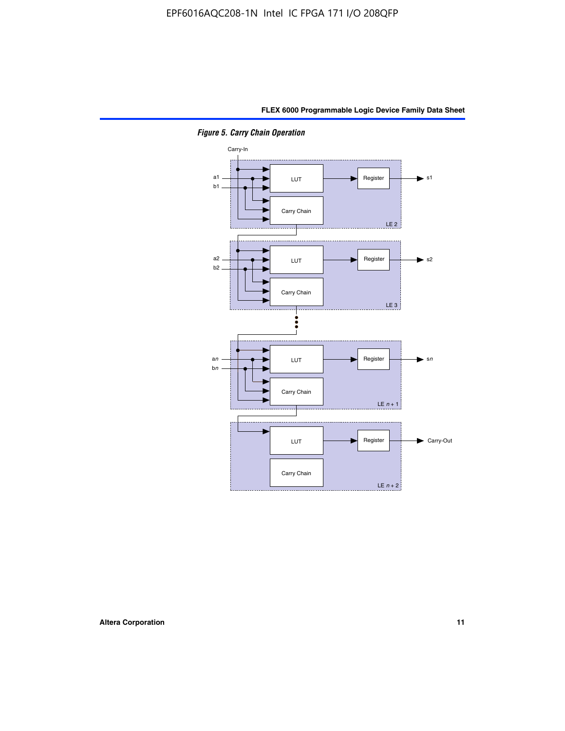*Figure 5. Carry Chain Operation*

Carry-In

a1, b1 → LUT → Register → s1; Carry Chain — LE 2

a2, b2 → LUT → Register → s2; Carry Chain — LE 3

an, bn → LUT → Register → sn; Carry Chain — LE n + 1

LUT → Register → Carry-Out; Carry Chain — LE n + 2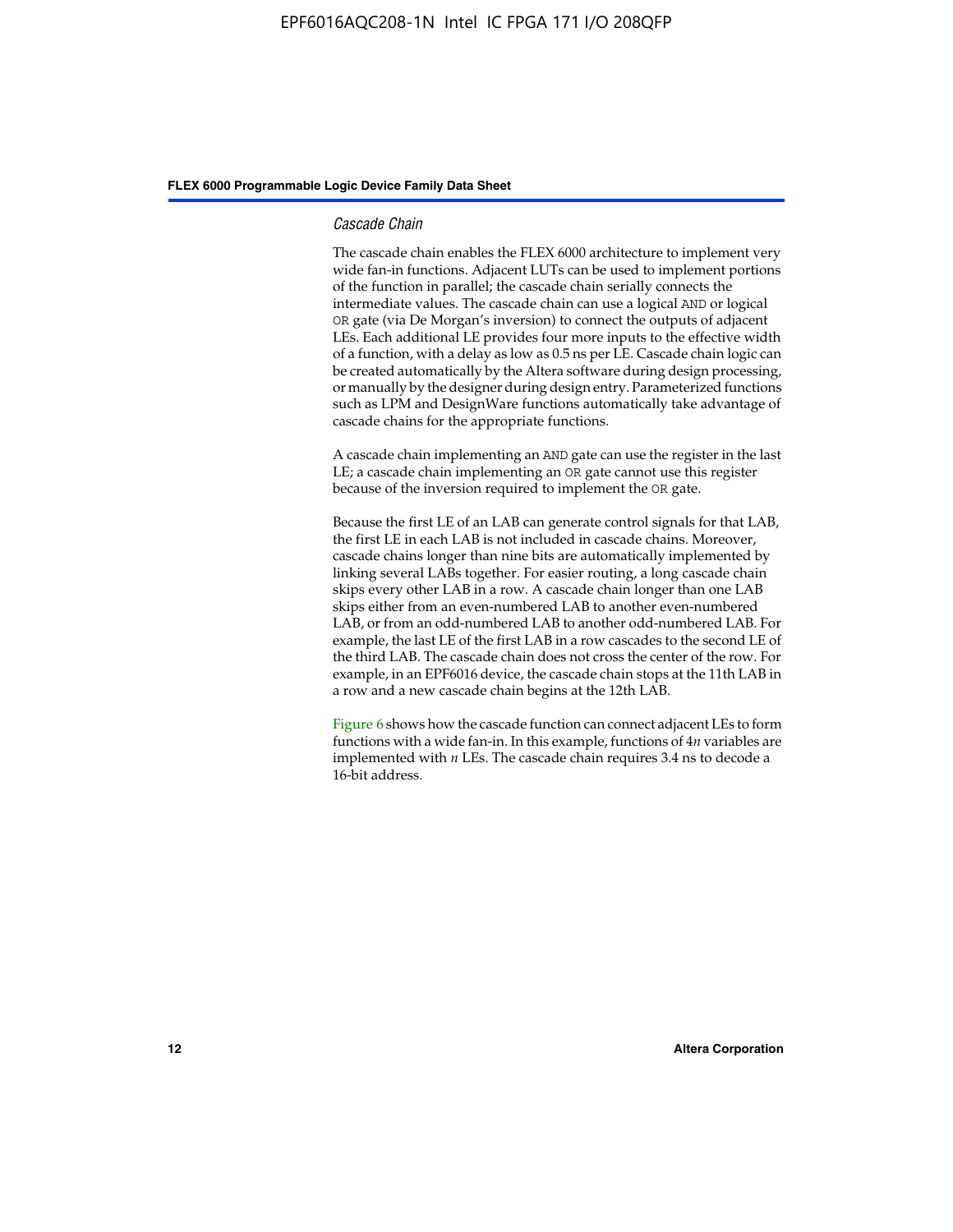### *Cascade Chain*

The cascade chain enables the FLEX 6000 architecture to implement very wide fan-in functions. Adjacent LUTs can be used to implement portions of the function in parallel; the cascade chain serially connects the intermediate values. The cascade chain can use a logical AND or logical OR gate (via De Morgan's inversion) to connect the outputs of adjacent LEs. Each additional LE provides four more inputs to the effective width of a function, with a delay as low as 0.5 ns per LE. Cascade chain logic can be created automatically by the Altera software during design processing, or manually by the designer during design entry. Parameterized functions such as LPM and DesignWare functions automatically take advantage of cascade chains for the appropriate functions.

A cascade chain implementing an AND gate can use the register in the last LE; a cascade chain implementing an OR gate cannot use this register because of the inversion required to implement the OR gate.

Because the first LE of an LAB can generate control signals for that LAB, the first LE in each LAB is not included in cascade chains. Moreover, cascade chains longer than nine bits are automatically implemented by linking several LABs together. For easier routing, a long cascade chain skips every other LAB in a row. A cascade chain longer than one LAB skips either from an even-numbered LAB to another even-numbered LAB, or from an odd-numbered LAB to another odd-numbered LAB. For example, the last LE of the first LAB in a row cascades to the second LE of the third LAB. The cascade chain does not cross the center of the row. For example, in an EPF6016 device, the cascade chain stops at the 11th LAB in a row and a new cascade chain begins at the 12th LAB.

Figure 6 shows how the cascade function can connect adjacent LEs to form functions with a wide fan-in. In this example, functions of $4n$ variables are implemented with $n$ LEs. The cascade chain requires 3.4 ns to decode a 16-bit address.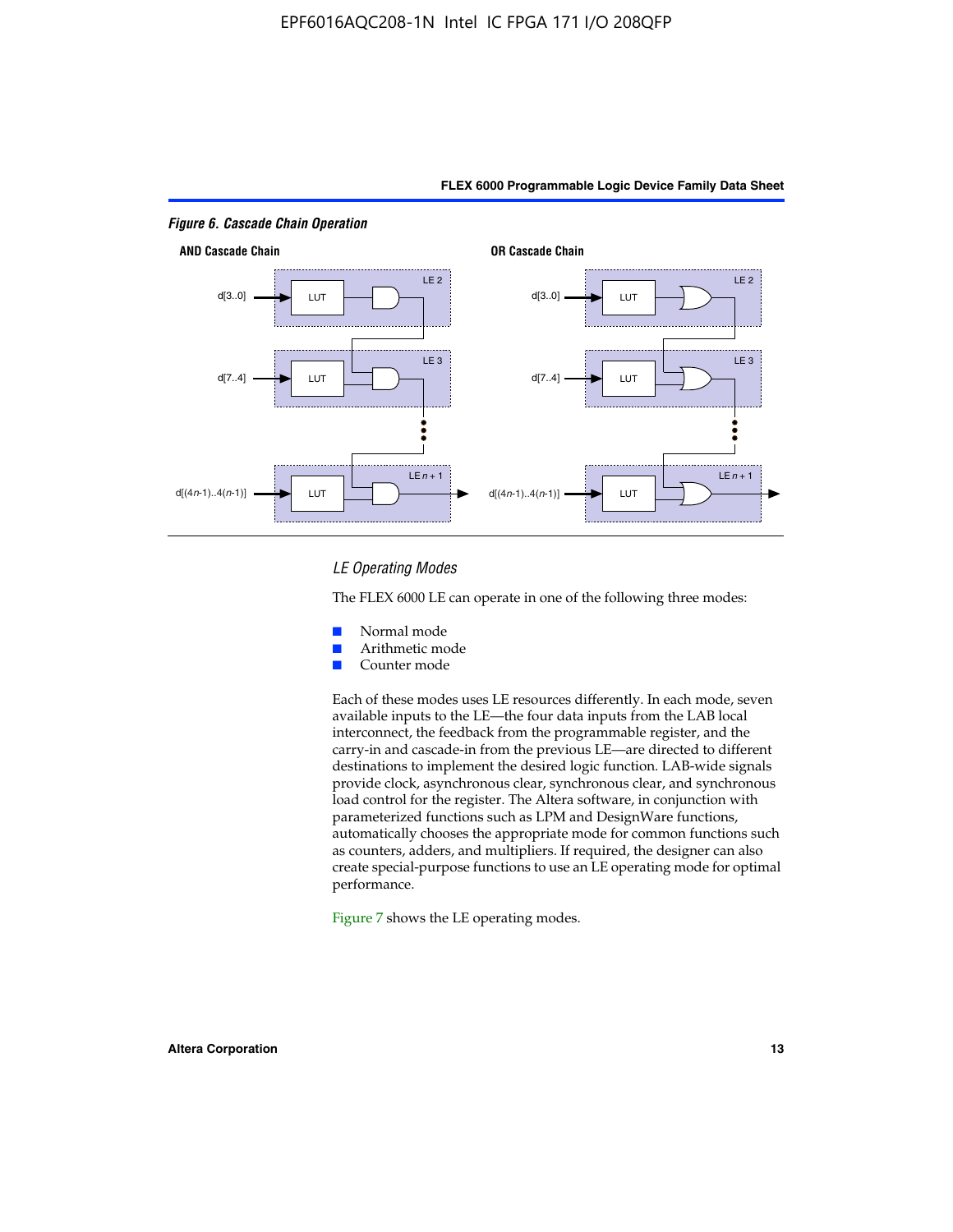*Figure 6. Cascade Chain Operation*

AND Cascade Chain

d[3..0] LUT LE 2

d[7..4] LUT LE 3

d[(4n-1)..4(n-1)] LUT LE n + 1

OR Cascade Chain

d[3..0] LUT LE 2

d[7..4] LUT LE 3

d[(4n-1)..4(n-1)] LUT LE n + 1

### *LE Operating Modes*

The FLEX 6000 LE can operate in one of the following three modes:

- Normal mode
- Arithmetic mode
- Counter mode

Each of these modes uses LE resources differently. In each mode, seven available inputs to the LE—the four data inputs from the LAB local interconnect, the feedback from the programmable register, and the carry-in and cascade-in from the previous LE—are directed to different destinations to implement the desired logic function. LAB-wide signals provide clock, asynchronous clear, synchronous clear, and synchronous load control for the register. The Altera software, in conjunction with parameterized functions such as LPM and DesignWare functions, automatically chooses the appropriate mode for common functions such as counters, adders, and multipliers. If required, the designer can also create special-purpose functions to use an LE operating mode for optimal performance.

Figure 7 shows the LE operating modes.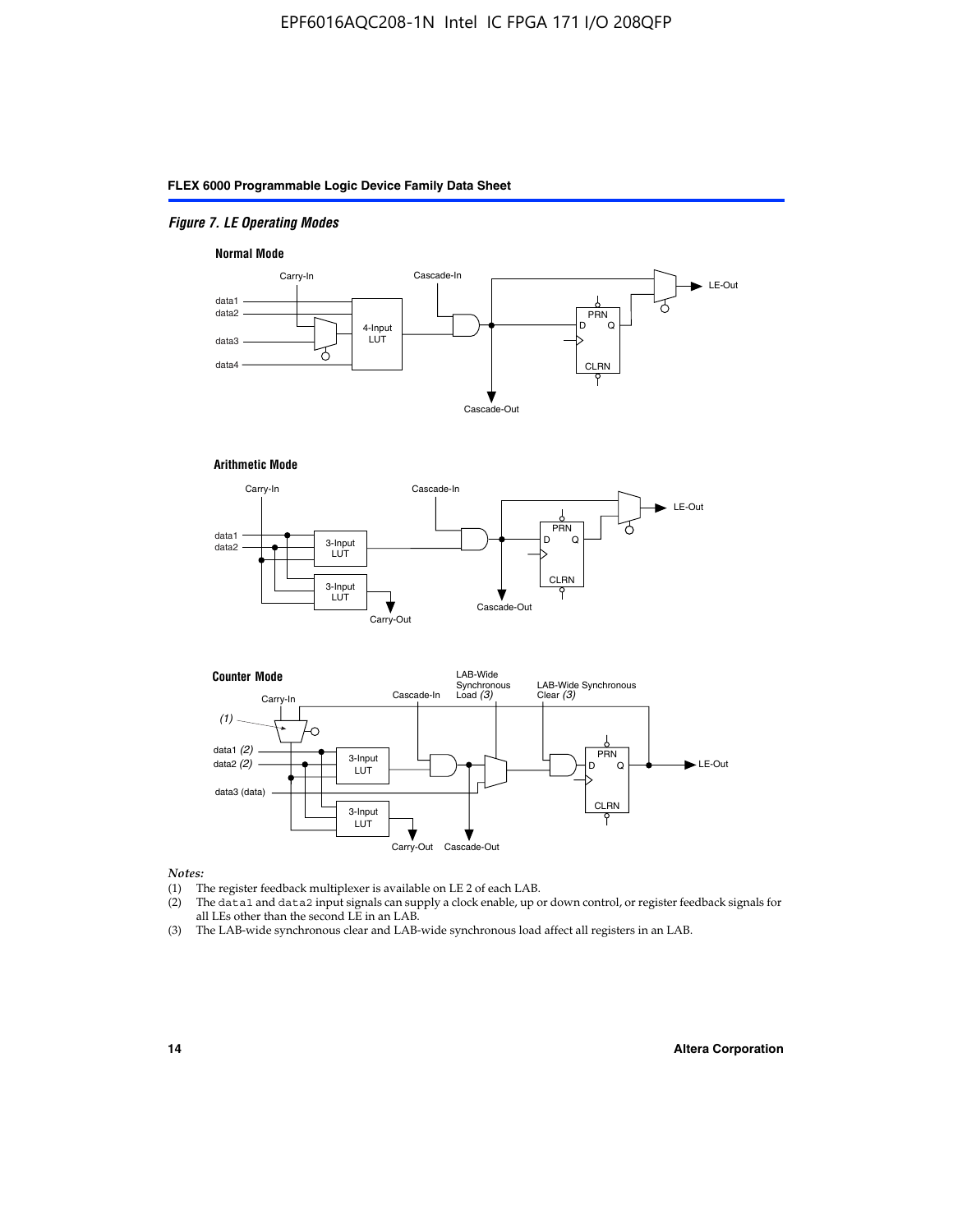*Figure 7. LE Operating Modes*

**Normal Mode**

Carry-In, Cascade-In, data1, data2, data3, data4, 4-Input LUT, PRN, D, Q, CLRN, LE-Out, Cascade-Out

**Arithmetic Mode**

Carry-In, Cascade-In, data1, data2, 3-Input LUT, 3-Input LUT, PRN, D, Q, CLRN, LE-Out, Carry-Out, Cascade-Out

**Counter Mode**

Carry-In, (1), Cascade-In, LAB-Wide Synchronous Load *(3)*, LAB-Wide Synchronous Clear *(3)*, data1 *(2)*, data2 *(2)*, data3 (data), 3-Input LUT, 3-Input LUT, PRN, D, Q, CLRN, LE-Out, Carry-Out, Cascade-Out

*Notes:*

(1) The register feedback multiplexer is available on LE 2 of each LAB.

(2) The `data1` and `data2` input signals can supply a clock enable, up or down control, or register feedback signals for all LEs other than the second LE in an LAB.

(3) The LAB-wide synchronous clear and LAB-wide synchronous load affect all registers in an LAB.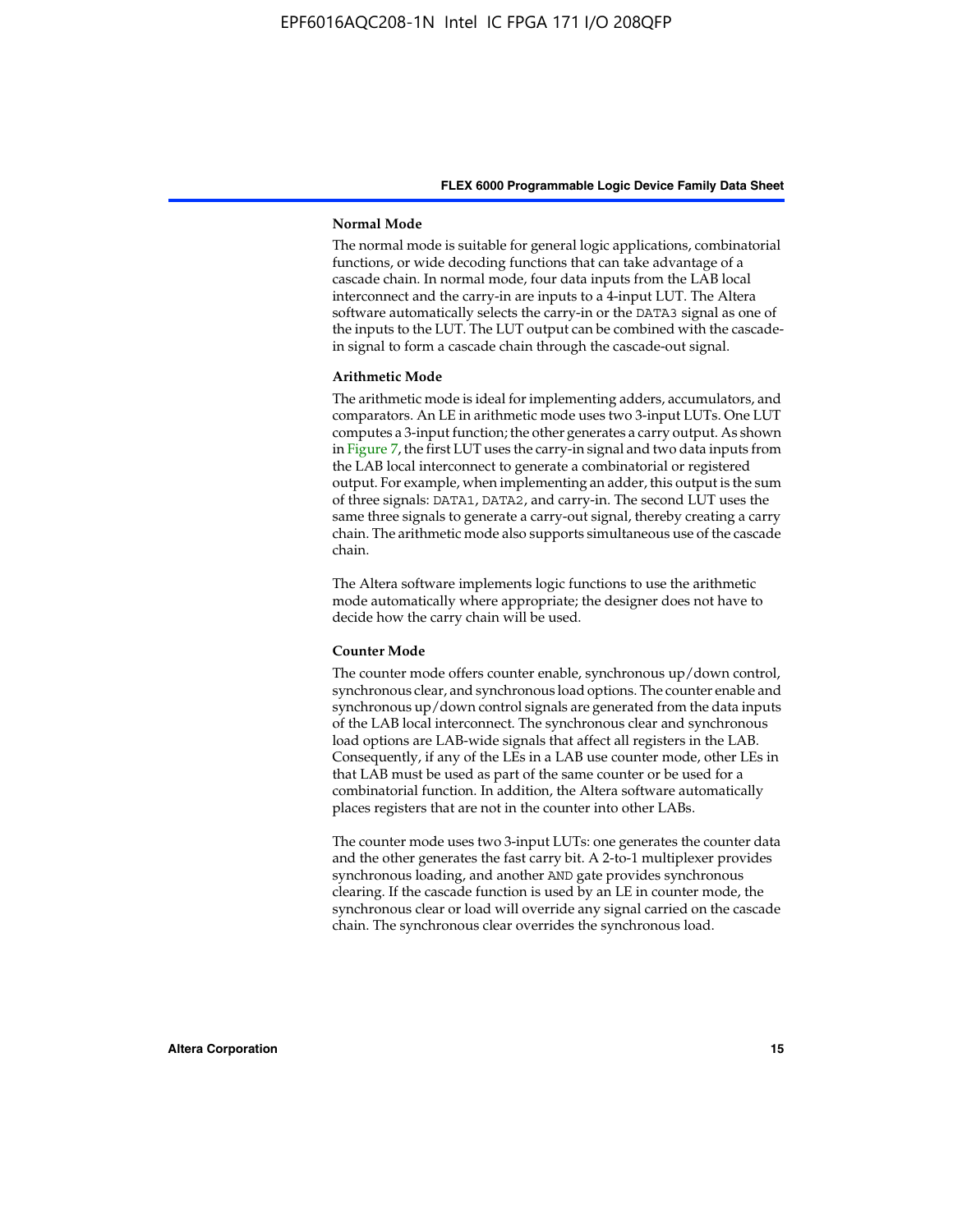#### Normal Mode

The normal mode is suitable for general logic applications, combinatorial functions, or wide decoding functions that can take advantage of a cascade chain. In normal mode, four data inputs from the LAB local interconnect and the carry-in are inputs to a 4-input LUT. The Altera software automatically selects the carry-in or the DATA3 signal as one of the inputs to the LUT. The LUT output can be combined with the cascade-in signal to form a cascade chain through the cascade-out signal.

#### Arithmetic Mode

The arithmetic mode is ideal for implementing adders, accumulators, and comparators. An LE in arithmetic mode uses two 3-input LUTs. One LUT computes a 3-input function; the other generates a carry output. As shown in Figure 7, the first LUT uses the carry-in signal and two data inputs from the LAB local interconnect to generate a combinatorial or registered output. For example, when implementing an adder, this output is the sum of three signals: DATA1, DATA2, and carry-in. The second LUT uses the same three signals to generate a carry-out signal, thereby creating a carry chain. The arithmetic mode also supports simultaneous use of the cascade chain.

The Altera software implements logic functions to use the arithmetic mode automatically where appropriate; the designer does not have to decide how the carry chain will be used.

#### Counter Mode

The counter mode offers counter enable, synchronous up/down control, synchronous clear, and synchronous load options. The counter enable and synchronous up/down control signals are generated from the data inputs of the LAB local interconnect. The synchronous clear and synchronous load options are LAB-wide signals that affect all registers in the LAB. Consequently, if any of the LEs in a LAB use counter mode, other LEs in that LAB must be used as part of the same counter or be used for a combinatorial function. In addition, the Altera software automatically places registers that are not in the counter into other LABs.

The counter mode uses two 3-input LUTs: one generates the counter data and the other generates the fast carry bit. A 2-to-1 multiplexer provides synchronous loading, and another AND gate provides synchronous clearing. If the cascade function is used by an LE in counter mode, the synchronous clear or load will override any signal carried on the cascade chain. The synchronous clear overrides the synchronous load.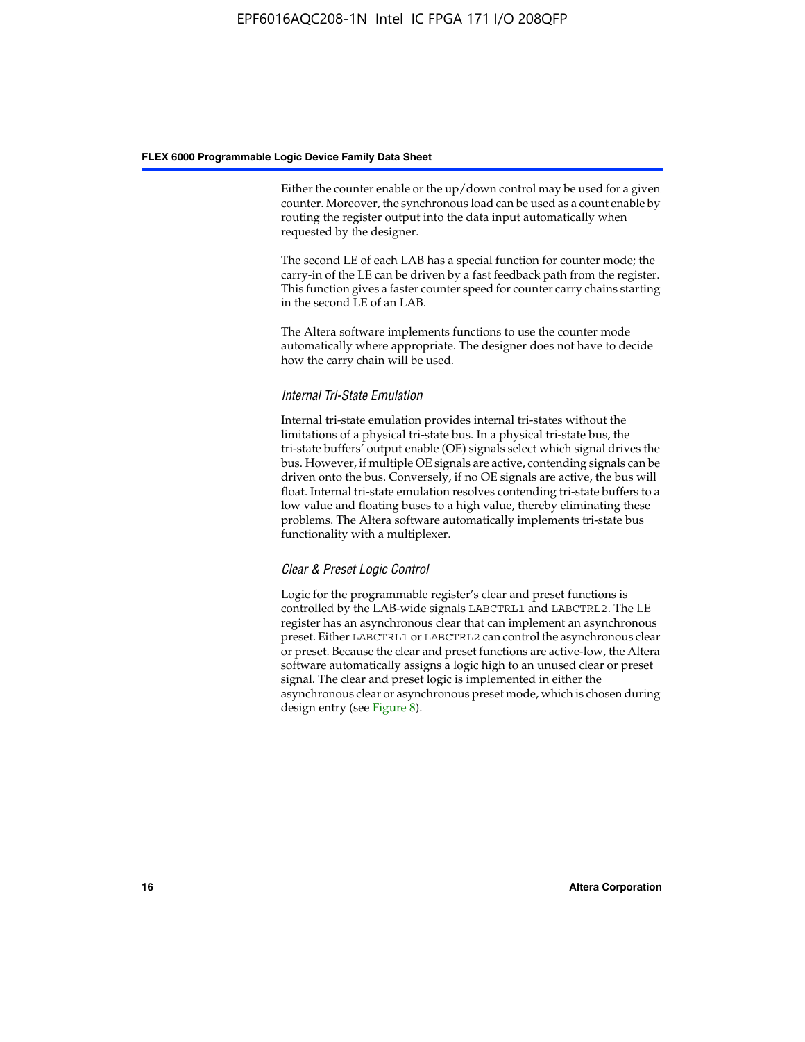Either the counter enable or the up/down control may be used for a given counter. Moreover, the synchronous load can be used as a count enable by routing the register output into the data input automatically when requested by the designer.

The second LE of each LAB has a special function for counter mode; the carry-in of the LE can be driven by a fast feedback path from the register. This function gives a faster counter speed for counter carry chains starting in the second LE of an LAB.

The Altera software implements functions to use the counter mode automatically where appropriate. The designer does not have to decide how the carry chain will be used.

#### *Internal Tri-State Emulation*

Internal tri-state emulation provides internal tri-states without the limitations of a physical tri-state bus. In a physical tri-state bus, the tri-state buffers' output enable (OE) signals select which signal drives the bus. However, if multiple OE signals are active, contending signals can be driven onto the bus. Conversely, if no OE signals are active, the bus will float. Internal tri-state emulation resolves contending tri-state buffers to a low value and floating buses to a high value, thereby eliminating these problems. The Altera software automatically implements tri-state bus functionality with a multiplexer.

#### *Clear & Preset Logic Control*

Logic for the programmable register's clear and preset functions is controlled by the LAB-wide signals `LABCTRL1` and `LABCTRL2`. The LE register has an asynchronous clear that can implement an asynchronous preset. Either `LABCTRL1` or `LABCTRL2` can control the asynchronous clear or preset. Because the clear and preset functions are active-low, the Altera software automatically assigns a logic high to an unused clear or preset signal. The clear and preset logic is implemented in either the asynchronous clear or asynchronous preset mode, which is chosen during design entry (see Figure 8).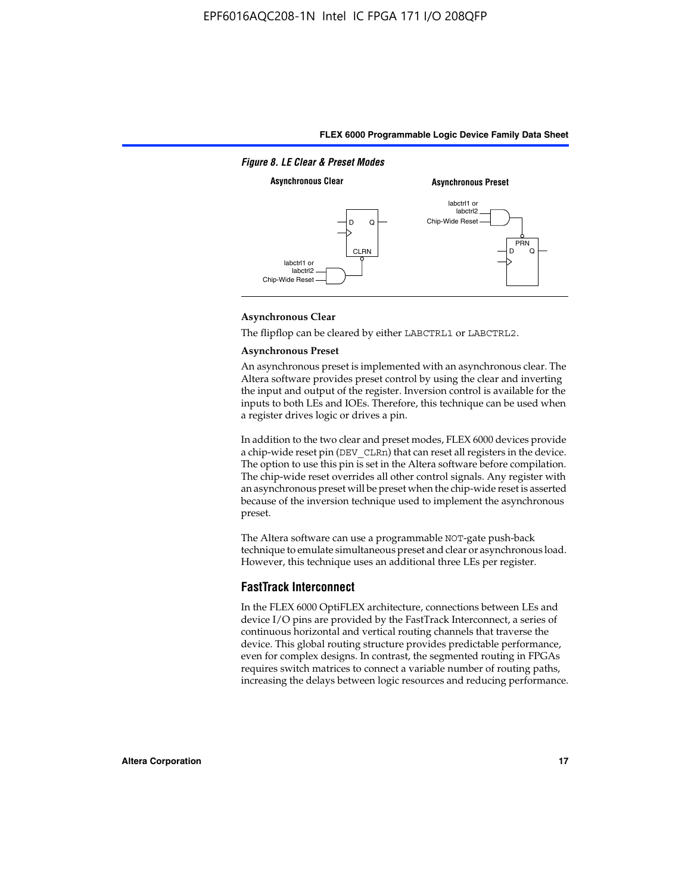*Figure 8. LE Clear & Preset Modes*

**Asynchronous Clear**

The flipflop can be cleared by either LABCTRL1 or LABCTRL2.

**Asynchronous Preset**

An asynchronous preset is implemented with an asynchronous clear. The Altera software provides preset control by using the clear and inverting the input and output of the register. Inversion control is available for the inputs to both LEs and IOEs. Therefore, this technique can be used when a register drives logic or drives a pin.

In addition to the two clear and preset modes, FLEX 6000 devices provide a chip-wide reset pin (DEV_CLRn) that can reset all registers in the device. The option to use this pin is set in the Altera software before compilation. The chip-wide reset overrides all other control signals. Any register with an asynchronous preset will be preset when the chip-wide reset is asserted because of the inversion technique used to implement the asynchronous preset.

The Altera software can use a programmable NOT-gate push-back technique to emulate simultaneous preset and clear or asynchronous load. However, this technique uses an additional three LEs per register.

## FastTrack Interconnect

In the FLEX 6000 OptiFLEX architecture, connections between LEs and device I/O pins are provided by the FastTrack Interconnect, a series of continuous horizontal and vertical routing channels that traverse the device. This global routing structure provides predictable performance, even for complex designs. In contrast, the segmented routing in FPGAs requires switch matrices to connect a variable number of routing paths, increasing the delays between logic resources and reducing performance.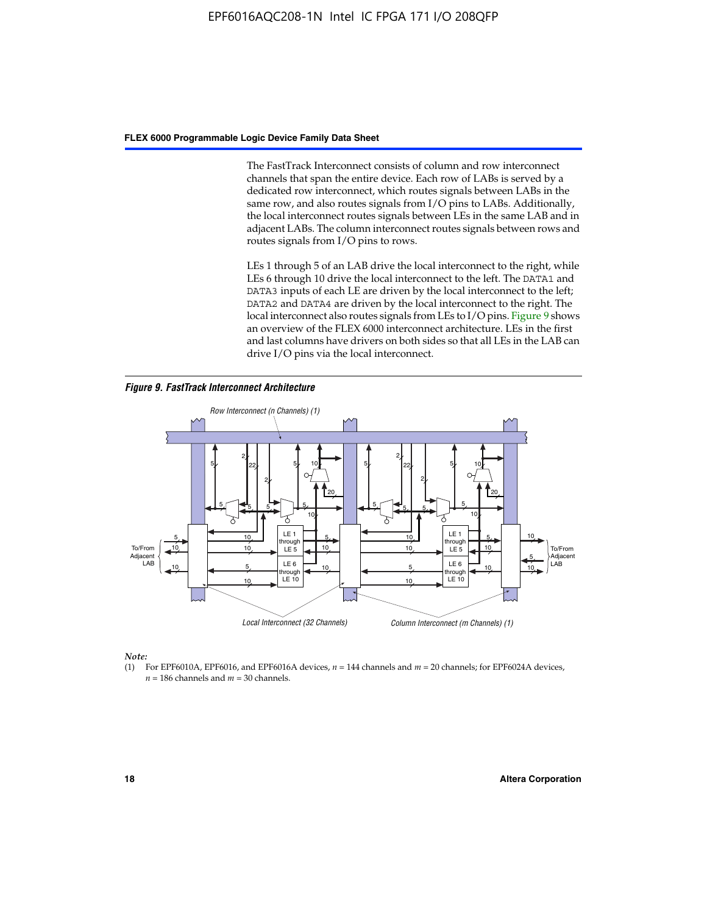The FastTrack Interconnect consists of column and row interconnect channels that span the entire device. Each row of LABs is served by a dedicated row interconnect, which routes signals between LABs in the same row, and also routes signals from I/O pins to LABs. Additionally, the local interconnect routes signals between LEs in the same LAB and in adjacent LABs. The column interconnect routes signals between rows and routes signals from I/O pins to rows.

LEs 1 through 5 of an LAB drive the local interconnect to the right, while LEs 6 through 10 drive the local interconnect to the left. The DATA1 and DATA3 inputs of each LE are driven by the local interconnect to the left; DATA2 and DATA4 are driven by the local interconnect to the right. The local interconnect also routes signals from LEs to I/O pins. Figure 9 shows an overview of the FLEX 6000 interconnect architecture. LEs in the first and last columns have drivers on both sides so that all LEs in the LAB can drive I/O pins via the local interconnect.

***Figure 9. FastTrack Interconnect Architecture***

*Note:*

(1) For EPF6010A, EPF6016, and EPF6016A devices, $n$ = 144 channels and $m$ = 20 channels; for EPF6024A devices, $n$ = 186 channels and $m$ = 30 channels.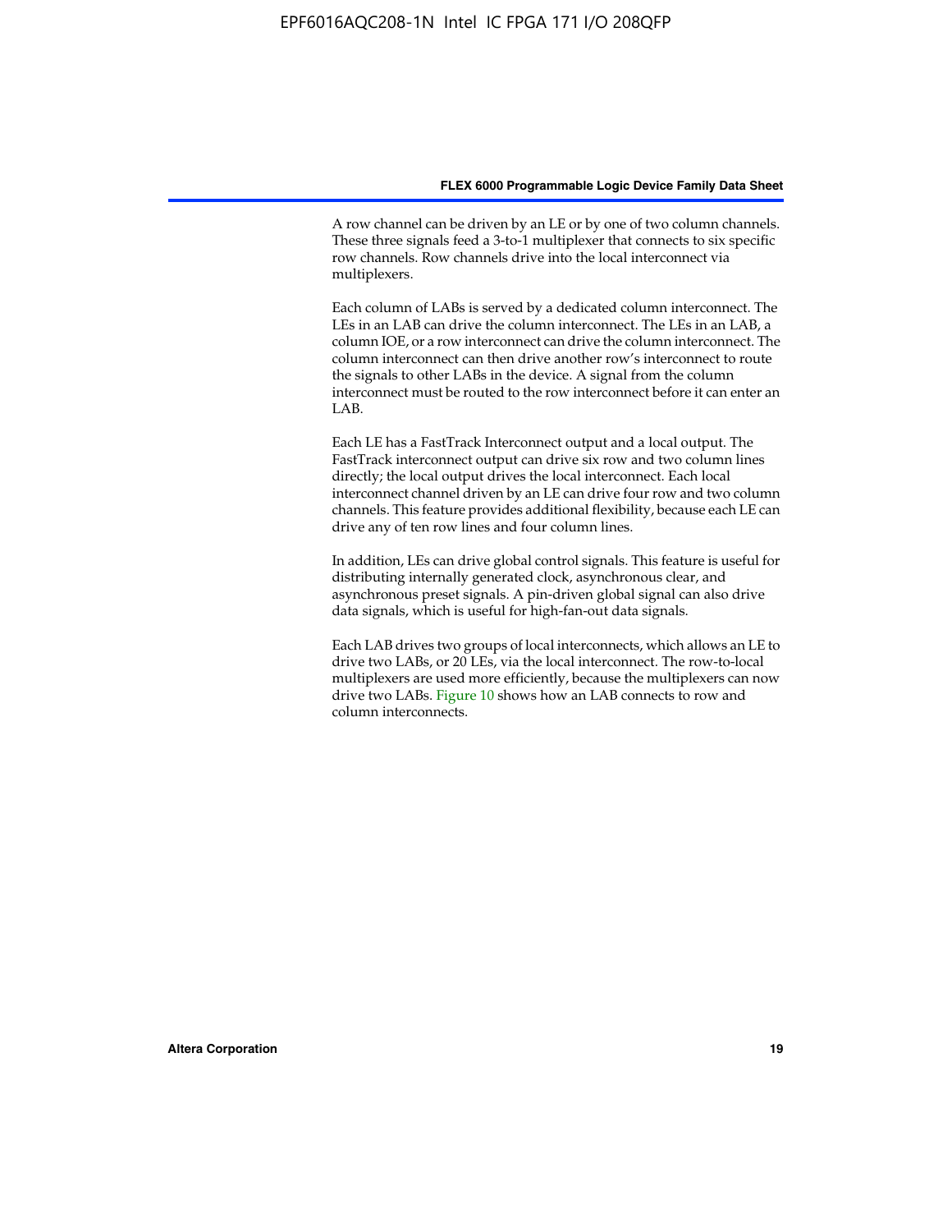A row channel can be driven by an LE or by one of two column channels. These three signals feed a 3-to-1 multiplexer that connects to six specific row channels. Row channels drive into the local interconnect via multiplexers.

Each column of LABs is served by a dedicated column interconnect. The LEs in an LAB can drive the column interconnect. The LEs in an LAB, a column IOE, or a row interconnect can drive the column interconnect. The column interconnect can then drive another row's interconnect to route the signals to other LABs in the device. A signal from the column interconnect must be routed to the row interconnect before it can enter an LAB.

Each LE has a FastTrack Interconnect output and a local output. The FastTrack interconnect output can drive six row and two column lines directly; the local output drives the local interconnect. Each local interconnect channel driven by an LE can drive four row and two column channels. This feature provides additional flexibility, because each LE can drive any of ten row lines and four column lines.

In addition, LEs can drive global control signals. This feature is useful for distributing internally generated clock, asynchronous clear, and asynchronous preset signals. A pin-driven global signal can also drive data signals, which is useful for high-fan-out data signals.

Each LAB drives two groups of local interconnects, which allows an LE to drive two LABs, or 20 LEs, via the local interconnect. The row-to-local multiplexers are used more efficiently, because the multiplexers can now drive two LABs. Figure 10 shows how an LAB connects to row and column interconnects.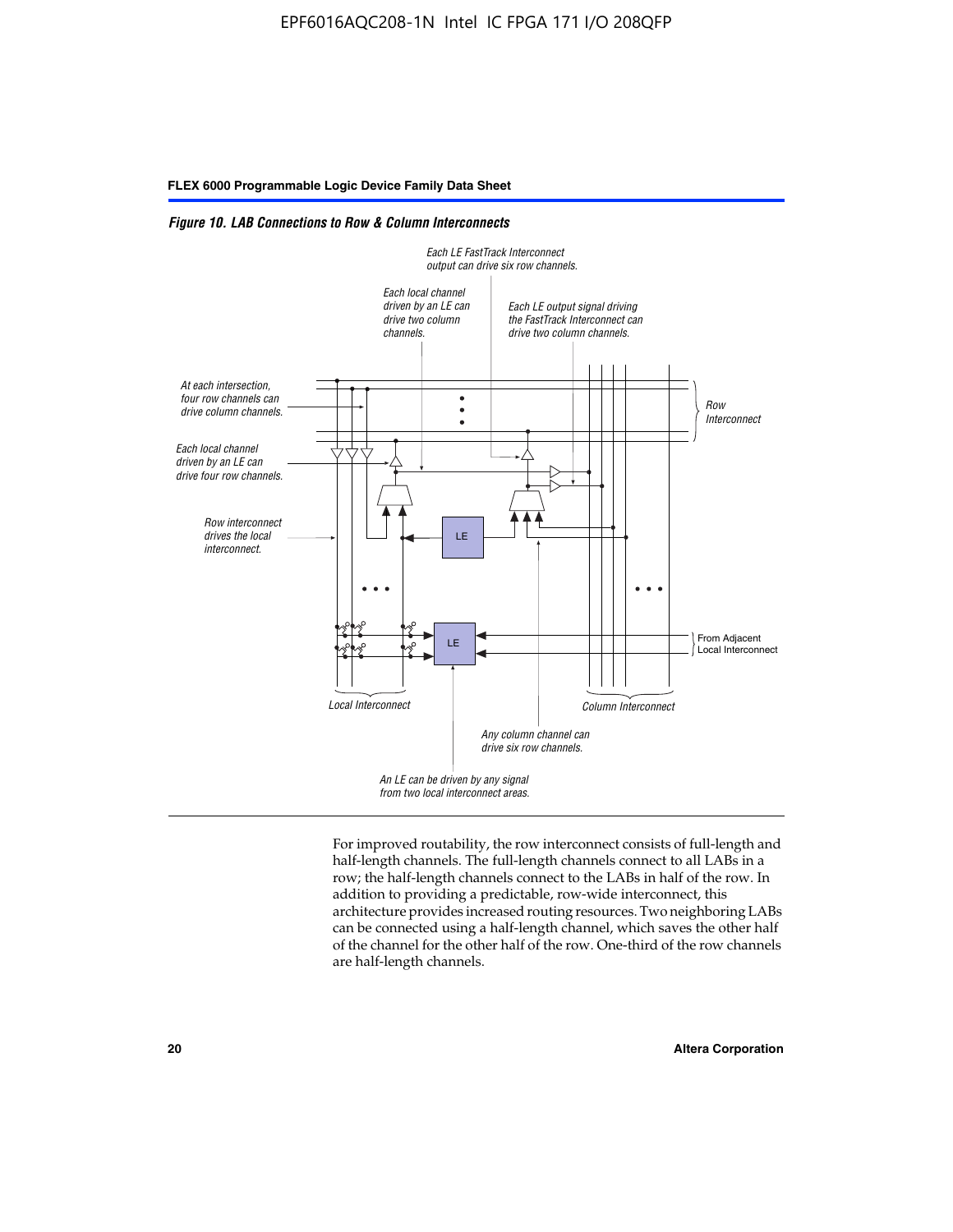*Figure 10. LAB Connections to Row & Column Interconnects*

Each LE FastTrack Interconnect output can drive six row channels.

Each local channel driven by an LE can drive two column channels.

Each LE output signal driving the FastTrack Interconnect can drive two column channels.

At each intersection, four row channels can drive column channels.

Row Interconnect

Each local channel driven by an LE can drive four row channels.

Row interconnect drives the local interconnect.

LE

LE

From Adjacent Local Interconnect

Local Interconnect

Column Interconnect

Any column channel can drive six row channels.

An LE can be driven by any signal from two local interconnect areas.

For improved routability, the row interconnect consists of full-length and half-length channels. The full-length channels connect to all LABs in a row; the half-length channels connect to the LABs in half of the row. In addition to providing a predictable, row-wide interconnect, this architecture provides increased routing resources. Two neighboring LABs can be connected using a half-length channel, which saves the other half of the channel for the other half of the row. One-third of the row channels are half-length channels.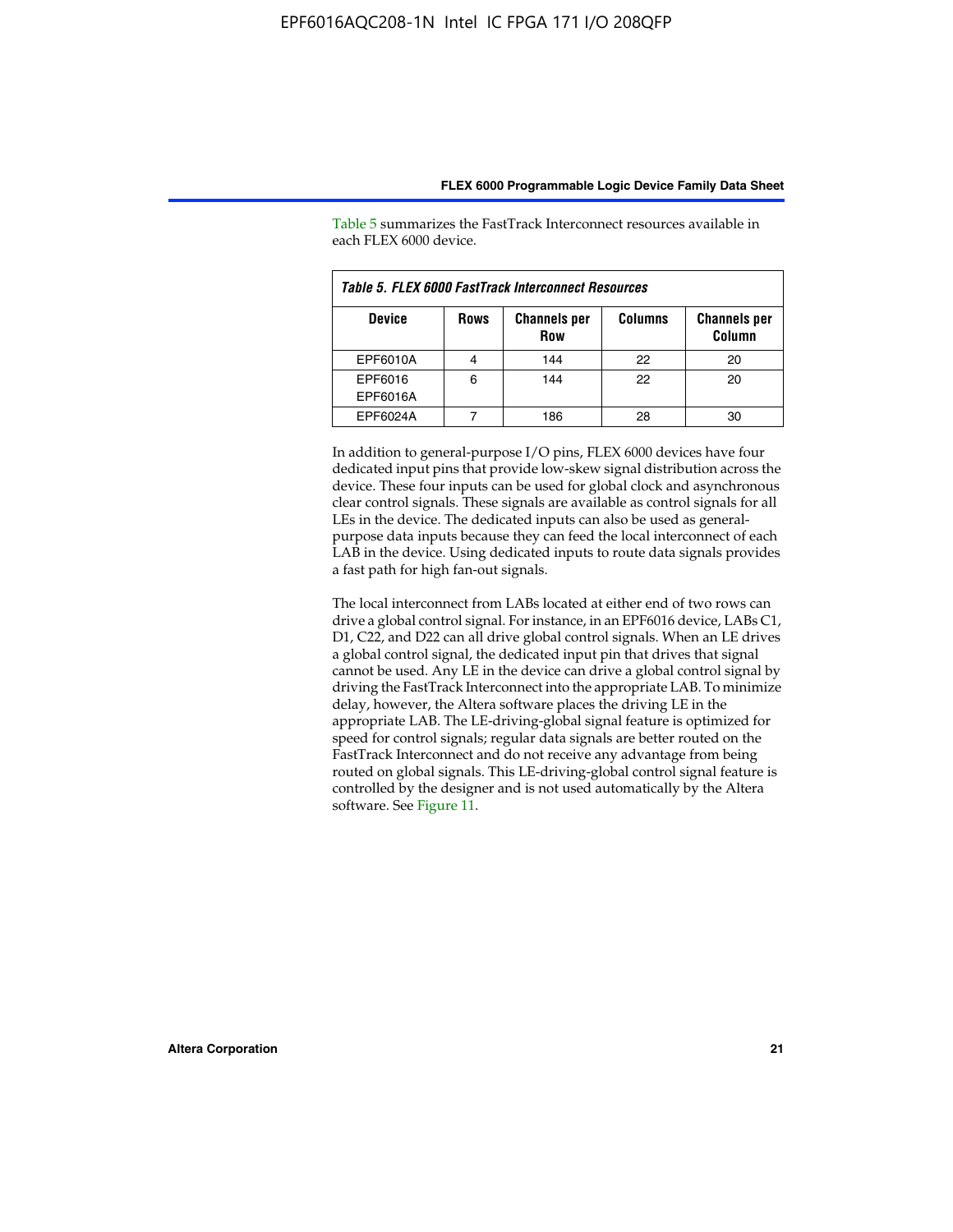Table 5 summarizes the FastTrack Interconnect resources available in each FLEX 6000 device.

*Table 5. FLEX 6000 FastTrack Interconnect Resources*

| Device | Rows | Channels per Row | Columns | Channels per Column |
|---|---|---|---|---|
| EPF6010A | 4 | 144 | 22 | 20 |
| EPF6016<br>EPF6016A | 6 | 144 | 22 | 20 |
| EPF6024A | 7 | 186 | 28 | 30 |

In addition to general-purpose I/O pins, FLEX 6000 devices have four dedicated input pins that provide low-skew signal distribution across the device. These four inputs can be used for global clock and asynchronous clear control signals. These signals are available as control signals for all LEs in the device. The dedicated inputs can also be used as general-purpose data inputs because they can feed the local interconnect of each LAB in the device. Using dedicated inputs to route data signals provides a fast path for high fan-out signals.

The local interconnect from LABs located at either end of two rows can drive a global control signal. For instance, in an EPF6016 device, LABs C1, D1, C22, and D22 can all drive global control signals. When an LE drives a global control signal, the dedicated input pin that drives that signal cannot be used. Any LE in the device can drive a global control signal by driving the FastTrack Interconnect into the appropriate LAB. To minimize delay, however, the Altera software places the driving LE in the appropriate LAB. The LE-driving-global signal feature is optimized for speed for control signals; regular data signals are better routed on the FastTrack Interconnect and do not receive any advantage from being routed on global signals. This LE-driving-global control signal feature is controlled by the designer and is not used automatically by the Altera software. See Figure 11.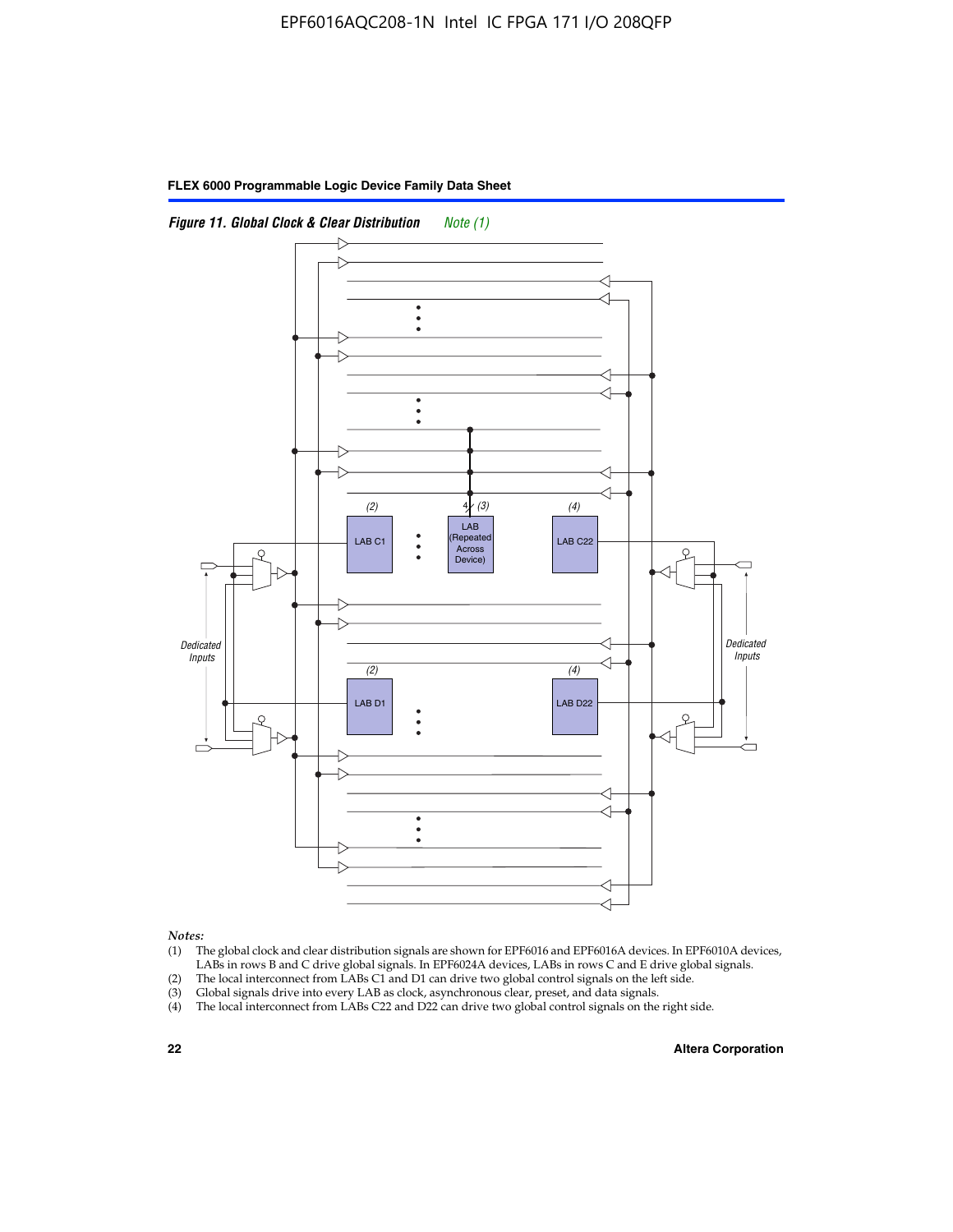*Figure 11. Global Clock & Clear Distribution* *Note (1)*

*Notes:*

(1) The global clock and clear distribution signals are shown for EPF6016 and EPF6016A devices. In EPF6010A devices, LABs in rows B and C drive global signals. In EPF6024A devices, LABs in rows C and E drive global signals.

(2) The local interconnect from LABs C1 and D1 can drive two global control signals on the left side.

(3) Global signals drive into every LAB as clock, asynchronous clear, preset, and data signals.

(4) The local interconnect from LABs C22 and D22 can drive two global control signals on the right side.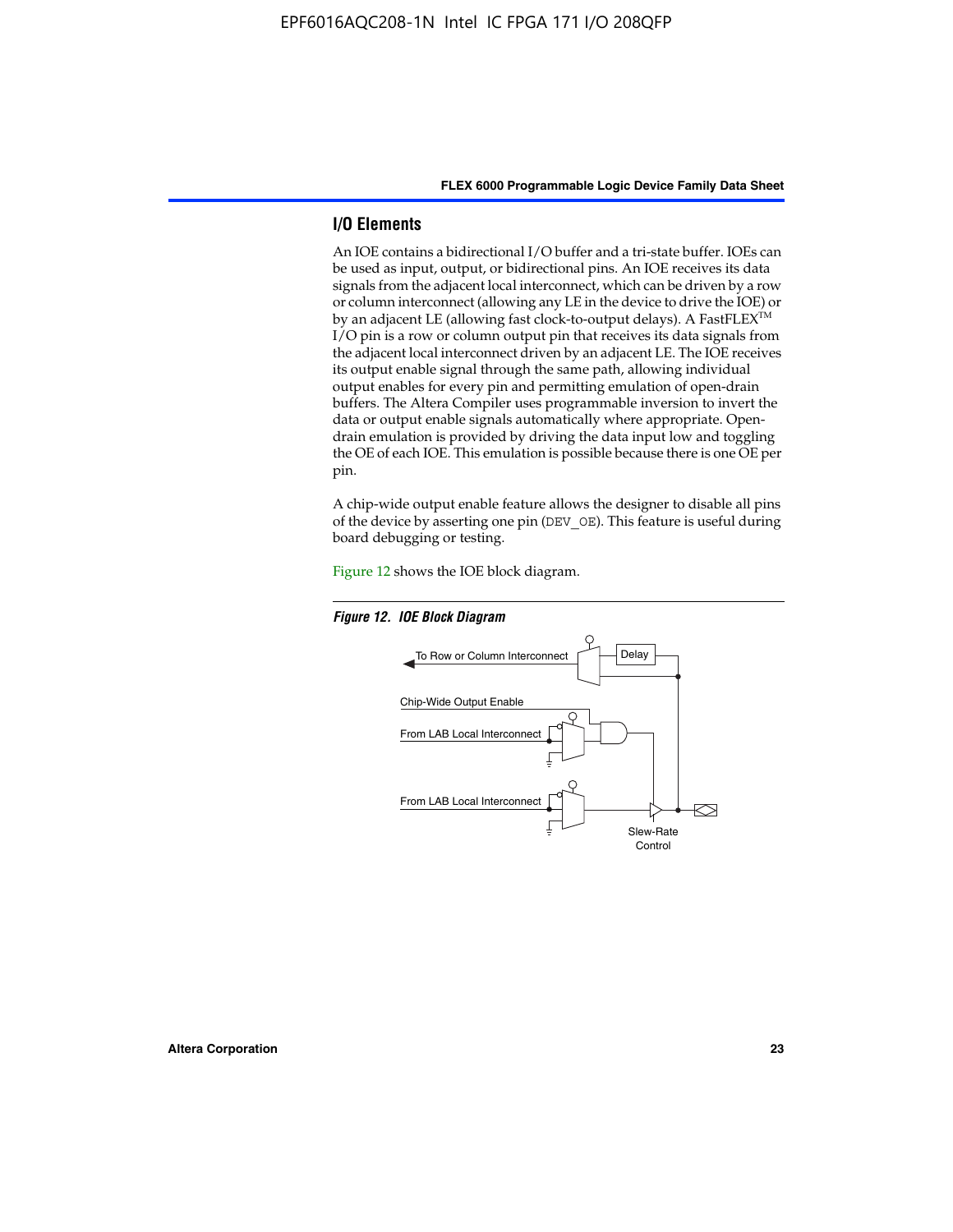## I/O Elements

An IOE contains a bidirectional I/O buffer and a tri-state buffer. IOEs can be used as input, output, or bidirectional pins. An IOE receives its data signals from the adjacent local interconnect, which can be driven by a row or column interconnect (allowing any LE in the device to drive the IOE) or by an adjacent LE (allowing fast clock-to-output delays). A FastFLEX™ I/O pin is a row or column output pin that receives its data signals from the adjacent local interconnect driven by an adjacent LE. The IOE receives its output enable signal through the same path, allowing individual output enables for every pin and permitting emulation of open-drain buffers. The Altera Compiler uses programmable inversion to invert the data or output enable signals automatically where appropriate. Open-drain emulation is provided by driving the data input low and toggling the OE of each IOE. This emulation is possible because there is one OE per pin.

A chip-wide output enable feature allows the designer to disable all pins of the device by asserting one pin (DEV_OE). This feature is useful during board debugging or testing.

Figure 12 shows the IOE block diagram.

*Figure 12. IOE Block Diagram*

To Row or Column Interconnect

Delay

Chip-Wide Output Enable

From LAB Local Interconnect

From LAB Local Interconnect

Slew-Rate Control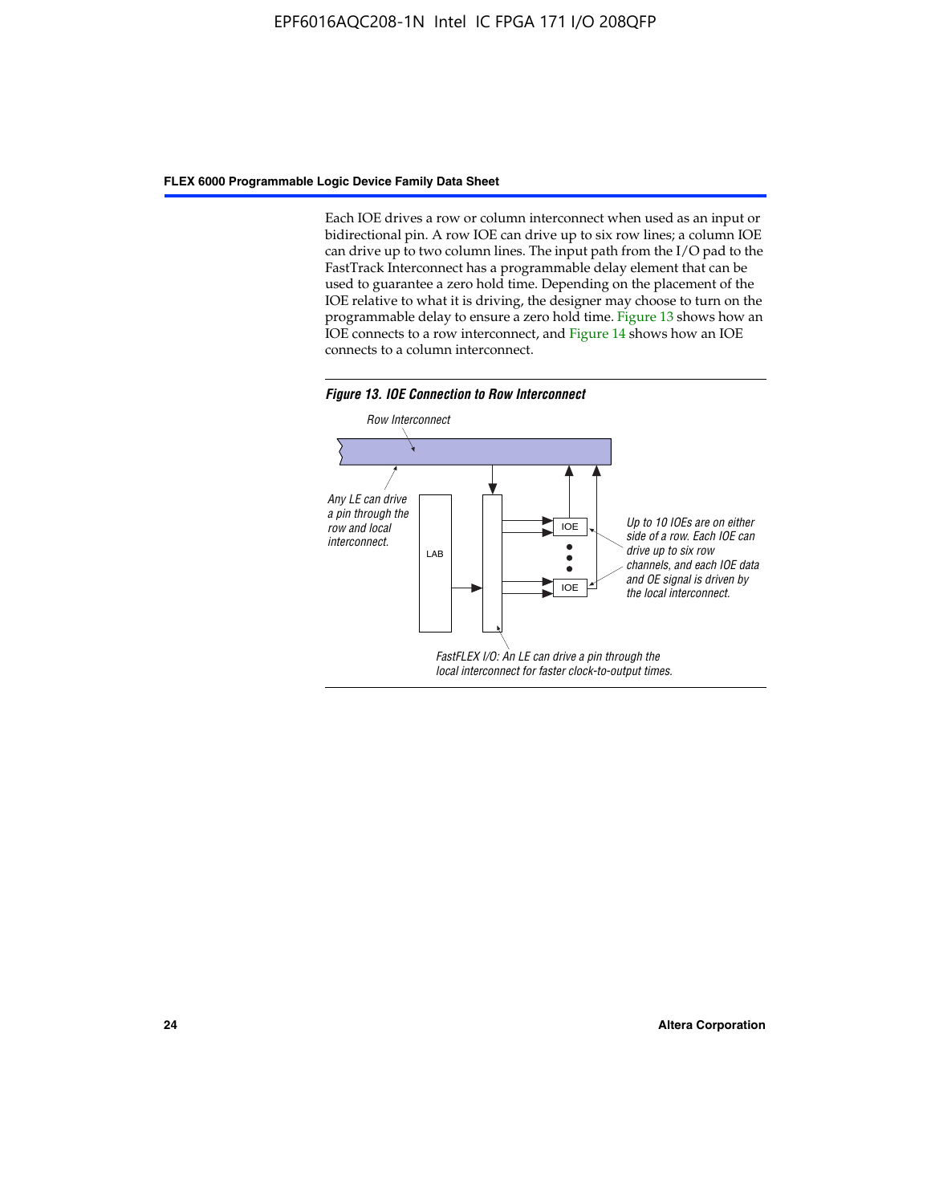Each IOE drives a row or column interconnect when used as an input or bidirectional pin. A row IOE can drive up to six row lines; a column IOE can drive up to two column lines. The input path from the I/O pad to the FastTrack Interconnect has a programmable delay element that can be used to guarantee a zero hold time. Depending on the placement of the IOE relative to what it is driving, the designer may choose to turn on the programmable delay to ensure a zero hold time. Figure 13 shows how an IOE connects to a row interconnect, and Figure 14 shows how an IOE connects to a column interconnect.

***Figure 13. IOE Connection to Row Interconnect***

*Row Interconnect*

*Any LE can drive a pin through the row and local interconnect.*

LAB

IOE

IOE

*Up to 10 IOEs are on either side of a row. Each IOE can drive up to six row channels, and each IOE data and OE signal is driven by the local interconnect.*

*FastFLEX I/O: An LE can drive a pin through the local interconnect for faster clock-to-output times.*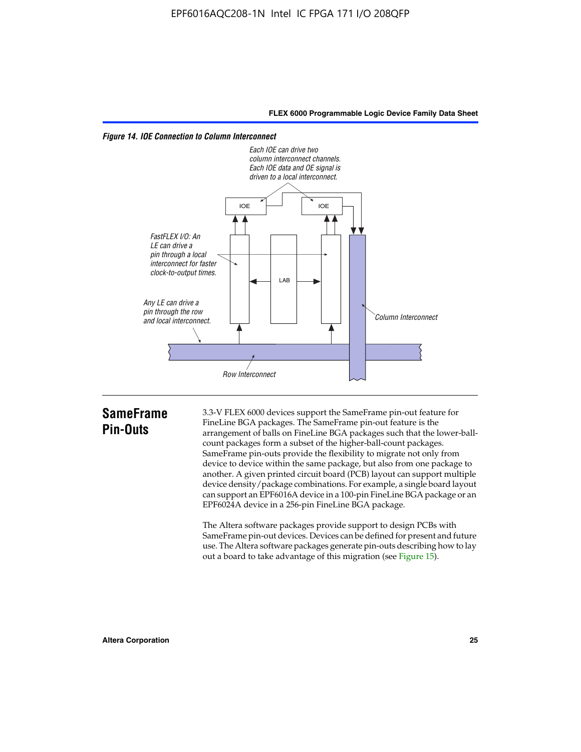*Figure 14. IOE Connection to Column Interconnect*

## SameFrame Pin-Outs

3.3-V FLEX 6000 devices support the SameFrame pin-out feature for FineLine BGA packages. The SameFrame pin-out feature is the arrangement of balls on FineLine BGA packages such that the lower-ball-count packages form a subset of the higher-ball-count packages. SameFrame pin-outs provide the flexibility to migrate not only from device to device within the same package, but also from one package to another. A given printed circuit board (PCB) layout can support multiple device density/package combinations. For example, a single board layout can support an EPF6016A device in a 100-pin FineLine BGA package or an EPF6024A device in a 256-pin FineLine BGA package.

The Altera software packages provide support to design PCBs with SameFrame pin-out devices. Devices can be defined for present and future use. The Altera software packages generate pin-outs describing how to lay out a board to take advantage of this migration (see Figure 15).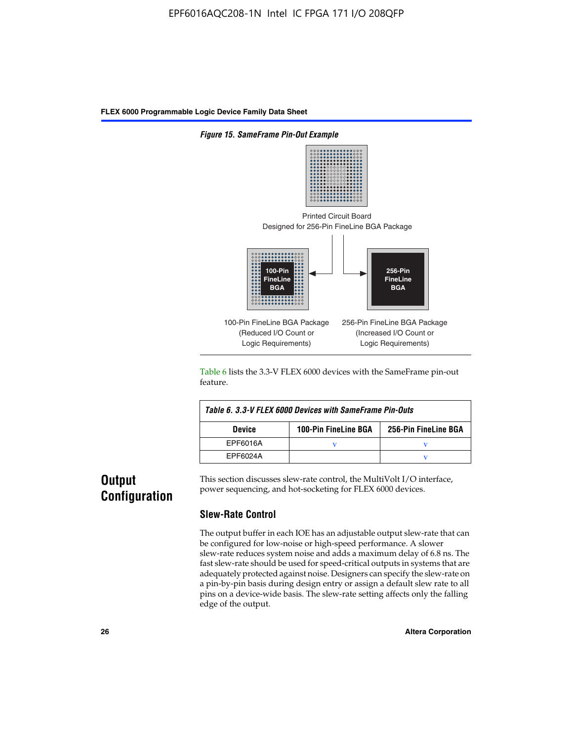*Figure 15. SameFrame Pin-Out Example*

Printed Circuit Board
Designed for 256-Pin FineLine BGA Package

100-Pin FineLine BGA

256-Pin FineLine BGA

100-Pin FineLine BGA Package
(Reduced I/O Count or
Logic Requirements)

256-Pin FineLine BGA Package
(Increased I/O Count or
Logic Requirements)

Table 6 lists the 3.3-V FLEX 6000 devices with the SameFrame pin-out feature.

*Table 6. 3.3-V FLEX 6000 Devices with SameFrame Pin-Outs*

| Device | 100-Pin FineLine BGA | 256-Pin FineLine BGA |
|---|---|---|
| EPF6016A | v | v |
| EPF6024A | | v |

## Output Configuration

This section discusses slew-rate control, the MultiVolt I/O interface, power sequencing, and hot-socketing for FLEX 6000 devices.

### Slew-Rate Control

The output buffer in each IOE has an adjustable output slew-rate that can be configured for low-noise or high-speed performance. A slower slew-rate reduces system noise and adds a maximum delay of 6.8 ns. The fast slew-rate should be used for speed-critical outputs in systems that are adequately protected against noise. Designers can specify the slew-rate on a pin-by-pin basis during design entry or assign a default slew rate to all pins on a device-wide basis. The slew-rate setting affects only the falling edge of the output.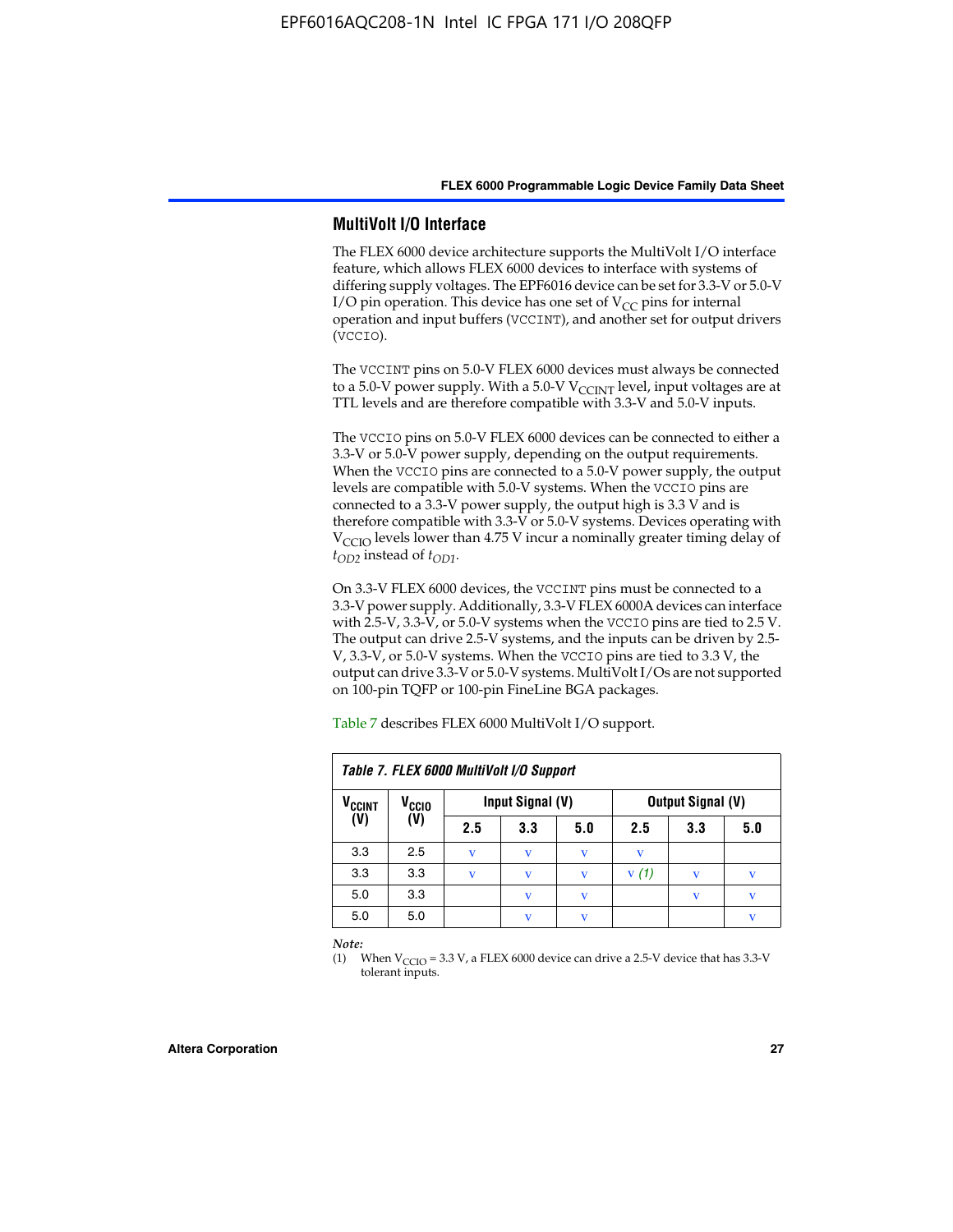## MultiVolt I/O Interface

The FLEX 6000 device architecture supports the MultiVolt I/O interface feature, which allows FLEX 6000 devices to interface with systems of differing supply voltages. The EPF6016 device can be set for 3.3-V or 5.0-V I/O pin operation. This device has one set of $V_{CC}$ pins for internal operation and input buffers (VCCINT), and another set for output drivers (VCCIO).

The VCCINT pins on 5.0-V FLEX 6000 devices must always be connected to a 5.0-V power supply. With a 5.0-V $V_{CCINT}$ level, input voltages are at TTL levels and are therefore compatible with 3.3-V and 5.0-V inputs.

The VCCIO pins on 5.0-V FLEX 6000 devices can be connected to either a 3.3-V or 5.0-V power supply, depending on the output requirements. When the VCCIO pins are connected to a 5.0-V power supply, the output levels are compatible with 5.0-V systems. When the VCCIO pins are connected to a 3.3-V power supply, the output high is 3.3 V and is therefore compatible with 3.3-V or 5.0-V systems. Devices operating with $V_{CCIO}$ levels lower than 4.75 V incur a nominally greater timing delay of $t_{OD2}$ instead of $t_{OD1}$.

On 3.3-V FLEX 6000 devices, the VCCINT pins must be connected to a 3.3-V power supply. Additionally, 3.3-V FLEX 6000A devices can interface with 2.5-V, 3.3-V, or 5.0-V systems when the VCCIO pins are tied to 2.5 V. The output can drive 2.5-V systems, and the inputs can be driven by 2.5-V, 3.3-V, or 5.0-V systems. When the VCCIO pins are tied to 3.3 V, the output can drive 3.3-V or 5.0-V systems. MultiVolt I/Os are not supported on 100-pin TQFP or 100-pin FineLine BGA packages.

Table 7 describes FLEX 6000 MultiVolt I/O support.

*Table 7. FLEX 6000 MultiVolt I/O Support*

| $V_{CCINT}$ (V) | $V_{CCIO}$ (V) | Input Signal (V) | | | Output Signal (V) | | |
|---|---|---|---|---|---|---|---|
| | | 2.5 | 3.3 | 5.0 | 2.5 | 3.3 | 5.0 |
| 3.3 | 2.5 | v | v | v | v | | |
| 3.3 | 3.3 | v | v | v | v *(1)* | v | v |
| 5.0 | 3.3 | | v | v | | v | v |
| 5.0 | 5.0 | | v | v | | | v |

*Note:*

(1) When $V_{CCIO}$ = 3.3 V, a FLEX 6000 device can drive a 2.5-V device that has 3.3-V tolerant inputs.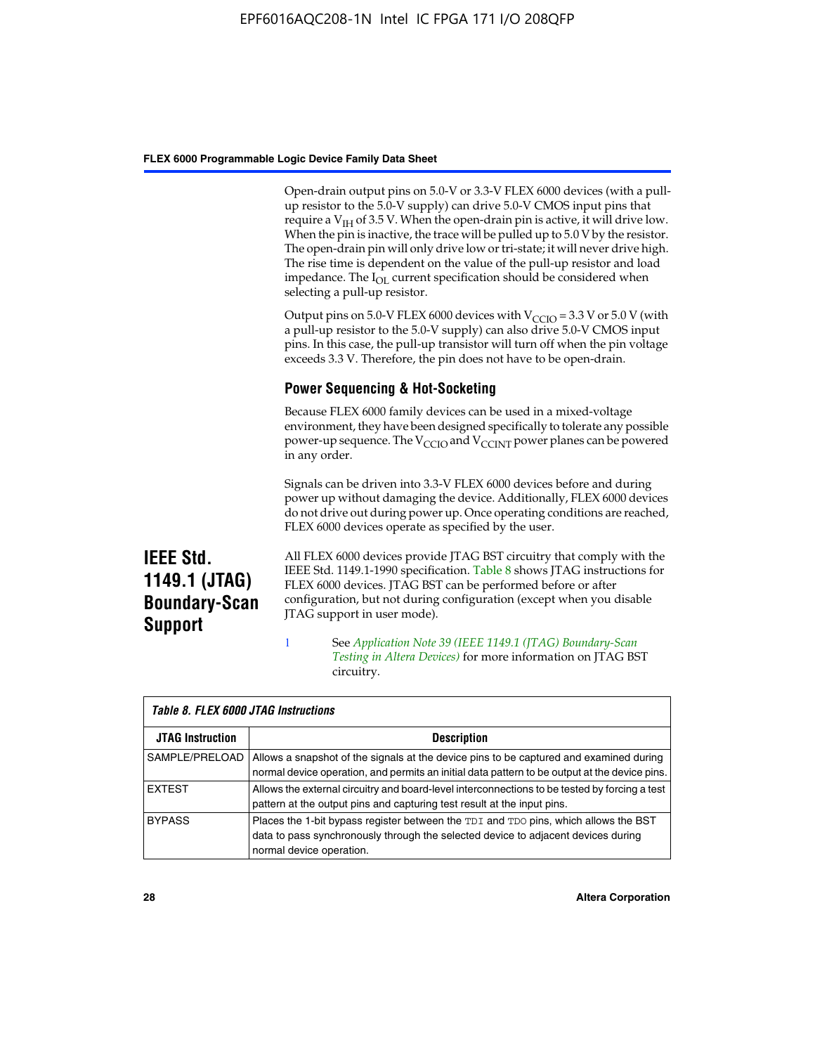Open-drain output pins on 5.0-V or 3.3-V FLEX 6000 devices (with a pull-up resistor to the 5.0-V supply) can drive 5.0-V CMOS input pins that require a $V_{IH}$ of 3.5 V. When the open-drain pin is active, it will drive low. When the pin is inactive, the trace will be pulled up to 5.0 V by the resistor. The open-drain pin will only drive low or tri-state; it will never drive high. The rise time is dependent on the value of the pull-up resistor and load impedance. The $I_{OL}$ current specification should be considered when selecting a pull-up resistor.

Output pins on 5.0-V FLEX 6000 devices with $V_{CCIO}$ = 3.3 V or 5.0 V (with a pull-up resistor to the 5.0-V supply) can also drive 5.0-V CMOS input pins. In this case, the pull-up transistor will turn off when the pin voltage exceeds 3.3 V. Therefore, the pin does not have to be open-drain.

### Power Sequencing & Hot-Socketing

Because FLEX 6000 family devices can be used in a mixed-voltage environment, they have been designed specifically to tolerate any possible power-up sequence. The $V_{CCIO}$ and $V_{CCINT}$ power planes can be powered in any order.

Signals can be driven into 3.3-V FLEX 6000 devices before and during power up without damaging the device. Additionally, FLEX 6000 devices do not drive out during power up. Once operating conditions are reached, FLEX 6000 devices operate as specified by the user.

## IEEE Std. 1149.1 (JTAG) Boundary-Scan Support

All FLEX 6000 devices provide JTAG BST circuitry that comply with the IEEE Std. 1149.1-1990 specification. Table 8 shows JTAG instructions for FLEX 6000 devices. JTAG BST can be performed before or after configuration, but not during configuration (except when you disable JTAG support in user mode).

See *Application Note 39 (IEEE 1149.1 (JTAG) Boundary-Scan Testing in Altera Devices)* for more information on JTAG BST circuitry.

*Table 8. FLEX 6000 JTAG Instructions*

| JTAG Instruction | Description |
|---|---|
| SAMPLE/PRELOAD | Allows a snapshot of the signals at the device pins to be captured and examined during normal device operation, and permits an initial data pattern to be output at the device pins. |
| EXTEST | Allows the external circuitry and board-level interconnections to be tested by forcing a test pattern at the output pins and capturing test result at the input pins. |
| BYPASS | Places the 1-bit bypass register between the `TDI` and `TDO` pins, which allows the BST data to pass synchronously through the selected device to adjacent devices during normal device operation. |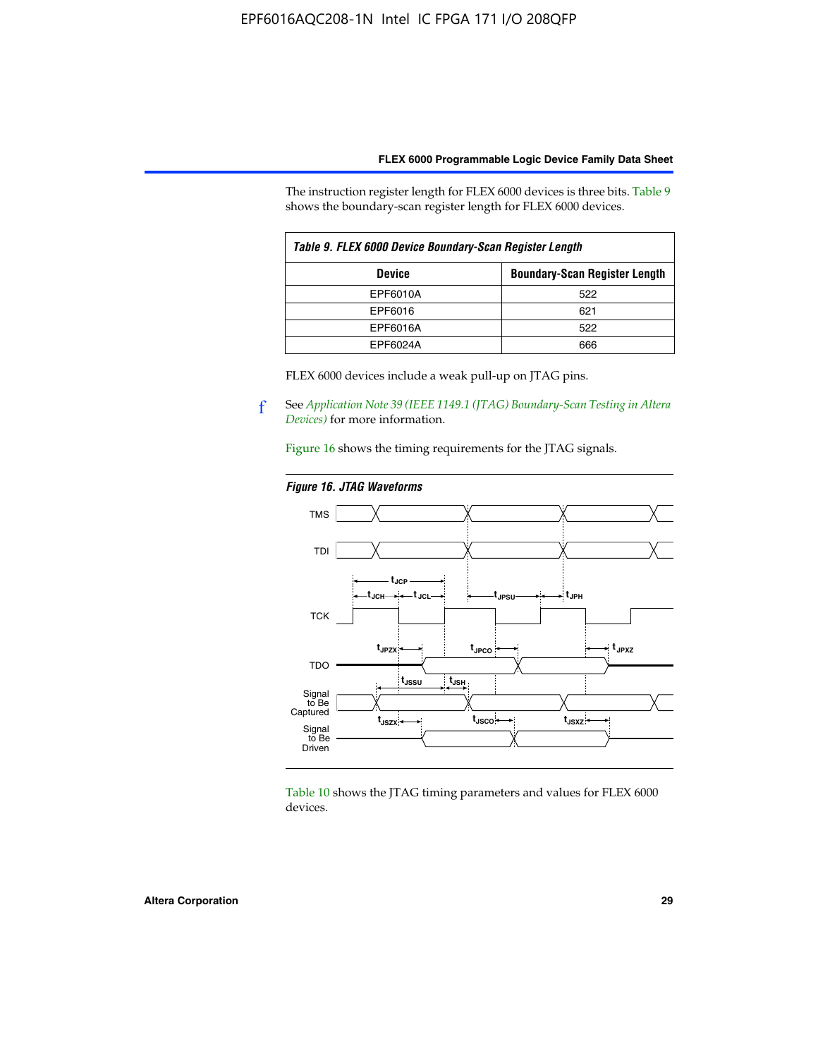The instruction register length for FLEX 6000 devices is three bits. Table 9 shows the boundary-scan register length for FLEX 6000 devices.

*Table 9. FLEX 6000 Device Boundary-Scan Register Length*

| Device | Boundary-Scan Register Length |
|---|---|
| EPF6010A | 522 |
| EPF6016 | 621 |
| EPF6016A | 522 |
| EPF6024A | 666 |

FLEX 6000 devices include a weak pull-up on JTAG pins.

See *Application Note 39 (IEEE 1149.1 (JTAG) Boundary-Scan Testing in Altera Devices)* for more information.

Figure 16 shows the timing requirements for the JTAG signals.

*Figure 16. JTAG Waveforms*

Table 10 shows the JTAG timing parameters and values for FLEX 6000 devices.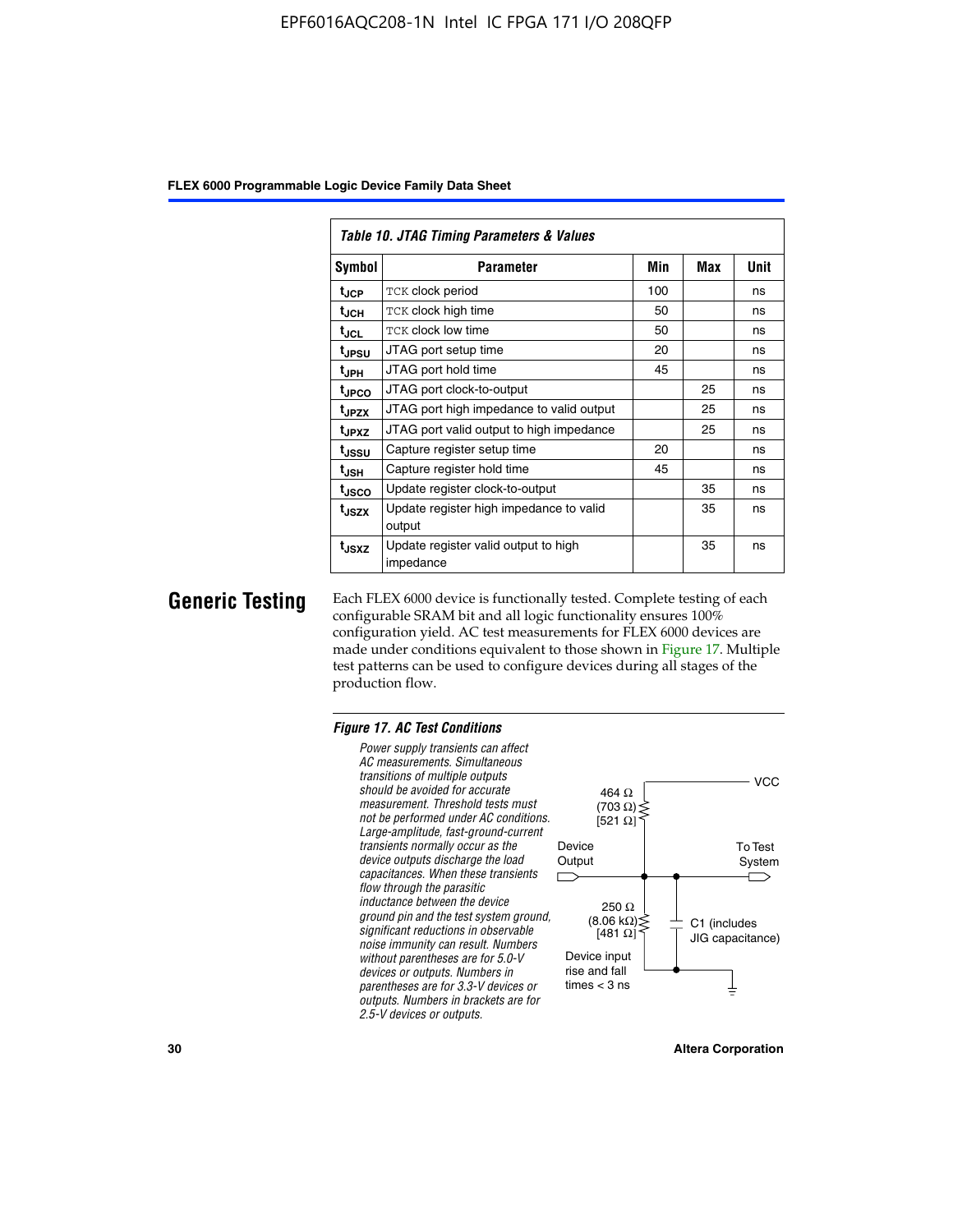*Table 10. JTAG Timing Parameters & Values*

| Symbol | Parameter | Min | Max | Unit |
|---|---|---|---|---|
| $t_{JCP}$ | TCK clock period | 100 | | ns |
| $t_{JCH}$ | TCK clock high time | 50 | | ns |
| $t_{JCL}$ | TCK clock low time | 50 | | ns |
| $t_{JPSU}$ | JTAG port setup time | 20 | | ns |
| $t_{JPH}$ | JTAG port hold time | 45 | | ns |
| $t_{JPCO}$ | JTAG port clock-to-output | | 25 | ns |
| $t_{JPZX}$ | JTAG port high impedance to valid output | | 25 | ns |
| $t_{JPXZ}$ | JTAG port valid output to high impedance | | 25 | ns |
| $t_{JSSU}$ | Capture register setup time | 20 | | ns |
| $t_{JSH}$ | Capture register hold time | 45 | | ns |
| $t_{JSCO}$ | Update register clock-to-output | | 35 | ns |
| $t_{JSZX}$ | Update register high impedance to valid output | | 35 | ns |
| $t_{JSXZ}$ | Update register valid output to high impedance | | 35 | ns |

## Generic Testing

Each FLEX 6000 device is functionally tested. Complete testing of each configurable SRAM bit and all logic functionality ensures 100% configuration yield. AC test measurements for FLEX 6000 devices are made under conditions equivalent to those shown in Figure 17. Multiple test patterns can be used to configure devices during all stages of the production flow.

*Figure 17. AC Test Conditions*

*Power supply transients can affect AC measurements. Simultaneous transitions of multiple outputs should be avoided for accurate measurement. Threshold tests must not be performed under AC conditions. Large-amplitude, fast-ground-current transients normally occur as the device outputs discharge the load capacitances. When these transients flow through the parasitic inductance between the device ground pin and the test system ground, significant reductions in observable noise immunity can result. Numbers without parentheses are for 5.0-V devices or outputs. Numbers in parentheses are for 3.3-V devices or outputs. Numbers in brackets are for 2.5-V devices or outputs.*

VCC

464 Ω
(703 Ω)
[521 Ω]

Device Output

To Test System

250 Ω
(8.06 kΩ)
[481 Ω]

C1 (includes JIG capacitance)

Device input rise and fall times < 3 ns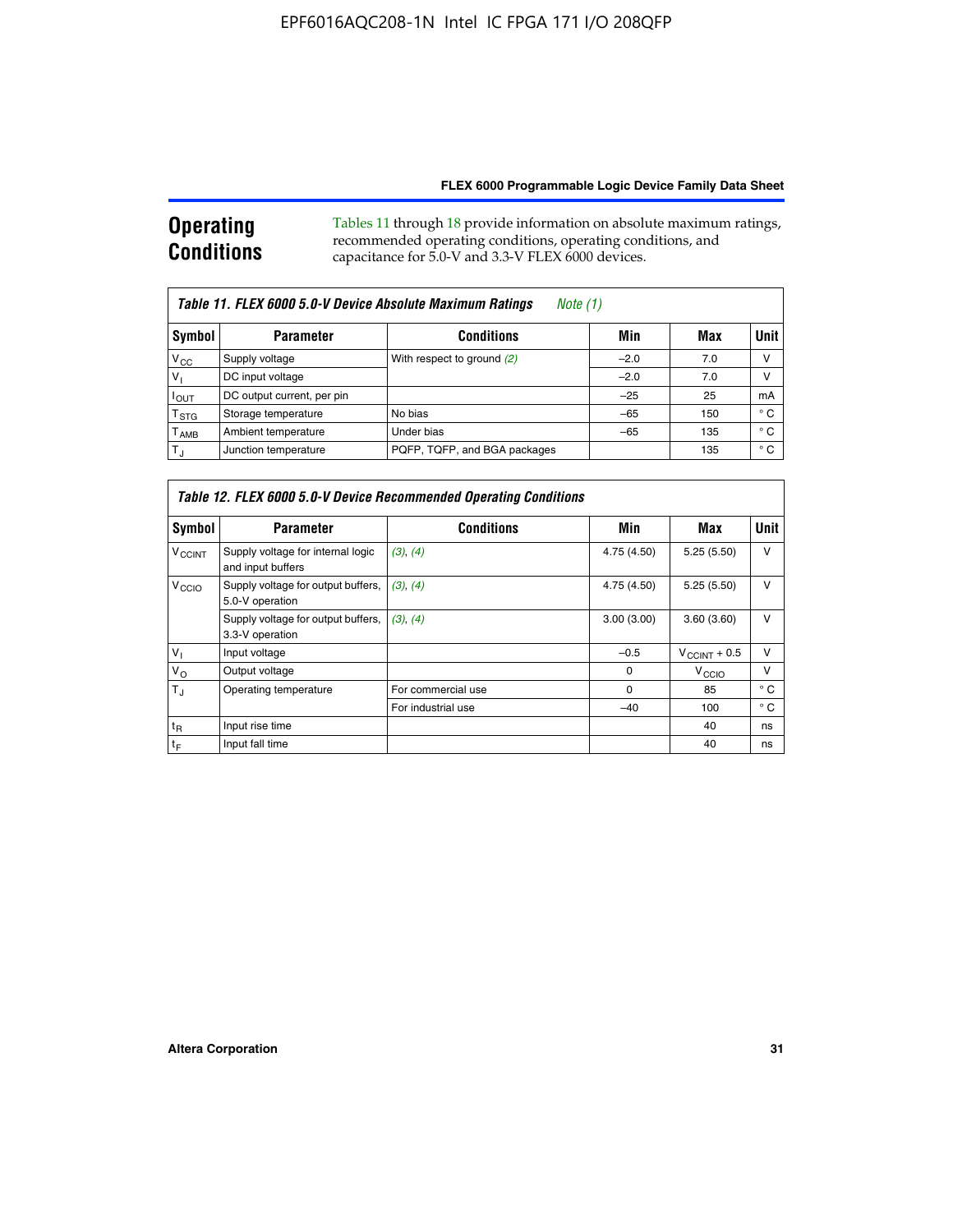## Operating Conditions

Tables 11 through 18 provide information on absolute maximum ratings, recommended operating conditions, operating conditions, and capacitance for 5.0-V and 3.3-V FLEX 6000 devices.

**Table 11. FLEX 6000 5.0-V Device Absolute Maximum Ratings** *Note (1)*

| Symbol | Parameter | Conditions | Min | Max | Unit |
|---|---|---|---|---|---|
| $V_{CC}$ | Supply voltage | With respect to ground *(2)* | –2.0 | 7.0 | V |
| $V_I$ | DC input voltage | | –2.0 | 7.0 | V |
| $I_{OUT}$ | DC output current, per pin | | –25 | 25 | mA |
| $T_{STG}$ | Storage temperature | No bias | –65 | 150 | ° C |
| $T_{AMB}$ | Ambient temperature | Under bias | –65 | 135 | ° C |
| $T_J$ | Junction temperature | PQFP, TQFP, and BGA packages | | 135 | ° C |

**Table 12. FLEX 6000 5.0-V Device Recommended Operating Conditions**

| Symbol | Parameter | Conditions | Min | Max | Unit |
|---|---|---|---|---|---|
| $V_{CCINT}$ | Supply voltage for internal logic and input buffers | *(3), (4)* | 4.75 (4.50) | 5.25 (5.50) | V |
| $V_{CCIO}$ | Supply voltage for output buffers, 5.0-V operation | *(3), (4)* | 4.75 (4.50) | 5.25 (5.50) | V |
| | Supply voltage for output buffers, 3.3-V operation | *(3), (4)* | 3.00 (3.00) | 3.60 (3.60) | V |
| $V_I$ | Input voltage | | –0.5 | $V_{CCINT}$ + 0.5 | V |
| $V_O$ | Output voltage | | 0 | $V_{CCIO}$ | V |
| $T_J$ | Operating temperature | For commercial use | 0 | 85 | ° C |
| | | For industrial use | –40 | 100 | ° C |
| $t_R$ | Input rise time | | | 40 | ns |
| $t_F$ | Input fall time | | | 40 | ns |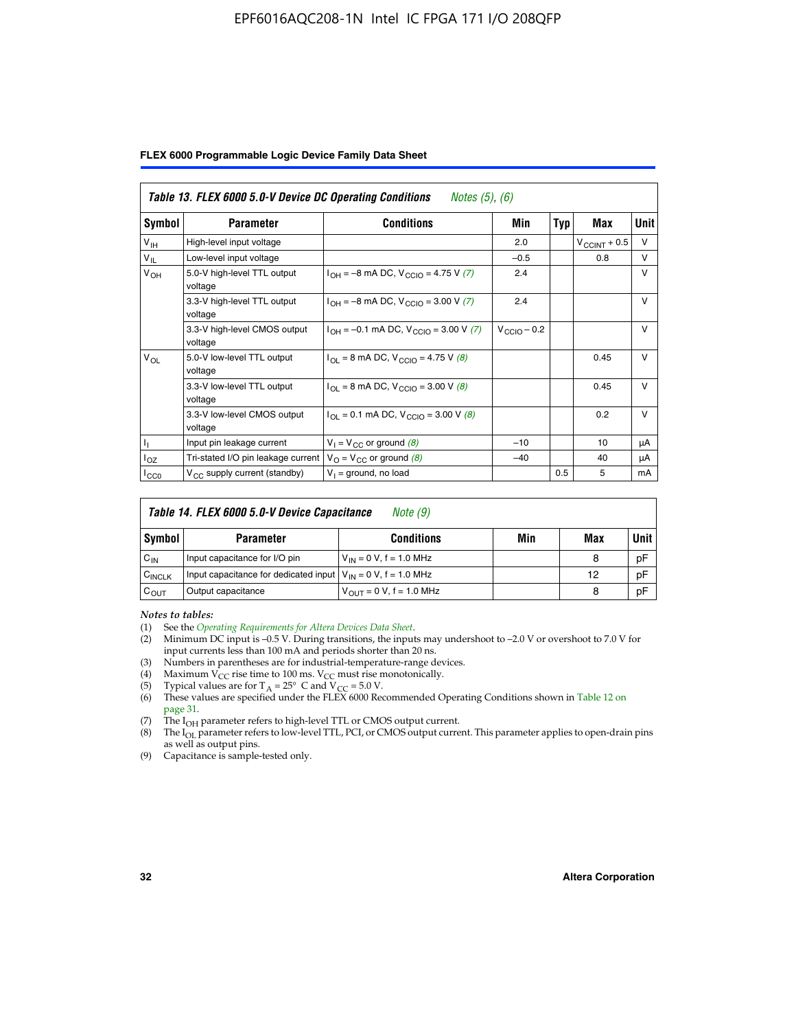| Table 13. FLEX 6000 5.0-V Device DC Operating Conditions *Notes (5), (6)* | | | | | | |
|---|---|---|---|---|---|---|
| **Symbol** | **Parameter** | **Conditions** | **Min** | **Typ** | **Max** | **Unit** |
| $V_{IH}$ | High-level input voltage | | 2.0 | | $V_{CCINT} + 0.5$ | V |
| $V_{IL}$ | Low-level input voltage | | –0.5 | | 0.8 | V |
| $V_{OH}$ | 5.0-V high-level TTL output voltage | $I_{OH}$ = –8 mA DC, $V_{CCIO}$ = 4.75 V *(7)* | 2.4 | | | V |
| | 3.3-V high-level TTL output voltage | $I_{OH}$ = –8 mA DC, $V_{CCIO}$ = 3.00 V *(7)* | 2.4 | | | V |
| | 3.3-V high-level CMOS output voltage | $I_{OH}$ = –0.1 mA DC, $V_{CCIO}$ = 3.00 V *(7)* | $V_{CCIO} - 0.2$ | | | V |
| $V_{OL}$ | 5.0-V low-level TTL output voltage | $I_{OL}$ = 8 mA DC, $V_{CCIO}$ = 4.75 V *(8)* | | | 0.45 | V |
| | 3.3-V low-level TTL output voltage | $I_{OL}$ = 8 mA DC, $V_{CCIO}$ = 3.00 V *(8)* | | | 0.45 | V |
| | 3.3-V low-level CMOS output voltage | $I_{OL}$ = 0.1 mA DC, $V_{CCIO}$ = 3.00 V *(8)* | | | 0.2 | V |
| $I_I$ | Input pin leakage current | $V_I = V_{CC}$ or ground *(8)* | –10 | | 10 | µA |
| $I_{OZ}$ | Tri-stated I/O pin leakage current | $V_O = V_{CC}$ or ground *(8)* | –40 | | 40 | µA |
| $I_{CC0}$ | $V_{CC}$ supply current (standby) | $V_I$ = ground, no load | | 0.5 | 5 | mA |

| Table 14. FLEX 6000 5.0-V Device Capacitance *Note (9)* | | | | | |
|---|---|---|---|---|---|
| **Symbol** | **Parameter** | **Conditions** | **Min** | **Max** | **Unit** |
| $C_{IN}$ | Input capacitance for I/O pin | $V_{IN}$ = 0 V, f = 1.0 MHz | | 8 | pF |
| $C_{INCLK}$ | Input capacitance for dedicated input | $V_{IN}$ = 0 V, f = 1.0 MHz | | 12 | pF |
| $C_{OUT}$ | Output capacitance | $V_{OUT}$ = 0 V, f = 1.0 MHz | | 8 | pF |

*Notes to tables:*

(1) See the *Operating Requirements for Altera Devices Data Sheet*.
(2) Minimum DC input is –0.5 V. During transitions, the inputs may undershoot to –2.0 V or overshoot to 7.0 V for input currents less than 100 mA and periods shorter than 20 ns.
(3) Numbers in parentheses are for industrial-temperature-range devices.
(4) Maximum $V_{CC}$ rise time to 100 ms. $V_{CC}$ must rise monotonically.
(5) Typical values are for $T_A$ = 25° C and $V_{CC}$ = 5.0 V.
(6) These values are specified under the FLEX 6000 Recommended Operating Conditions shown in Table 12 on page 31.
(7) The $I_{OH}$ parameter refers to high-level TTL or CMOS output current.
(8) The $I_{OL}$ parameter refers to low-level TTL, PCI, or CMOS output current. This parameter applies to open-drain pins as well as output pins.
(9) Capacitance is sample-tested only.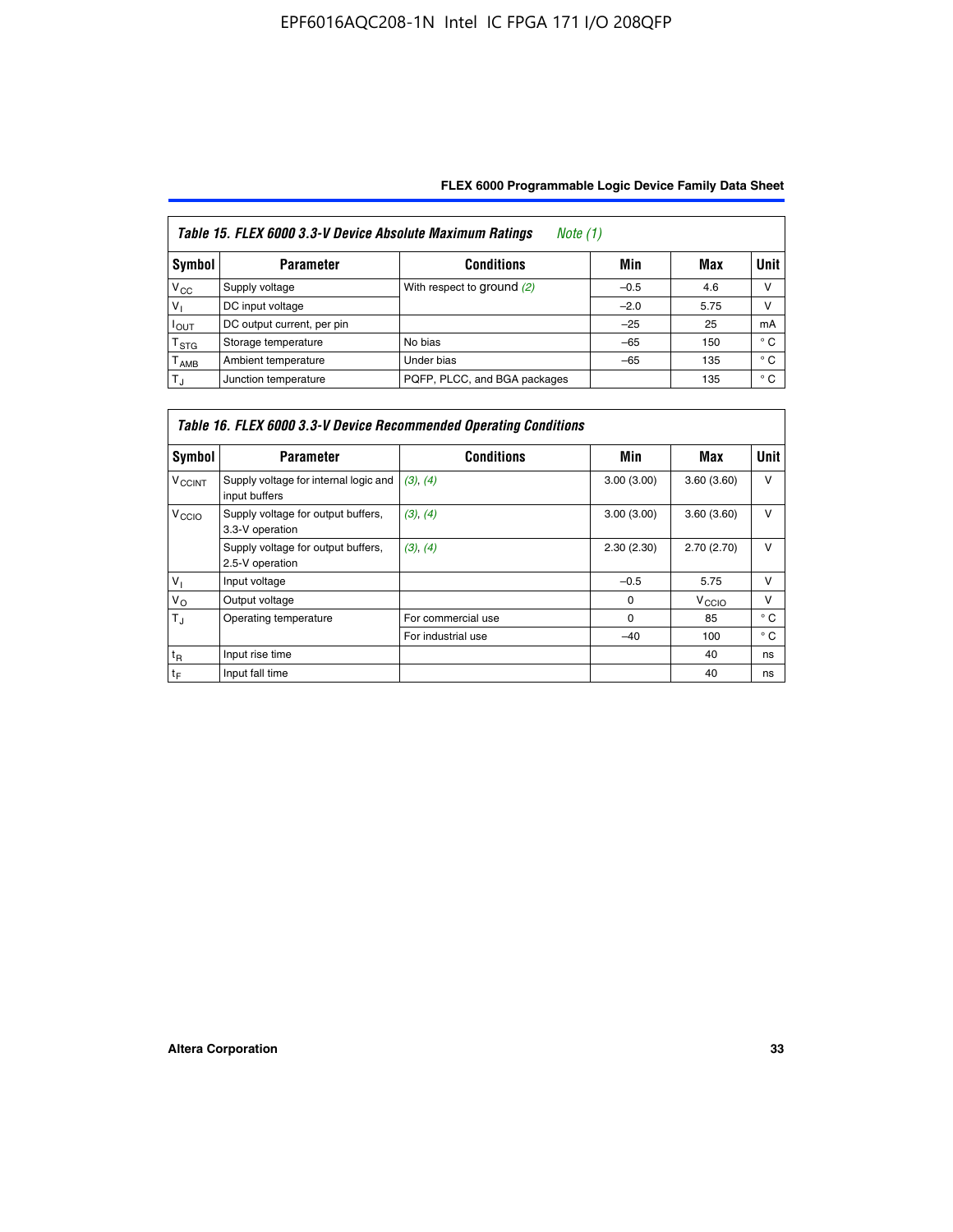**Table 15. FLEX 6000 3.3-V Device Absolute Maximum Ratings** *Note (1)*

| Symbol | Parameter | Conditions | Min | Max | Unit |
|---|---|---|---|---|---|
| $V_{CC}$ | Supply voltage | With respect to ground *(2)* | –0.5 | 4.6 | V |
| $V_I$ | DC input voltage | | –2.0 | 5.75 | V |
| $I_{OUT}$ | DC output current, per pin | | –25 | 25 | mA |
| $T_{STG}$ | Storage temperature | No bias | –65 | 150 | ° C |
| $T_{AMB}$ | Ambient temperature | Under bias | –65 | 135 | ° C |
| $T_J$ | Junction temperature | PQFP, PLCC, and BGA packages | | 135 | ° C |

**Table 16. FLEX 6000 3.3-V Device Recommended Operating Conditions**

| Symbol | Parameter | Conditions | Min | Max | Unit |
|---|---|---|---|---|---|
| $V_{CCINT}$ | Supply voltage for internal logic and input buffers | *(3), (4)* | 3.00 (3.00) | 3.60 (3.60) | V |
| $V_{CCIO}$ | Supply voltage for output buffers, 3.3-V operation | *(3), (4)* | 3.00 (3.00) | 3.60 (3.60) | V |
| | Supply voltage for output buffers, 2.5-V operation | *(3), (4)* | 2.30 (2.30) | 2.70 (2.70) | V |
| $V_I$ | Input voltage | | –0.5 | 5.75 | V |
| $V_O$ | Output voltage | | 0 | $V_{CCIO}$ | V |
| $T_J$ | Operating temperature | For commercial use | 0 | 85 | ° C |
| | | For industrial use | –40 | 100 | ° C |
| $t_R$ | Input rise time | | | 40 | ns |
| $t_F$ | Input fall time | | | 40 | ns |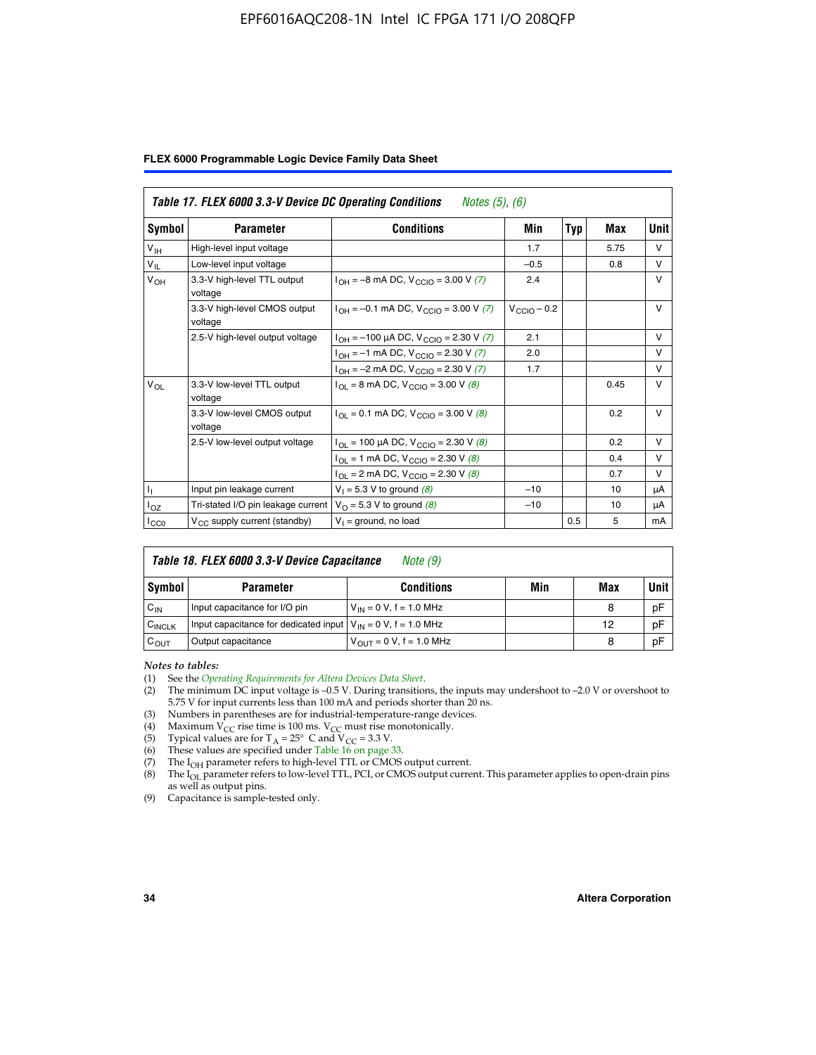**Table 17. FLEX 6000 3.3-V Device DC Operating Conditions** *Notes (5), (6)*

| Symbol | Parameter | Conditions | Min | Typ | Max | Unit |
|---|---|---|---|---|---|---|
| $V_{IH}$ | High-level input voltage | | 1.7 | | 5.75 | V |
| $V_{IL}$ | Low-level input voltage | | –0.5 | | 0.8 | V |
| $V_{OH}$ | 3.3-V high-level TTL output voltage | $I_{OH}$ = –8 mA DC, $V_{CCIO}$ = 3.00 V *(7)* | 2.4 | | | V |
| | 3.3-V high-level CMOS output voltage | $I_{OH}$ = –0.1 mA DC, $V_{CCIO}$ = 3.00 V *(7)* | $V_{CCIO}$ – 0.2 | | | V |
| | 2.5-V high-level output voltage | $I_{OH}$ = –100 µA DC, $V_{CCIO}$ = 2.30 V *(7)* | 2.1 | | | V |
| | | $I_{OH}$ = –1 mA DC, $V_{CCIO}$ = 2.30 V *(7)* | 2.0 | | | V |
| | | $I_{OH}$ = –2 mA DC, $V_{CCIO}$ = 2.30 V *(7)* | 1.7 | | | V |
| $V_{OL}$ | 3.3-V low-level TTL output voltage | $I_{OL}$ = 8 mA DC, $V_{CCIO}$ = 3.00 V *(8)* | | | 0.45 | V |
| | 3.3-V low-level CMOS output voltage | $I_{OL}$ = 0.1 mA DC, $V_{CCIO}$ = 3.00 V *(8)* | | | 0.2 | V |
| | 2.5-V low-level output voltage | $I_{OL}$ = 100 µA DC, $V_{CCIO}$ = 2.30 V *(8)* | | | 0.2 | V |
| | | $I_{OL}$ = 1 mA DC, $V_{CCIO}$ = 2.30 V *(8)* | | | 0.4 | V |
| | | $I_{OL}$ = 2 mA DC, $V_{CCIO}$ = 2.30 V *(8)* | | | 0.7 | V |
| $I_I$ | Input pin leakage current | $V_I$ = 5.3 V to ground *(8)* | –10 | | 10 | µA |
| $I_{OZ}$ | Tri-stated I/O pin leakage current | $V_O$ = 5.3 V to ground *(8)* | –10 | | 10 | µA |
| $I_{CC0}$ | $V_{CC}$ supply current (standby) | $V_I$ = ground, no load | | 0.5 | 5 | mA |

**Table 18. FLEX 6000 3.3-V Device Capacitance** *Note (9)*

| Symbol | Parameter | Conditions | Min | Max | Unit |
|---|---|---|---|---|---|
| $C_{IN}$ | Input capacitance for I/O pin | $V_{IN}$ = 0 V, f = 1.0 MHz | | 8 | pF |
| $C_{INCLK}$ | Input capacitance for dedicated input | $V_{IN}$ = 0 V, f = 1.0 MHz | | 12 | pF |
| $C_{OUT}$ | Output capacitance | $V_{OUT}$ = 0 V, f = 1.0 MHz | | 8 | pF |

*Notes to tables:*

(1) See the *Operating Requirements for Altera Devices Data Sheet*.
(2) The minimum DC input voltage is –0.5 V. During transitions, the inputs may undershoot to –2.0 V or overshoot to 5.75 V for input currents less than 100 mA and periods shorter than 20 ns.
(3) Numbers in parentheses are for industrial-temperature-range devices.
(4) Maximum $V_{CC}$ rise time is 100 ms. $V_{CC}$ must rise monotonically.
(5) Typical values are for $T_A$ = 25° C and $V_{CC}$ = 3.3 V.
(6) These values are specified under Table 16 on page 33.
(7) The $I_{OH}$ parameter refers to high-level TTL or CMOS output current.
(8) The $I_{OL}$ parameter refers to low-level TTL, PCI, or CMOS output current. This parameter applies to open-drain pins as well as output pins.
(9) Capacitance is sample-tested only.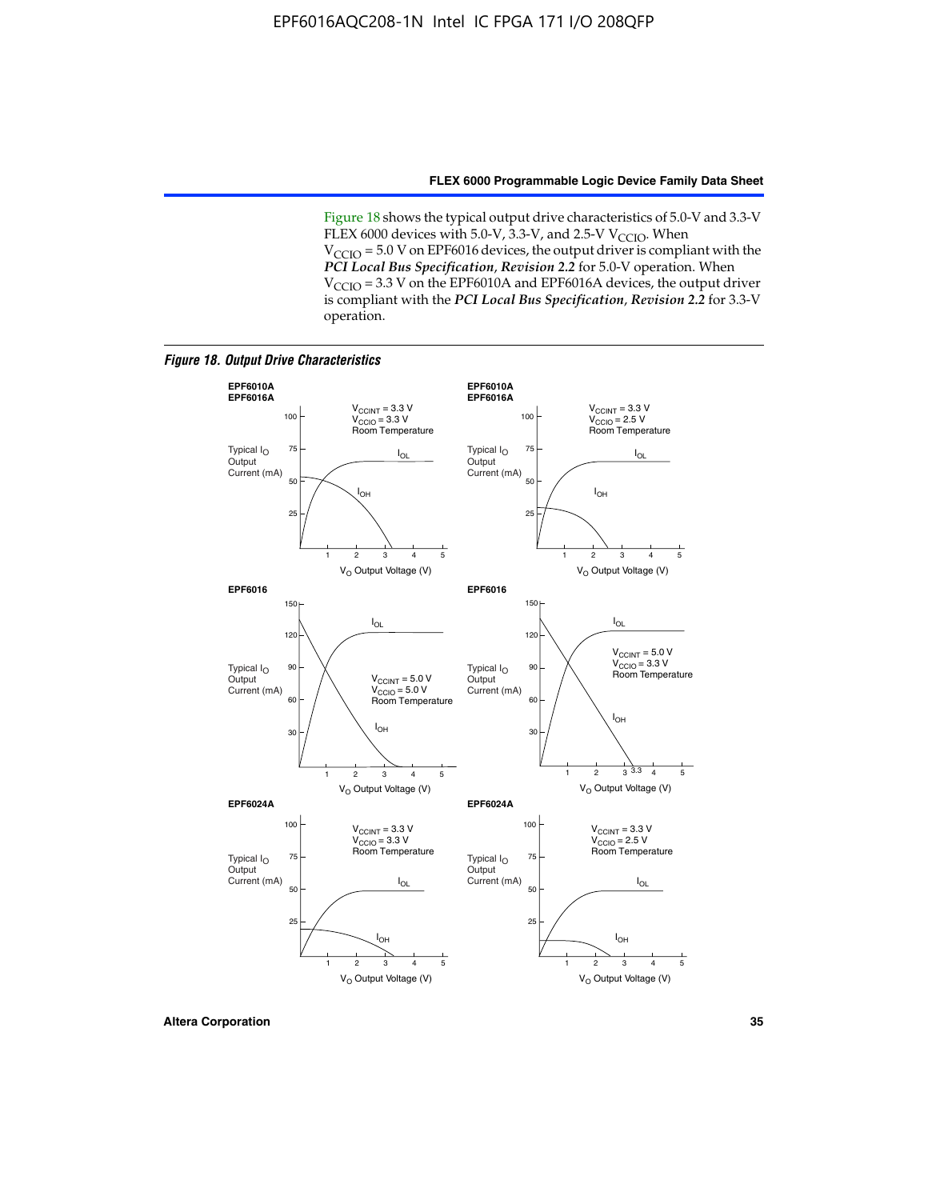Figure 18 shows the typical output drive characteristics of 5.0-V and 3.3-V FLEX 6000 devices with 5.0-V, 3.3-V, and 2.5-V $V_{CCIO}$. When $V_{CCIO}$ = 5.0 V on EPF6016 devices, the output driver is compliant with the ***PCI Local Bus Specification*, *Revision 2.2*** for 5.0-V operation. When $V_{CCIO}$ = 3.3 V on the EPF6010A and EPF6016A devices, the output driver is compliant with the ***PCI Local Bus Specification*, *Revision 2.2*** for 3.3-V operation.

***Figure 18. Output Drive Characteristics***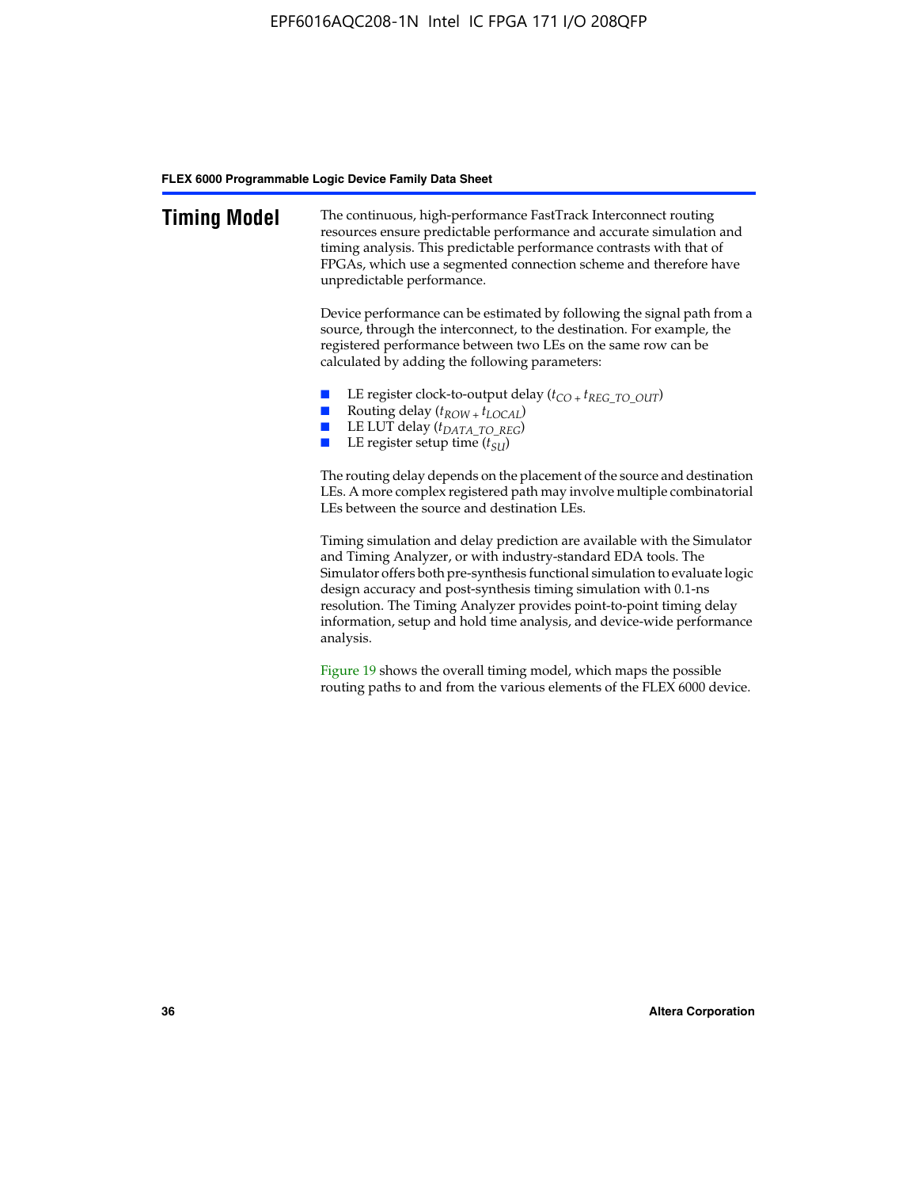## Timing Model

The continuous, high-performance FastTrack Interconnect routing resources ensure predictable performance and accurate simulation and timing analysis. This predictable performance contrasts with that of FPGAs, which use a segmented connection scheme and therefore have unpredictable performance.

Device performance can be estimated by following the signal path from a source, through the interconnect, to the destination. For example, the registered performance between two LEs on the same row can be calculated by adding the following parameters:

- LE register clock-to-output delay ($t_{CO} + t_{REG\_TO\_OUT}$)
- Routing delay ($t_{ROW} + t_{LOCAL}$)
- LE LUT delay ($t_{DATA\_TO\_REG}$)
- LE register setup time ($t_{SU}$)

The routing delay depends on the placement of the source and destination LEs. A more complex registered path may involve multiple combinatorial LEs between the source and destination LEs.

Timing simulation and delay prediction are available with the Simulator and Timing Analyzer, or with industry-standard EDA tools. The Simulator offers both pre-synthesis functional simulation to evaluate logic design accuracy and post-synthesis timing simulation with 0.1-ns resolution. The Timing Analyzer provides point-to-point timing delay information, setup and hold time analysis, and device-wide performance analysis.

Figure 19 shows the overall timing model, which maps the possible routing paths to and from the various elements of the FLEX 6000 device.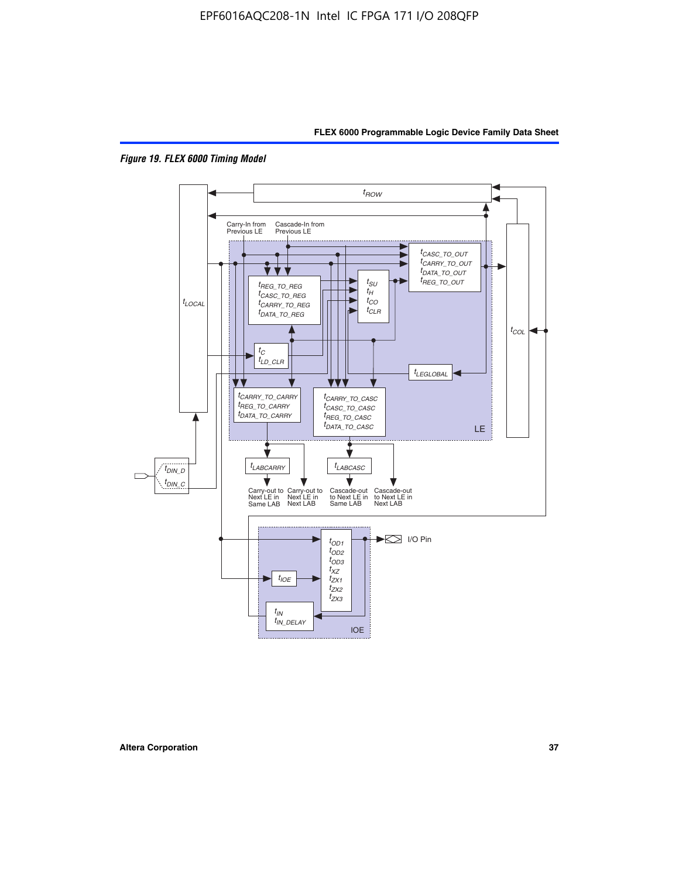*Figure 19. FLEX 6000 Timing Model*

$t_{ROW}$

$t_{LOCAL}$

Carry-In from Previous LE

Cascade-In from Previous LE

$t_{CASC\_TO\_OUT}$
$t_{CARRY\_TO\_OUT}$
$t_{DATA\_TO\_OUT}$
$t_{REG\_TO\_OUT}$

$t_{REG\_TO\_REG}$
$t_{CASC\_TO\_REG}$
$t_{CARRY\_TO\_REG}$
$t_{DATA\_TO\_REG}$

$t_{SU}$
$t_{H}$
$t_{CO}$
$t_{CLR}$

$t_{C}$
$t_{LD\_CLR}$

$t_{LEGLOBAL}$

$t_{COL}$

$t_{CARRY\_TO\_CARRY}$
$t_{REG\_TO\_CARRY}$
$t_{DATA\_TO\_CARRY}$

$t_{CARRY\_TO\_CASC}$
$t_{CASC\_TO\_CASC}$
$t_{REG\_TO\_CASC}$
$t_{DATA\_TO\_CASC}$

LE

$t_{DIN\_D}$
$t_{DIN\_C}$

$t_{LABCARRY}$

$t_{LABCASC}$

Carry-out to Next LE in Same LAB

Carry-out to Next LE in Next LAB

Cascade-out to Next LE in Same LAB

Cascade-out to Next LE in Next LAB

$t_{OD1}$
$t_{OD2}$
$t_{OD3}$
$t_{XZ}$
$t_{ZX1}$
$t_{ZX2}$
$t_{ZX3}$

I/O Pin

$t_{IOE}$

$t_{IN}$
$t_{IN\_DELAY}$

IOE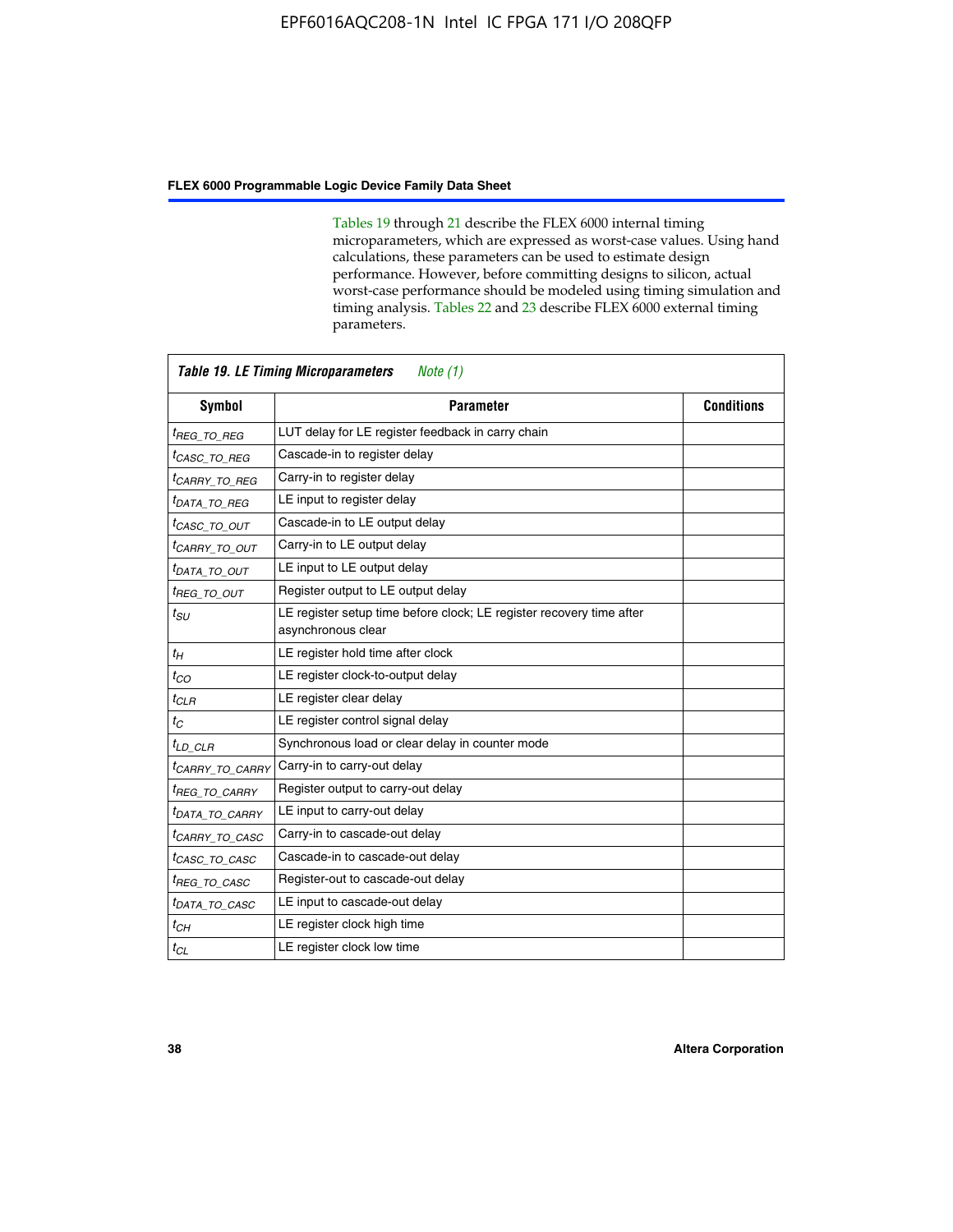Tables 19 through 21 describe the FLEX 6000 internal timing microparameters, which are expressed as worst-case values. Using hand calculations, these parameters can be used to estimate design performance. However, before committing designs to silicon, actual worst-case performance should be modeled using timing simulation and timing analysis. Tables 22 and 23 describe FLEX 6000 external timing parameters.

**Table 19. LE Timing Microparameters** *Note (1)*

| Symbol | Parameter | Conditions |
|---|---|---|
| $t_{REG\_TO\_REG}$ | LUT delay for LE register feedback in carry chain | |
| $t_{CASC\_TO\_REG}$ | Cascade-in to register delay | |
| $t_{CARRY\_TO\_REG}$ | Carry-in to register delay | |
| $t_{DATA\_TO\_REG}$ | LE input to register delay | |
| $t_{CASC\_TO\_OUT}$ | Cascade-in to LE output delay | |
| $t_{CARRY\_TO\_OUT}$ | Carry-in to LE output delay | |
| $t_{DATA\_TO\_OUT}$ | LE input to LE output delay | |
| $t_{REG\_TO\_OUT}$ | Register output to LE output delay | |
| $t_{SU}$ | LE register setup time before clock; LE register recovery time after asynchronous clear | |
| $t_{H}$ | LE register hold time after clock | |
| $t_{CO}$ | LE register clock-to-output delay | |
| $t_{CLR}$ | LE register clear delay | |
| $t_{C}$ | LE register control signal delay | |
| $t_{LD\_CLR}$ | Synchronous load or clear delay in counter mode | |
| $t_{CARRY\_TO\_CARRY}$ | Carry-in to carry-out delay | |
| $t_{REG\_TO\_CARRY}$ | Register output to carry-out delay | |
| $t_{DATA\_TO\_CARRY}$ | LE input to carry-out delay | |
| $t_{CARRY\_TO\_CASC}$ | Carry-in to cascade-out delay | |
| $t_{CASC\_TO\_CASC}$ | Cascade-in to cascade-out delay | |
| $t_{REG\_TO\_CASC}$ | Register-out to cascade-out delay | |
| $t_{DATA\_TO\_CASC}$ | LE input to cascade-out delay | |
| $t_{CH}$ | LE register clock high time | |
| $t_{CL}$ | LE register clock low time | |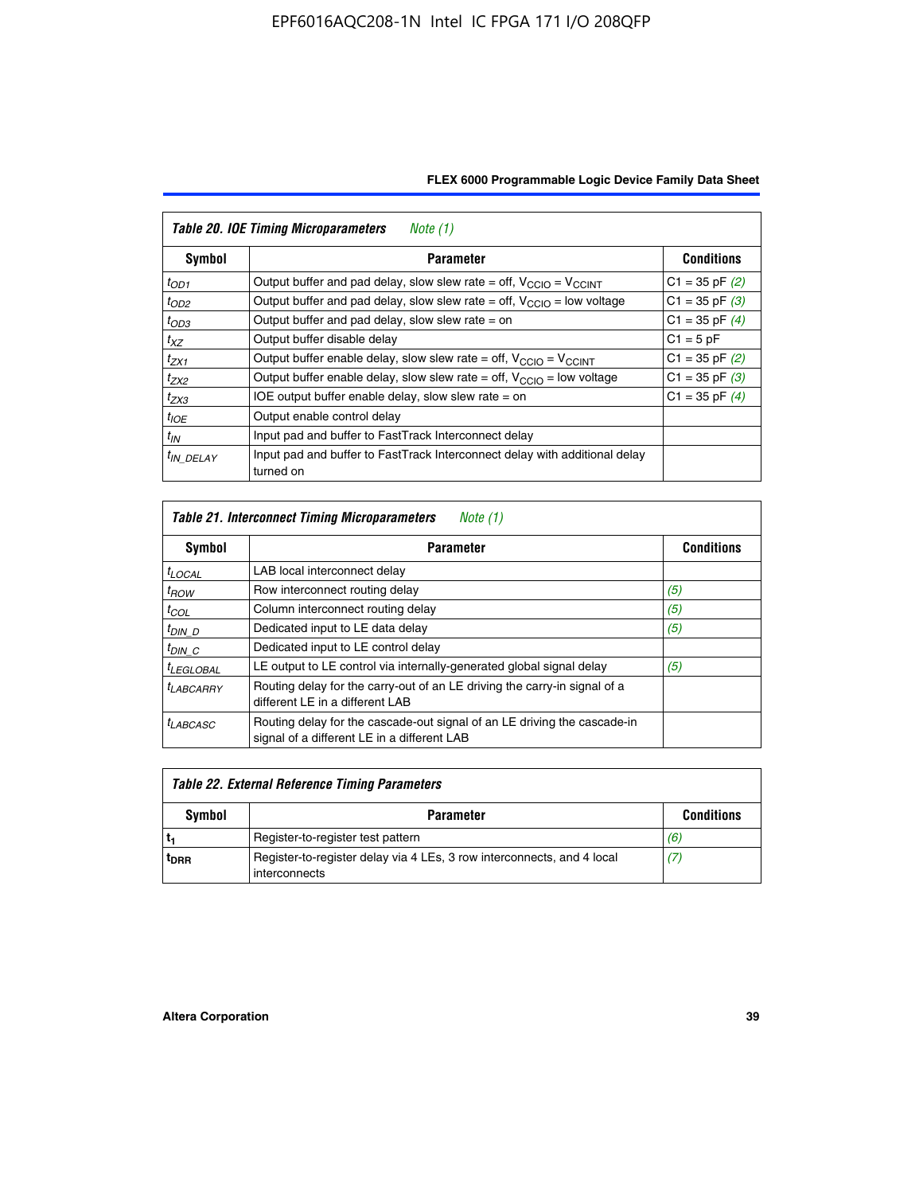| *Table 20. IOE Timing Microparameters* *Note (1)* | | |
|---|---|---|
| **Symbol** | **Parameter** | **Conditions** |
| $t_{OD1}$ | Output buffer and pad delay, slow slew rate = off, $V_{CCIO}$ = $V_{CCINT}$ | C1 = 35 pF *(2)* |
| $t_{OD2}$ | Output buffer and pad delay, slow slew rate = off, $V_{CCIO}$ = low voltage | C1 = 35 pF *(3)* |
| $t_{OD3}$ | Output buffer and pad delay, slow slew rate = on | C1 = 35 pF *(4)* |
| $t_{XZ}$ | Output buffer disable delay | C1 = 5 pF |
| $t_{ZX1}$ | Output buffer enable delay, slow slew rate = off, $V_{CCIO}$ = $V_{CCINT}$ | C1 = 35 pF *(2)* |
| $t_{ZX2}$ | Output buffer enable delay, slow slew rate = off, $V_{CCIO}$ = low voltage | C1 = 35 pF *(3)* |
| $t_{ZX3}$ | IOE output buffer enable delay, slow slew rate = on | C1 = 35 pF *(4)* |
| $t_{IOE}$ | Output enable control delay | |
| $t_{IN}$ | Input pad and buffer to FastTrack Interconnect delay | |
| $t_{IN\_DELAY}$ | Input pad and buffer to FastTrack Interconnect delay with additional delay turned on | |

| *Table 21. Interconnect Timing Microparameters* *Note (1)* | | |
|---|---|---|
| **Symbol** | **Parameter** | **Conditions** |
| $t_{LOCAL}$ | LAB local interconnect delay | |
| $t_{ROW}$ | Row interconnect routing delay | *(5)* |
| $t_{COL}$ | Column interconnect routing delay | *(5)* |
| $t_{DIN\_D}$ | Dedicated input to LE data delay | *(5)* |
| $t_{DIN\_C}$ | Dedicated input to LE control delay | |
| $t_{LEGLOBAL}$ | LE output to LE control via internally-generated global signal delay | *(5)* |
| $t_{LABCARRY}$ | Routing delay for the carry-out of an LE driving the carry-in signal of a different LE in a different LAB | |
| $t_{LABCASC}$ | Routing delay for the cascade-out signal of an LE driving the cascade-in signal of a different LE in a different LAB | |

| *Table 22. External Reference Timing Parameters* | | |
|---|---|---|
| **Symbol** | **Parameter** | **Conditions** |
| $t_1$ | Register-to-register test pattern | *(6)* |
| $t_{DRR}$ | Register-to-register delay via 4 LEs, 3 row interconnects, and 4 local interconnects | *(7)* |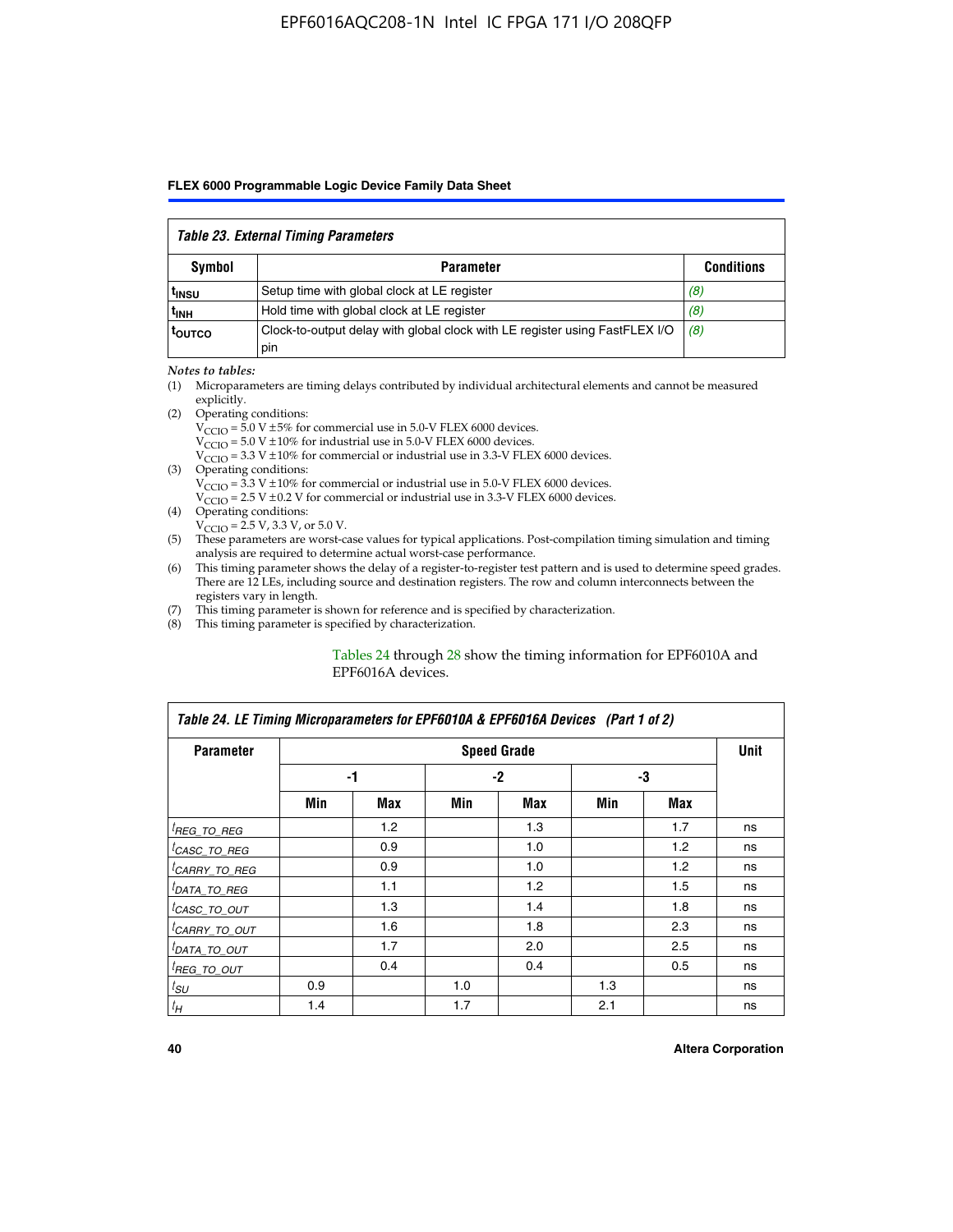| Table 23. External Timing Parameters | | |
|---|---|---|
| **Symbol** | **Parameter** | **Conditions** |
| $t_{INSU}$ | Setup time with global clock at LE register | *(8)* |
| $t_{INH}$ | Hold time with global clock at LE register | *(8)* |
| $t_{OUTCO}$ | Clock-to-output delay with global clock with LE register using FastFLEX I/O pin | *(8)* |

*Notes to tables:*

(1) Microparameters are timing delays contributed by individual architectural elements and cannot be measured explicitly.

(2) Operating conditions:
$V_{CCIO}$ = 5.0 V ±5% for commercial use in 5.0-V FLEX 6000 devices.
$V_{CCIO}$ = 5.0 V ±10% for industrial use in 5.0-V FLEX 6000 devices.
$V_{CCIO}$ = 3.3 V ±10% for commercial or industrial use in 3.3-V FLEX 6000 devices.

(3) Operating conditions:
$V_{CCIO}$ = 3.3 V ±10% for commercial or industrial use in 5.0-V FLEX 6000 devices.
$V_{CCIO}$ = 2.5 V ±0.2 V for commercial or industrial use in 3.3-V FLEX 6000 devices.

(4) Operating conditions:
$V_{CCIO}$ = 2.5 V, 3.3 V, or 5.0 V.

(5) These parameters are worst-case values for typical applications. Post-compilation timing simulation and timing analysis are required to determine actual worst-case performance.

(6) This timing parameter shows the delay of a register-to-register test pattern and is used to determine speed grades. There are 12 LEs, including source and destination registers. The row and column interconnects between the registers vary in length.

(7) This timing parameter is shown for reference and is specified by characterization.

(8) This timing parameter is specified by characterization.

Tables 24 through 28 show the timing information for EPF6010A and EPF6016A devices.

| Table 24. LE Timing Microparameters for EPF6010A & EPF6016A Devices (Part 1 of 2) | | | | | | | |
|---|---|---|---|---|---|---|---|
| **Parameter** | **Speed Grade** | | | | | | **Unit** |
| | **-1** | | **-2** | | **-3** | | |
| | **Min** | **Max** | **Min** | **Max** | **Min** | **Max** | |
| $t_{REG\_TO\_REG}$ | | 1.2 | | 1.3 | | 1.7 | ns |
| $t_{CASC\_TO\_REG}$ | | 0.9 | | 1.0 | | 1.2 | ns |
| $t_{CARRY\_TO\_REG}$ | | 0.9 | | 1.0 | | 1.2 | ns |
| $t_{DATA\_TO\_REG}$ | | 1.1 | | 1.2 | | 1.5 | ns |
| $t_{CASC\_TO\_OUT}$ | | 1.3 | | 1.4 | | 1.8 | ns |
| $t_{CARRY\_TO\_OUT}$ | | 1.6 | | 1.8 | | 2.3 | ns |
| $t_{DATA\_TO\_OUT}$ | | 1.7 | | 2.0 | | 2.5 | ns |
| $t_{REG\_TO\_OUT}$ | | 0.4 | | 0.4 | | 0.5 | ns |
| $t_{SU}$ | 0.9 | | 1.0 | | 1.3 | | ns |
| $t_{H}$ | 1.4 | | 1.7 | | 2.1 | | ns |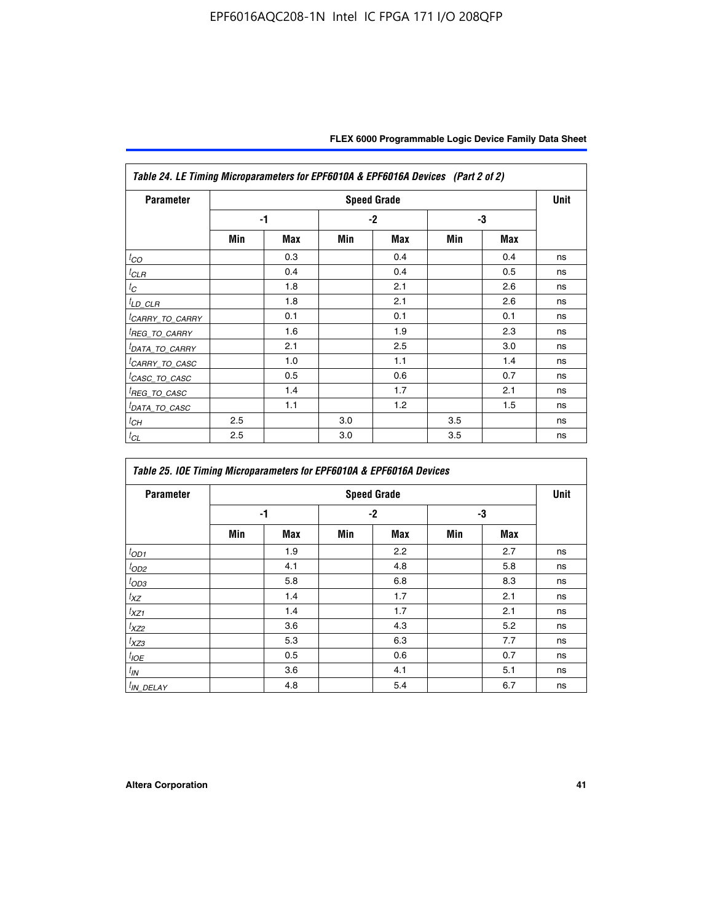| Table 24. LE Timing Microparameters for EPF6010A & EPF6016A Devices (Part 2 of 2) | | | | | | | |
|---|---|---|---|---|---|---|---|
| Parameter | Speed Grade | | | | | | Unit |
| | -1 | | -2 | | -3 | | |
| | Min | Max | Min | Max | Min | Max | |
| $t_{CO}$ | | 0.3 | | 0.4 | | 0.4 | ns |
| $t_{CLR}$ | | 0.4 | | 0.4 | | 0.5 | ns |
| $t_{C}$ | | 1.8 | | 2.1 | | 2.6 | ns |
| $t_{LD\_CLR}$ | | 1.8 | | 2.1 | | 2.6 | ns |
| $t_{CARRY\_TO\_CARRY}$ | | 0.1 | | 0.1 | | 0.1 | ns |
| $t_{REG\_TO\_CARRY}$ | | 1.6 | | 1.9 | | 2.3 | ns |
| $t_{DATA\_TO\_CARRY}$ | | 2.1 | | 2.5 | | 3.0 | ns |
| $t_{CARRY\_TO\_CASC}$ | | 1.0 | | 1.1 | | 1.4 | ns |
| $t_{CASC\_TO\_CASC}$ | | 0.5 | | 0.6 | | 0.7 | ns |
| $t_{REG\_TO\_CASC}$ | | 1.4 | | 1.7 | | 2.1 | ns |
| $t_{DATA\_TO\_CASC}$ | | 1.1 | | 1.2 | | 1.5 | ns |
| $t_{CH}$ | 2.5 | | 3.0 | | 3.5 | | ns |
| $t_{CL}$ | 2.5 | | 3.0 | | 3.5 | | ns |

| Table 25. IOE Timing Microparameters for EPF6010A & EPF6016A Devices | | | | | | | |
|---|---|---|---|---|---|---|---|
| Parameter | Speed Grade | | | | | | Unit |
| | -1 | | -2 | | -3 | | |
| | Min | Max | Min | Max | Min | Max | |
| $t_{OD1}$ | | 1.9 | | 2.2 | | 2.7 | ns |
| $t_{OD2}$ | | 4.1 | | 4.8 | | 5.8 | ns |
| $t_{OD3}$ | | 5.8 | | 6.8 | | 8.3 | ns |
| $t_{XZ}$ | | 1.4 | | 1.7 | | 2.1 | ns |
| $t_{XZ1}$ | | 1.4 | | 1.7 | | 2.1 | ns |
| $t_{XZ2}$ | | 3.6 | | 4.3 | | 5.2 | ns |
| $t_{XZ3}$ | | 5.3 | | 6.3 | | 7.7 | ns |
| $t_{IOE}$ | | 0.5 | | 0.6 | | 0.7 | ns |
| $t_{IN}$ | | 3.6 | | 4.1 | | 5.1 | ns |
| $t_{IN\_DELAY}$ | | 4.8 | | 5.4 | | 6.7 | ns |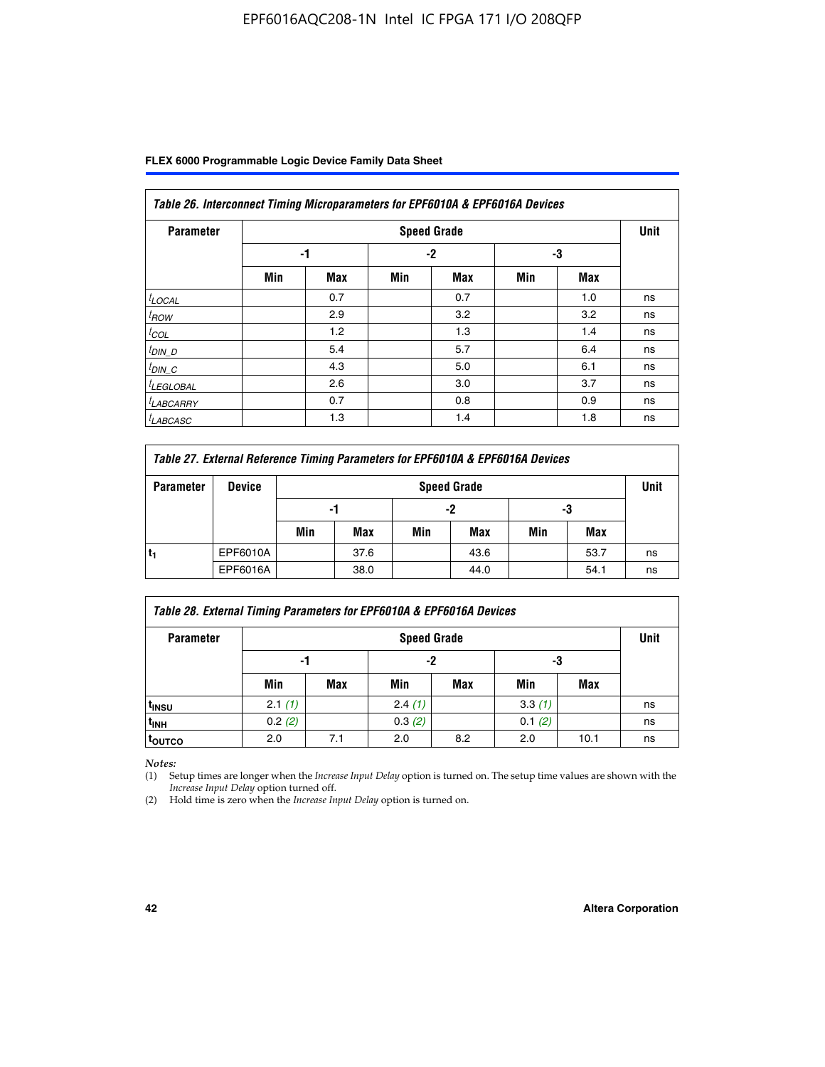*Table 26. Interconnect Timing Microparameters for EPF6010A & EPF6016A Devices*

| Parameter | Speed Grade | | | | | | Unit |
|---|---|---|---|---|---|---|---|
| | -1 | | -2 | | -3 | | |
| | Min | Max | Min | Max | Min | Max | |
| $t_{LOCAL}$ | | 0.7 | | 0.7 | | 1.0 | ns |
| $t_{ROW}$ | | 2.9 | | 3.2 | | 3.2 | ns |
| $t_{COL}$ | | 1.2 | | 1.3 | | 1.4 | ns |
| $t_{DIN\_D}$ | | 5.4 | | 5.7 | | 6.4 | ns |
| $t_{DIN\_C}$ | | 4.3 | | 5.0 | | 6.1 | ns |
| $t_{LEGLOBAL}$ | | 2.6 | | 3.0 | | 3.7 | ns |
| $t_{LABCARRY}$ | | 0.7 | | 0.8 | | 0.9 | ns |
| $t_{LABCASC}$ | | 1.3 | | 1.4 | | 1.8 | ns |

*Table 27. External Reference Timing Parameters for EPF6010A & EPF6016A Devices*

| Parameter | Device | Speed Grade | | | | | | Unit |
|---|---|---|---|---|---|---|---|---|
| | | -1 | | -2 | | -3 | | |
| | | Min | Max | Min | Max | Min | Max | |
| $t_1$ | EPF6010A | | 37.6 | | 43.6 | | 53.7 | ns |
| | EPF6016A | | 38.0 | | 44.0 | | 54.1 | ns |

*Table 28. External Timing Parameters for EPF6010A & EPF6016A Devices*

| Parameter | Speed Grade | | | | | | Unit |
|---|---|---|---|---|---|---|---|
| | -1 | | -2 | | -3 | | |
| | Min | Max | Min | Max | Min | Max | |
| $t_{INSU}$ | 2.1 *(1)* | | 2.4 *(1)* | | 3.3 *(1)* | | ns |
| $t_{INH}$ | 0.2 *(2)* | | 0.3 *(2)* | | 0.1 *(2)* | | ns |
| $t_{OUTCO}$ | 2.0 | 7.1 | 2.0 | 8.2 | 2.0 | 10.1 | ns |

*Notes:*
(1) Setup times are longer when the *Increase Input Delay* option is turned on. The setup time values are shown with the *Increase Input Delay* option turned off.
(2) Hold time is zero when the *Increase Input Delay* option is turned on.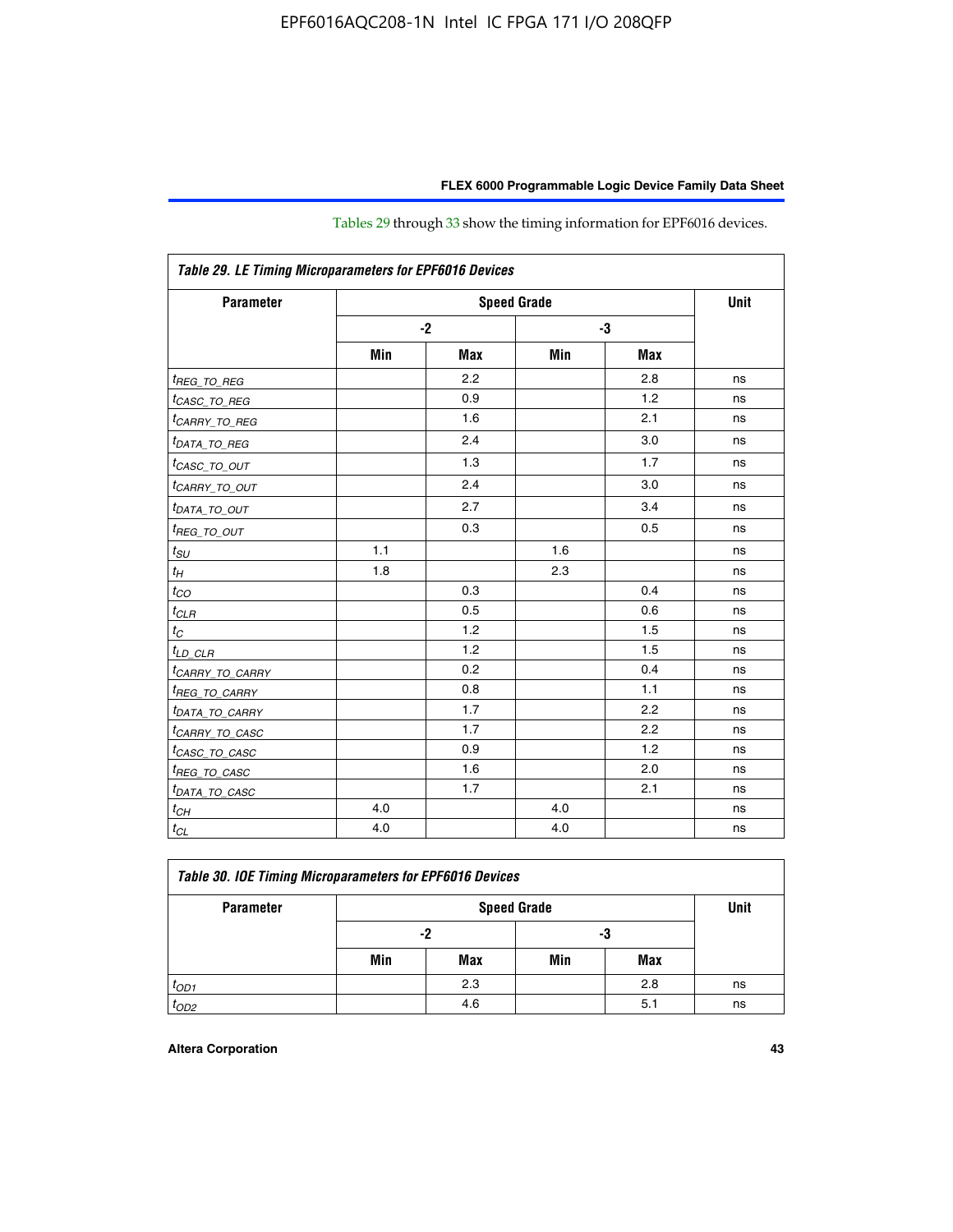Tables 29 through 33 show the timing information for EPF6016 devices.

| Table 29. LE Timing Microparameters for EPF6016 Devices | | | | | |
|---|---|---|---|---|---|
| **Parameter** | **Speed Grade** | | | | **Unit** |
| | **-2** | | **-3** | | |
| | **Min** | **Max** | **Min** | **Max** | |
| $t_{REG\_TO\_REG}$ | | 2.2 | | 2.8 | ns |
| $t_{CASC\_TO\_REG}$ | | 0.9 | | 1.2 | ns |
| $t_{CARRY\_TO\_REG}$ | | 1.6 | | 2.1 | ns |
| $t_{DATA\_TO\_REG}$ | | 2.4 | | 3.0 | ns |
| $t_{CASC\_TO\_OUT}$ | | 1.3 | | 1.7 | ns |
| $t_{CARRY\_TO\_OUT}$ | | 2.4 | | 3.0 | ns |
| $t_{DATA\_TO\_OUT}$ | | 2.7 | | 3.4 | ns |
| $t_{REG\_TO\_OUT}$ | | 0.3 | | 0.5 | ns |
| $t_{SU}$ | 1.1 | | 1.6 | | ns |
| $t_{H}$ | 1.8 | | 2.3 | | ns |
| $t_{CO}$ | | 0.3 | | 0.4 | ns |
| $t_{CLR}$ | | 0.5 | | 0.6 | ns |
| $t_{C}$ | | 1.2 | | 1.5 | ns |
| $t_{LD\_CLR}$ | | 1.2 | | 1.5 | ns |
| $t_{CARRY\_TO\_CARRY}$ | | 0.2 | | 0.4 | ns |
| $t_{REG\_TO\_CARRY}$ | | 0.8 | | 1.1 | ns |
| $t_{DATA\_TO\_CARRY}$ | | 1.7 | | 2.2 | ns |
| $t_{CARRY\_TO\_CASC}$ | | 1.7 | | 2.2 | ns |
| $t_{CASC\_TO\_CASC}$ | | 0.9 | | 1.2 | ns |
| $t_{REG\_TO\_CASC}$ | | 1.6 | | 2.0 | ns |
| $t_{DATA\_TO\_CASC}$ | | 1.7 | | 2.1 | ns |
| $t_{CH}$ | 4.0 | | 4.0 | | ns |
| $t_{CL}$ | 4.0 | | 4.0 | | ns |

| Table 30. IOE Timing Microparameters for EPF6016 Devices | | | | | |
|---|---|---|---|---|---|
| **Parameter** | **Speed Grade** | | | | **Unit** |
| | **-2** | | **-3** | | |
| | **Min** | **Max** | **Min** | **Max** | |
| $t_{OD1}$ | | 2.3 | | 2.8 | ns |
| $t_{OD2}$ | | 4.6 | | 5.1 | ns |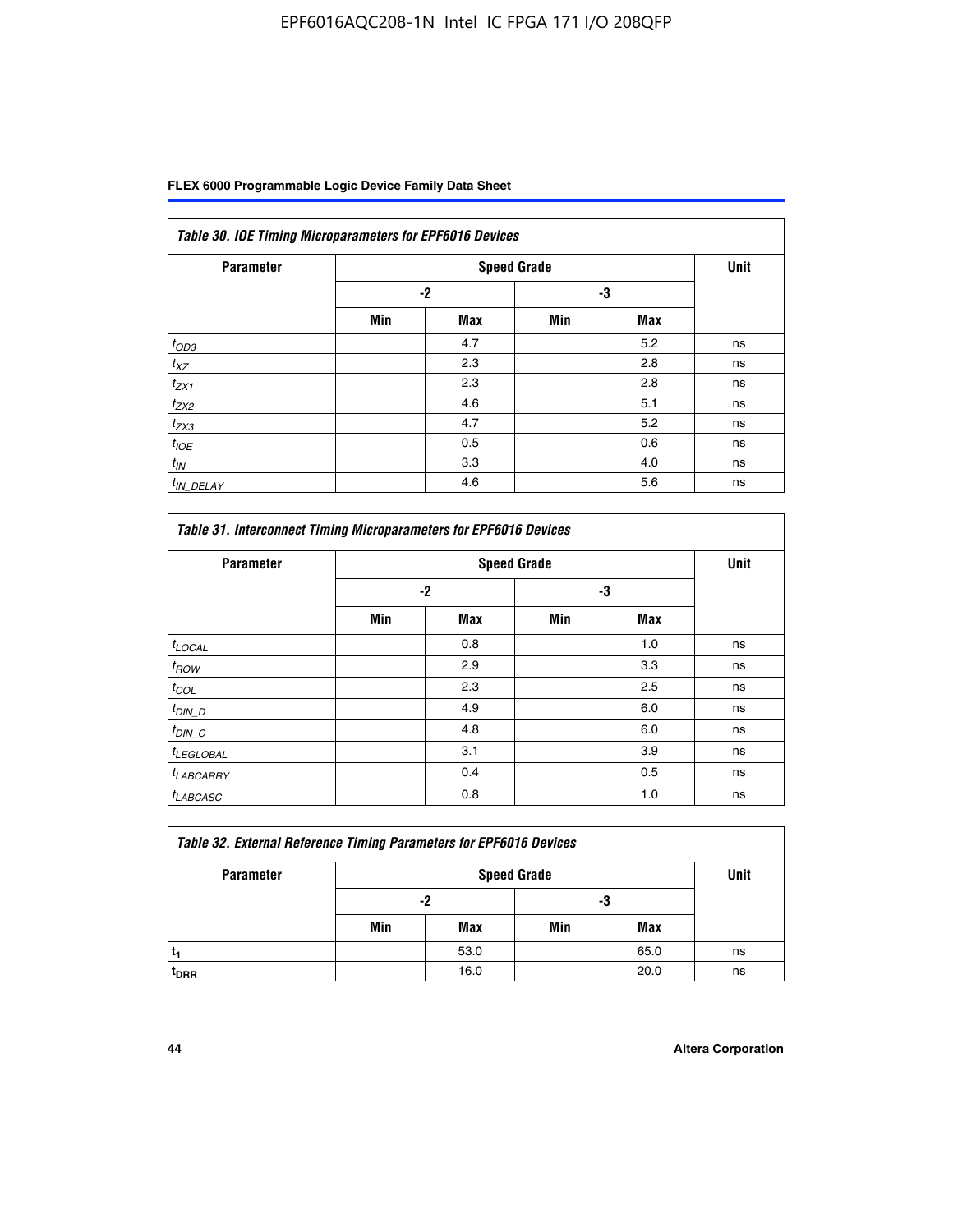| Table 30. IOE Timing Microparameters for EPF6016 Devices | | | | | |
|---|---|---|---|---|---|
| Parameter | Speed Grade | | | | Unit |
| | -2 | | -3 | | |
| | Min | Max | Min | Max | |
| $t_{OD3}$ | | 4.7 | | 5.2 | ns |
| $t_{XZ}$ | | 2.3 | | 2.8 | ns |
| $t_{ZX1}$ | | 2.3 | | 2.8 | ns |
| $t_{ZX2}$ | | 4.6 | | 5.1 | ns |
| $t_{ZX3}$ | | 4.7 | | 5.2 | ns |
| $t_{IOE}$ | | 0.5 | | 0.6 | ns |
| $t_{IN}$ | | 3.3 | | 4.0 | ns |
| $t_{IN\_DELAY}$ | | 4.6 | | 5.6 | ns |

| Table 31. Interconnect Timing Microparameters for EPF6016 Devices | | | | | |
|---|---|---|---|---|---|
| Parameter | Speed Grade | | | | Unit |
| | -2 | | -3 | | |
| | Min | Max | Min | Max | |
| $t_{LOCAL}$ | | 0.8 | | 1.0 | ns |
| $t_{ROW}$ | | 2.9 | | 3.3 | ns |
| $t_{COL}$ | | 2.3 | | 2.5 | ns |
| $t_{DIN\_D}$ | | 4.9 | | 6.0 | ns |
| $t_{DIN\_C}$ | | 4.8 | | 6.0 | ns |
| $t_{LEGLOBAL}$ | | 3.1 | | 3.9 | ns |
| $t_{LABCARRY}$ | | 0.4 | | 0.5 | ns |
| $t_{LABCASC}$ | | 0.8 | | 1.0 | ns |

| Table 32. External Reference Timing Parameters for EPF6016 Devices | | | | | |
|---|---|---|---|---|---|
| Parameter | Speed Grade | | | | Unit |
| | -2 | | -3 | | |
| | Min | Max | Min | Max | |
| $t_1$ | | 53.0 | | 65.0 | ns |
| $t_{DRR}$ | | 16.0 | | 20.0 | ns |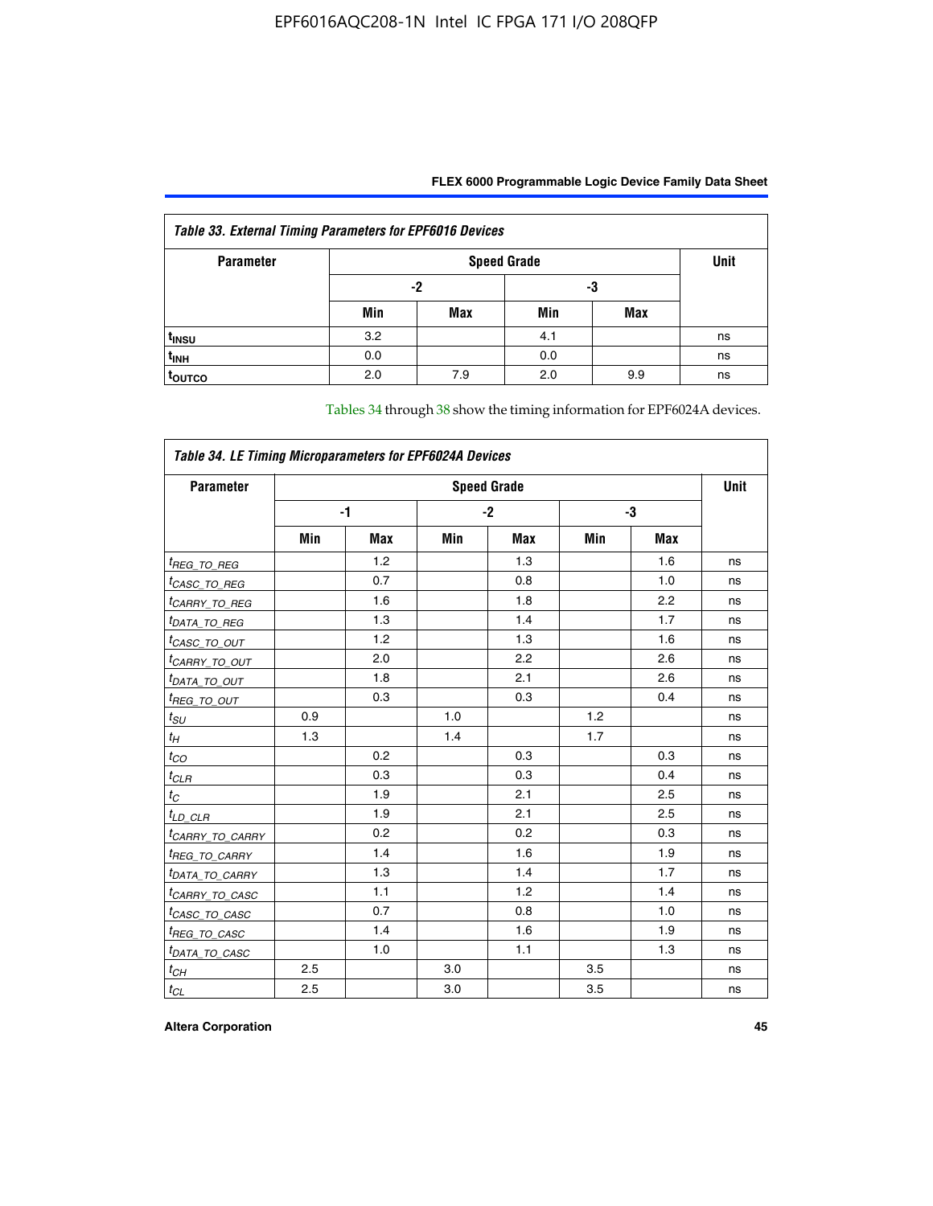**Table 33. External Timing Parameters for EPF6016 Devices**

| Parameter | Speed Grade | | | | Unit |
|---|---|---|---|---|---|
| | -2 | | -3 | | |
| | Min | Max | Min | Max | |
| $t_{INSU}$ | 3.2 | | 4.1 | | ns |
| $t_{INH}$ | 0.0 | | 0.0 | | ns |
| $t_{OUTCO}$ | 2.0 | 7.9 | 2.0 | 9.9 | ns |

Tables 34 through 38 show the timing information for EPF6024A devices.

**Table 34. LE Timing Microparameters for EPF6024A Devices**

| Parameter | Speed Grade | | | | | | Unit |
|---|---|---|---|---|---|---|---|
| | -1 | | -2 | | -3 | | |
| | Min | Max | Min | Max | Min | Max | |
| $t_{REG\_TO\_REG}$ | | 1.2 | | 1.3 | | 1.6 | ns |
| $t_{CASC\_TO\_REG}$ | | 0.7 | | 0.8 | | 1.0 | ns |
| $t_{CARRY\_TO\_REG}$ | | 1.6 | | 1.8 | | 2.2 | ns |
| $t_{DATA\_TO\_REG}$ | | 1.3 | | 1.4 | | 1.7 | ns |
| $t_{CASC\_TO\_OUT}$ | | 1.2 | | 1.3 | | 1.6 | ns |
| $t_{CARRY\_TO\_OUT}$ | | 2.0 | | 2.2 | | 2.6 | ns |
| $t_{DATA\_TO\_OUT}$ | | 1.8 | | 2.1 | | 2.6 | ns |
| $t_{REG\_TO\_OUT}$ | | 0.3 | | 0.3 | | 0.4 | ns |
| $t_{SU}$ | 0.9 | | 1.0 | | 1.2 | | ns |
| $t_{H}$ | 1.3 | | 1.4 | | 1.7 | | ns |
| $t_{CO}$ | | 0.2 | | 0.3 | | 0.3 | ns |
| $t_{CLR}$ | | 0.3 | | 0.3 | | 0.4 | ns |
| $t_{C}$ | | 1.9 | | 2.1 | | 2.5 | ns |
| $t_{LD\_CLR}$ | | 1.9 | | 2.1 | | 2.5 | ns |
| $t_{CARRY\_TO\_CARRY}$ | | 0.2 | | 0.2 | | 0.3 | ns |
| $t_{REG\_TO\_CARRY}$ | | 1.4 | | 1.6 | | 1.9 | ns |
| $t_{DATA\_TO\_CARRY}$ | | 1.3 | | 1.4 | | 1.7 | ns |
| $t_{CARRY\_TO\_CASC}$ | | 1.1 | | 1.2 | | 1.4 | ns |
| $t_{CASC\_TO\_CASC}$ | | 0.7 | | 0.8 | | 1.0 | ns |
| $t_{REG\_TO\_CASC}$ | | 1.4 | | 1.6 | | 1.9 | ns |
| $t_{DATA\_TO\_CASC}$ | | 1.0 | | 1.1 | | 1.3 | ns |
| $t_{CH}$ | 2.5 | | 3.0 | | 3.5 | | ns |
| $t_{CL}$ | 2.5 | | 3.0 | | 3.5 | | ns |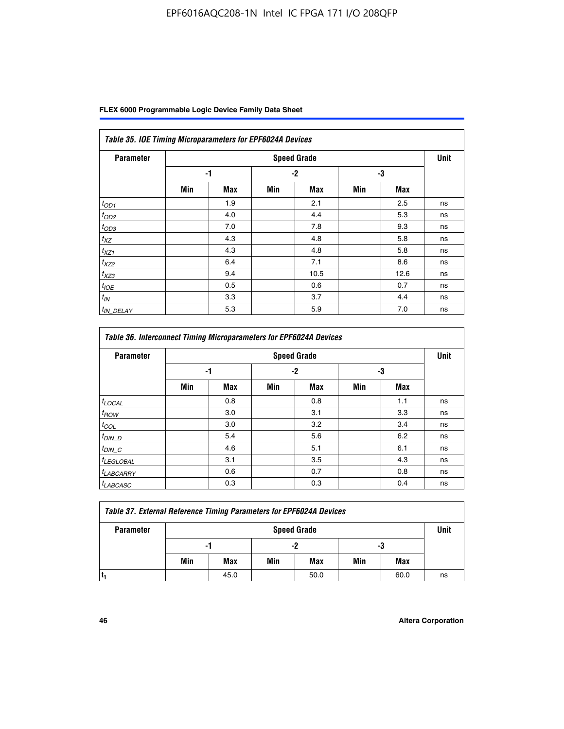| *Table 35. IOE Timing Microparameters for EPF6024A Devices* | | | | | | | |
|---|---|---|---|---|---|---|---|
| **Parameter** | **Speed Grade** | | | | | | **Unit** |
| | **-1** | | **-2** | | **-3** | | |
| | **Min** | **Max** | **Min** | **Max** | **Min** | **Max** | |
| $t_{OD1}$ | | 1.9 | | 2.1 | | 2.5 | ns |
| $t_{OD2}$ | | 4.0 | | 4.4 | | 5.3 | ns |
| $t_{OD3}$ | | 7.0 | | 7.8 | | 9.3 | ns |
| $t_{XZ}$ | | 4.3 | | 4.8 | | 5.8 | ns |
| $t_{XZ1}$ | | 4.3 | | 4.8 | | 5.8 | ns |
| $t_{XZ2}$ | | 6.4 | | 7.1 | | 8.6 | ns |
| $t_{XZ3}$ | | 9.4 | | 10.5 | | 12.6 | ns |
| $t_{IOE}$ | | 0.5 | | 0.6 | | 0.7 | ns |
| $t_{IN}$ | | 3.3 | | 3.7 | | 4.4 | ns |
| $t_{IN\_DELAY}$ | | 5.3 | | 5.9 | | 7.0 | ns |

| *Table 36. Interconnect Timing Microparameters for EPF6024A Devices* | | | | | | | |
|---|---|---|---|---|---|---|---|
| **Parameter** | **Speed Grade** | | | | | | **Unit** |
| | **-1** | | **-2** | | **-3** | | |
| | **Min** | **Max** | **Min** | **Max** | **Min** | **Max** | |
| $t_{LOCAL}$ | | 0.8 | | 0.8 | | 1.1 | ns |
| $t_{ROW}$ | | 3.0 | | 3.1 | | 3.3 | ns |
| $t_{COL}$ | | 3.0 | | 3.2 | | 3.4 | ns |
| $t_{DIN\_D}$ | | 5.4 | | 5.6 | | 6.2 | ns |
| $t_{DIN\_C}$ | | 4.6 | | 5.1 | | 6.1 | ns |
| $t_{LEGLOBAL}$ | | 3.1 | | 3.5 | | 4.3 | ns |
| $t_{LABCARRY}$ | | 0.6 | | 0.7 | | 0.8 | ns |
| $t_{LABCASC}$ | | 0.3 | | 0.3 | | 0.4 | ns |

| *Table 37. External Reference Timing Parameters for EPF6024A Devices* | | | | | | | |
|---|---|---|---|---|---|---|---|
| **Parameter** | **Speed Grade** | | | | | | **Unit** |
| | **-1** | | **-2** | | **-3** | | |
| | **Min** | **Max** | **Min** | **Max** | **Min** | **Max** | |
| $t_1$ | | 45.0 | | 50.0 | | 60.0 | ns |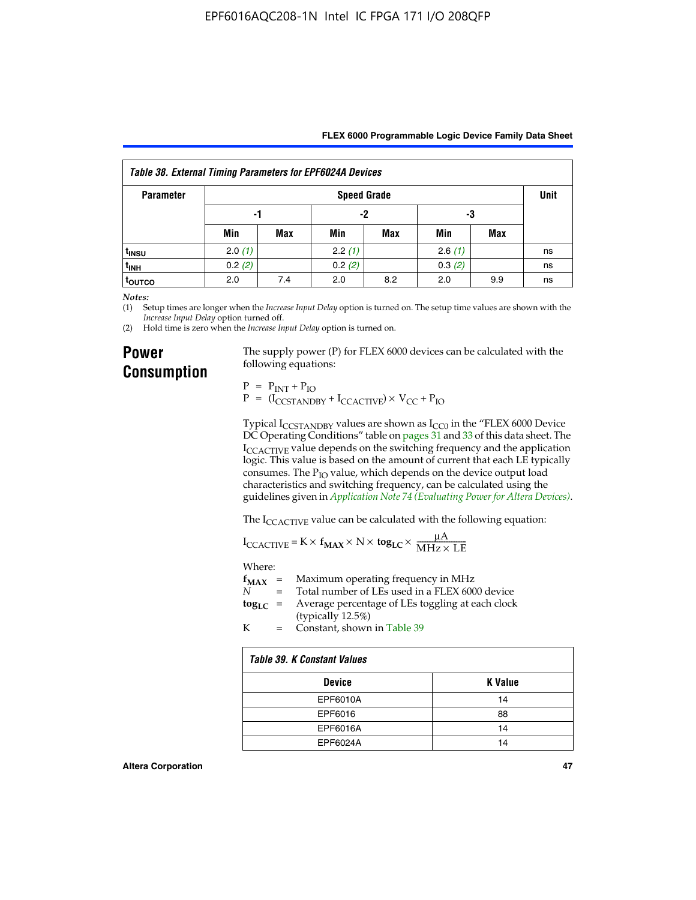| Table 38. External Timing Parameters for EPF6024A Devices | | | | | | | |
|---|---|---|---|---|---|---|---|
| Parameter | Speed Grade | | | | | | Unit |
| | -1 | | -2 | | -3 | | |
| | Min | Max | Min | Max | Min | Max | |
| $t_{INSU}$ | 2.0 *(1)* | | 2.2 *(1)* | | 2.6 *(1)* | | ns |
| $t_{INH}$ | 0.2 *(2)* | | 0.2 *(2)* | | 0.3 *(2)* | | ns |
| $t_{OUTCO}$ | 2.0 | 7.4 | 2.0 | 8.2 | 2.0 | 9.9 | ns |

*Notes:*

(1) Setup times are longer when the *Increase Input Delay* option is turned on. The setup time values are shown with the *Increase Input Delay* option turned off.

(2) Hold time is zero when the *Increase Input Delay* option is turned on.

## Power Consumption

The supply power (P) for FLEX 6000 devices can be calculated with the following equations:

$$P = P_{INT} + P_{IO}$$
$$P = (I_{CCSTANDBY} + I_{CCACTIVE}) \times V_{CC} + P_{IO}$$

Typical $I_{CCSTANDBY}$ values are shown as $I_{CC0}$ in the "FLEX 6000 Device DC Operating Conditions" table on pages 31 and 33 of this data sheet. The $I_{CCACTIVE}$ value depends on the switching frequency and the application logic. This value is based on the amount of current that each LE typically consumes. The $P_{IO}$ value, which depends on the device output load characteristics and switching frequency, can be calculated using the guidelines given in *Application Note 74 (Evaluating Power for Altera Devices)*.

The $I_{CCACTIVE}$ value can be calculated with the following equation:

$$I_{CCACTIVE} = K \times \mathbf{f_{MAX}} \times N \times \mathbf{tog_{LC}} \times \frac{\mu A}{MHz \times LE}$$

Where:

$\mathbf{f_{MAX}}$ = Maximum operating frequency in MHz

$N$ = Total number of LEs used in a FLEX 6000 device

$\mathbf{tog_{LC}}$ = Average percentage of LEs toggling at each clock (typically 12.5%)

K = Constant, shown in Table 39

| Table 39. K Constant Values | |
|---|---|
| Device | K Value |
| EPF6010A | 14 |
| EPF6016 | 88 |
| EPF6016A | 14 |
| EPF6024A | 14 |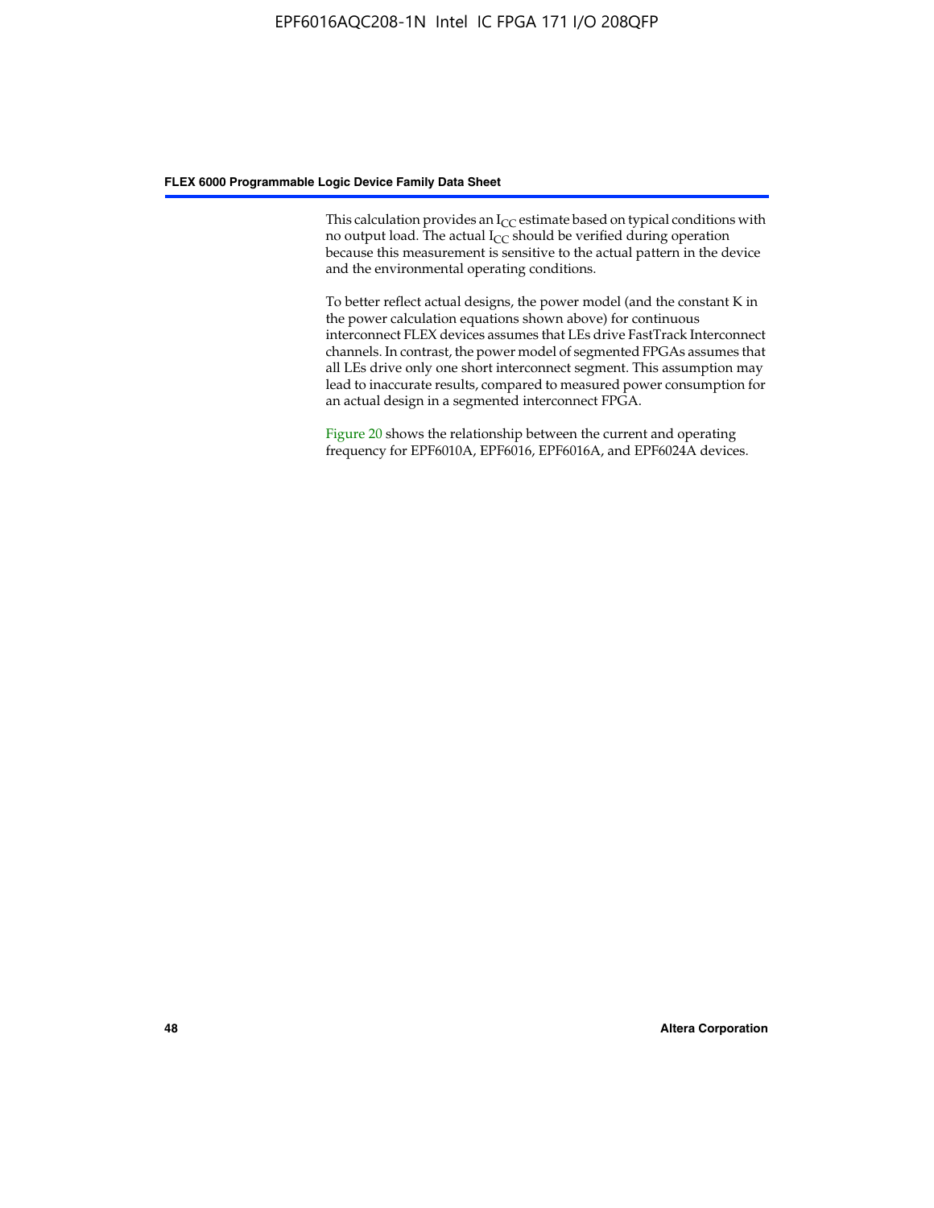This calculation provides an $I_{CC}$ estimate based on typical conditions with no output load. The actual $I_{CC}$ should be verified during operation because this measurement is sensitive to the actual pattern in the device and the environmental operating conditions.

To better reflect actual designs, the power model (and the constant K in the power calculation equations shown above) for continuous interconnect FLEX devices assumes that LEs drive FastTrack Interconnect channels. In contrast, the power model of segmented FPGAs assumes that all LEs drive only one short interconnect segment. This assumption may lead to inaccurate results, compared to measured power consumption for an actual design in a segmented interconnect FPGA.

Figure 20 shows the relationship between the current and operating frequency for EPF6010A, EPF6016, EPF6016A, and EPF6024A devices.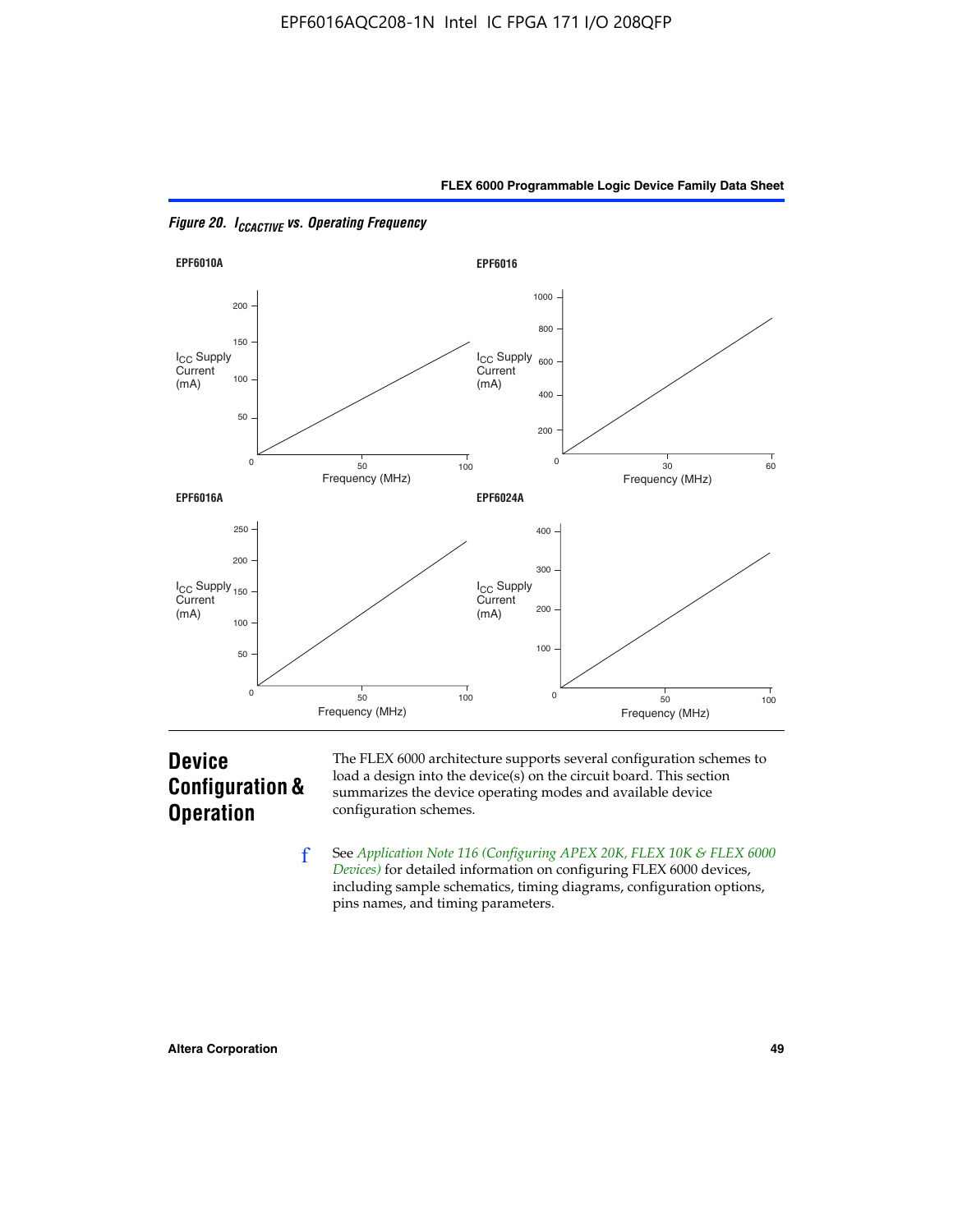*Figure 20. $I_{CCACTIVE}$ vs. Operating Frequency*

**EPF6010A**

$I_{CC}$ Supply Current (mA) vs. Frequency (MHz)

**EPF6016**

$I_{CC}$ Supply Current (mA) vs. Frequency (MHz)

**EPF6016A**

$I_{CC}$ Supply Current (mA) vs. Frequency (MHz)

**EPF6024A**

$I_{CC}$ Supply Current (mA) vs. Frequency (MHz)

## Device Configuration & Operation

The FLEX 6000 architecture supports several configuration schemes to load a design into the device(s) on the circuit board. This section summarizes the device operating modes and available device configuration schemes.

See *Application Note 116 (Configuring APEX 20K, FLEX 10K & FLEX 6000 Devices)* for detailed information on configuring FLEX 6000 devices, including sample schematics, timing diagrams, configuration options, pins names, and timing parameters.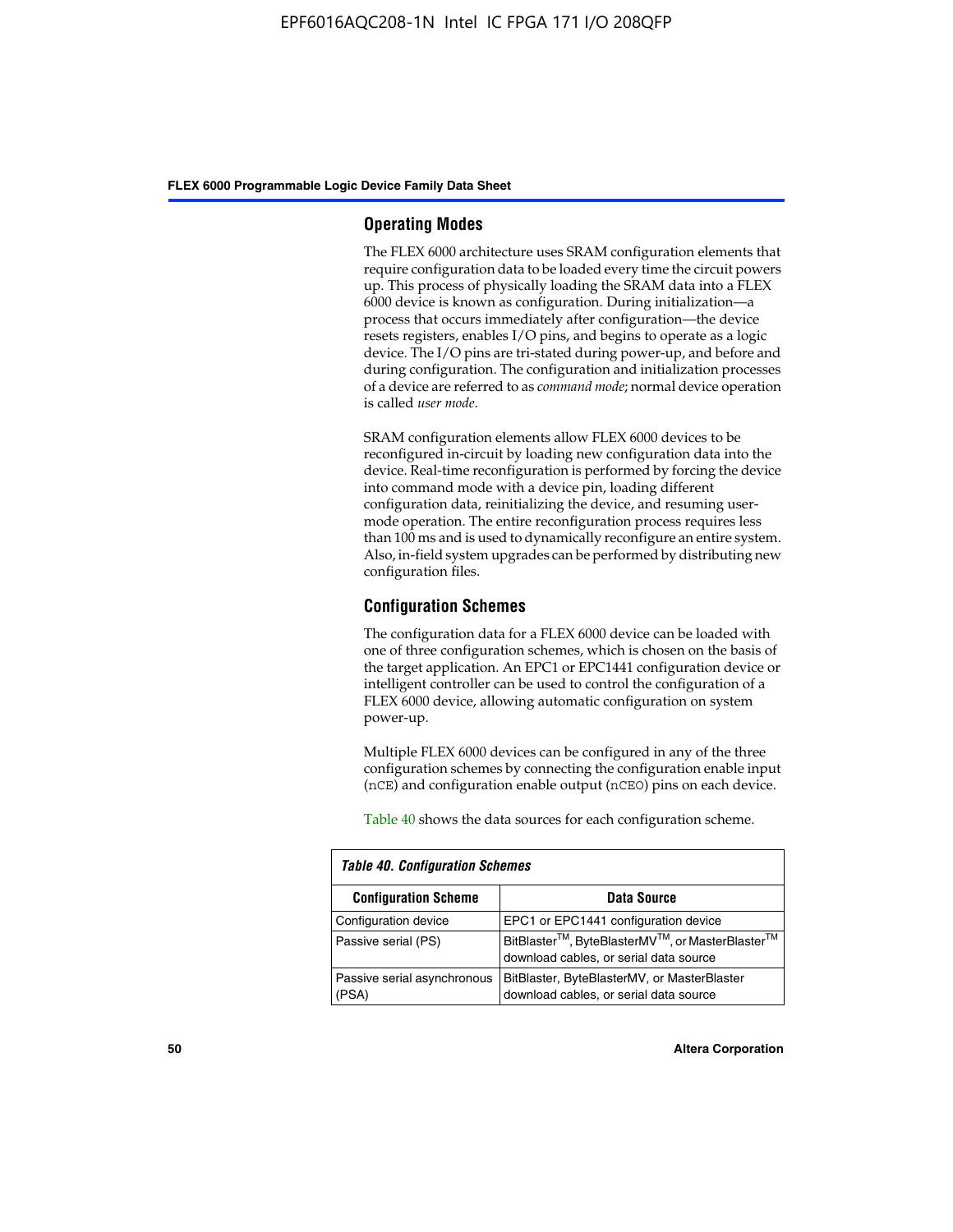## Operating Modes

The FLEX 6000 architecture uses SRAM configuration elements that require configuration data to be loaded every time the circuit powers up. This process of physically loading the SRAM data into a FLEX 6000 device is known as configuration. During initialization—a process that occurs immediately after configuration—the device resets registers, enables I/O pins, and begins to operate as a logic device. The I/O pins are tri-stated during power-up, and before and during configuration. The configuration and initialization processes of a device are referred to as *command mode*; normal device operation is called *user mode*.

SRAM configuration elements allow FLEX 6000 devices to be reconfigured in-circuit by loading new configuration data into the device. Real-time reconfiguration is performed by forcing the device into command mode with a device pin, loading different configuration data, reinitializing the device, and resuming user-mode operation. The entire reconfiguration process requires less than 100 ms and is used to dynamically reconfigure an entire system. Also, in-field system upgrades can be performed by distributing new configuration files.

## Configuration Schemes

The configuration data for a FLEX 6000 device can be loaded with one of three configuration schemes, which is chosen on the basis of the target application. An EPC1 or EPC1441 configuration device or intelligent controller can be used to control the configuration of a FLEX 6000 device, allowing automatic configuration on system power-up.

Multiple FLEX 6000 devices can be configured in any of the three configuration schemes by connecting the configuration enable input (nCE) and configuration enable output (nCEO) pins on each device.

Table 40 shows the data sources for each configuration scheme.

*Table 40. Configuration Schemes*

| Configuration Scheme | Data Source |
|---|---|
| Configuration device | EPC1 or EPC1441 configuration device |
| Passive serial (PS) | BitBlaster™, ByteBlasterMV™, or MasterBlaster™ download cables, or serial data source |
| Passive serial asynchronous (PSA) | BitBlaster, ByteBlasterMV, or MasterBlaster download cables, or serial data source |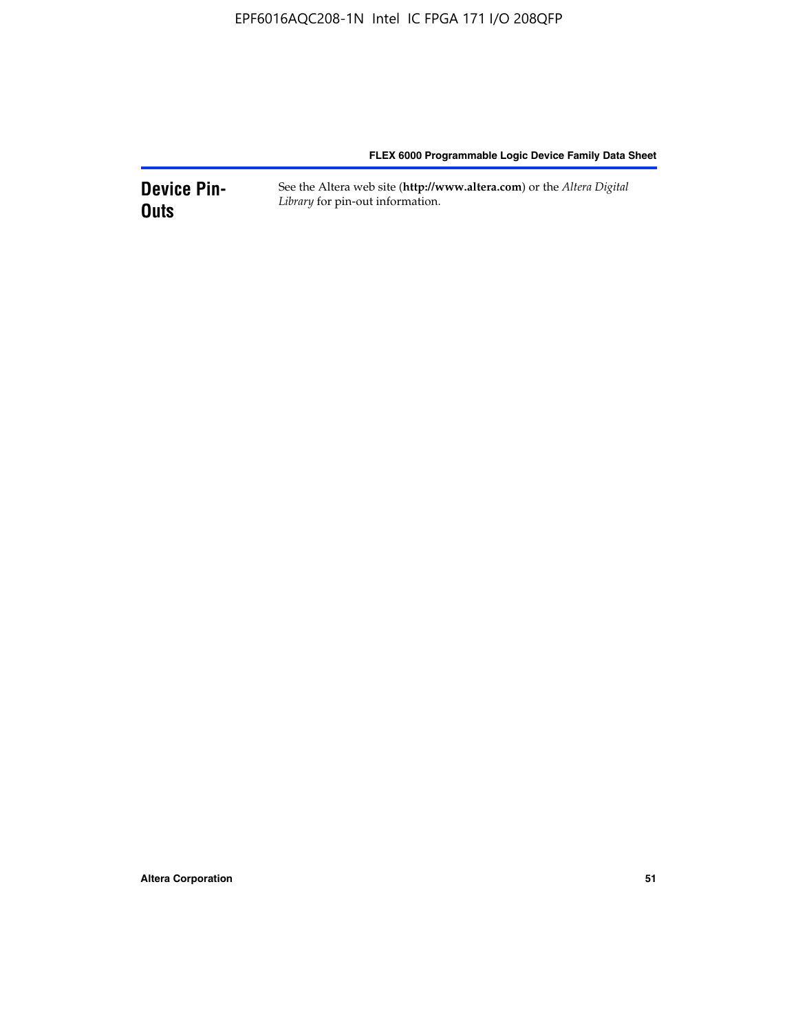## Device Pin-Outs

See the Altera web site (**http://www.altera.com**) or the *Altera Digital Library* for pin-out information.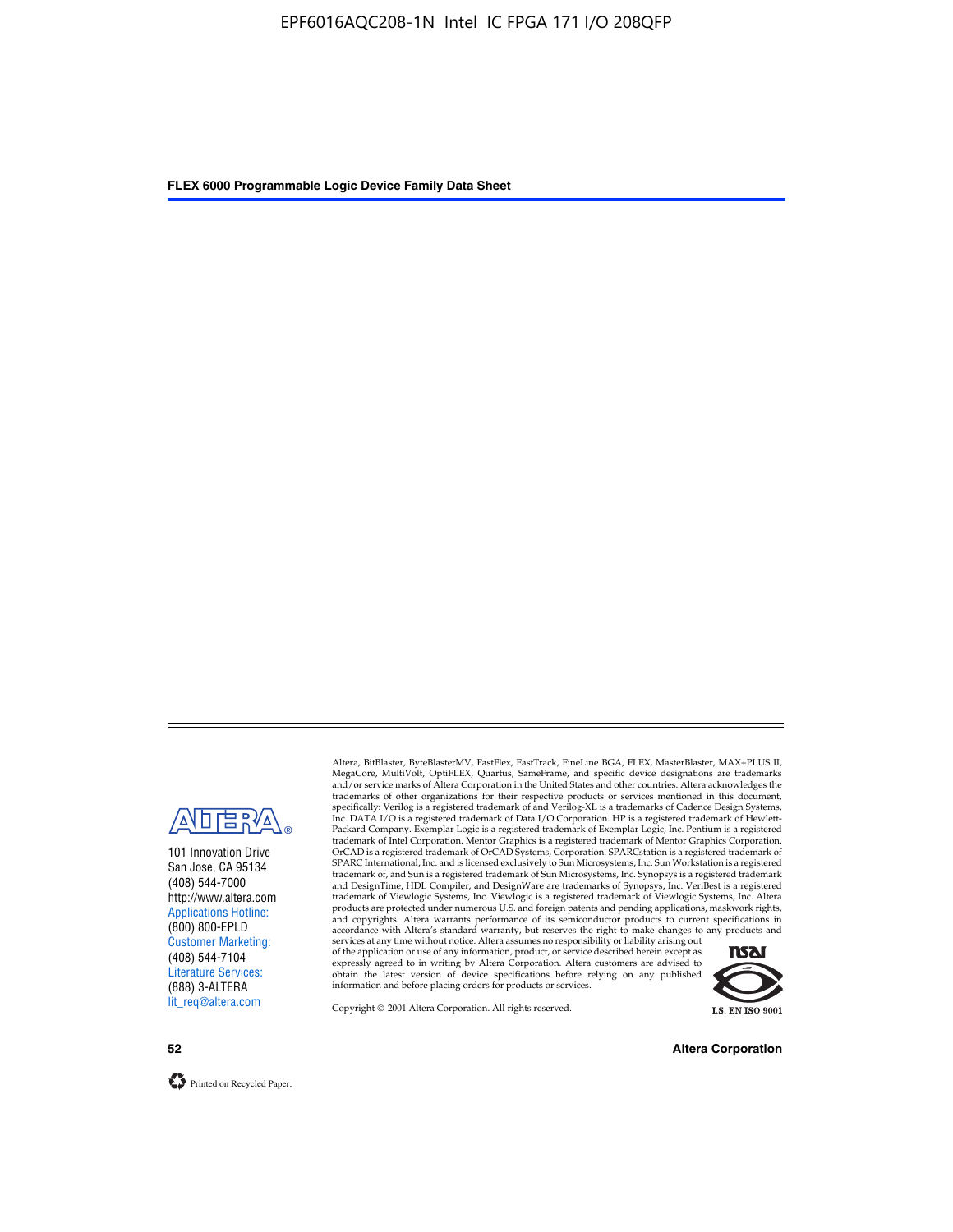101 Innovation Drive
San Jose, CA 95134
(408) 544-7000
http://www.altera.com
Applications Hotline:
(800) 800-EPLD
Customer Marketing:
(408) 544-7104
Literature Services:
(888) 3-ALTERA
lit_req@altera.com

Altera, BitBlaster, ByteBlasterMV, FastFlex, FastTrack, FineLine BGA, FLEX, MasterBlaster, MAX+PLUS II, MegaCore, MultiVolt, OptiFLEX, Quartus, SameFrame, and specific device designations are trademarks and/or service marks of Altera Corporation in the United States and other countries. Altera acknowledges the trademarks of other organizations for their respective products or services mentioned in this document, specifically: Verilog is a registered trademark of and Verilog-XL is a trademarks of Cadence Design Systems, Inc. DATA I/O is a registered trademark of Data I/O Corporation. HP is a registered trademark of Hewlett-Packard Company. Exemplar Logic is a registered trademark of Exemplar Logic, Inc. Pentium is a registered trademark of Intel Corporation. Mentor Graphics is a registered trademark of Mentor Graphics Corporation. OrCAD is a registered trademark of OrCAD Systems, Corporation. SPARCstation is a registered trademark of SPARC International, Inc. and is licensed exclusively to Sun Microsystems, Inc. Sun Workstation is a registered trademark of, and Sun is a registered trademark of Sun Microsystems, Inc. Synopsys is a registered trademark and DesignTime, HDL Compiler, and DesignWare are trademarks of Synopsys, Inc. VeriBest is a registered trademark of Viewlogic Systems, Inc. Viewlogic is a registered trademark of Viewlogic Systems, Inc. Altera products are protected under numerous U.S. and foreign patents and pending applications, maskwork rights, and copyrights. Altera warrants performance of its semiconductor products to current specifications in accordance with Altera's standard warranty, but reserves the right to make changes to any products and services at any time without notice. Altera assumes no responsibility or liability arising out of the application or use of any information, product, or service described herein except as expressly agreed to in writing by Altera Corporation. Altera customers are advised to obtain the latest version of device specifications before relying on any published information and before placing orders for products or services.

I.S. EN ISO 9001

Copyright © 2001 Altera Corporation. All rights reserved.

Printed on Recycled Paper.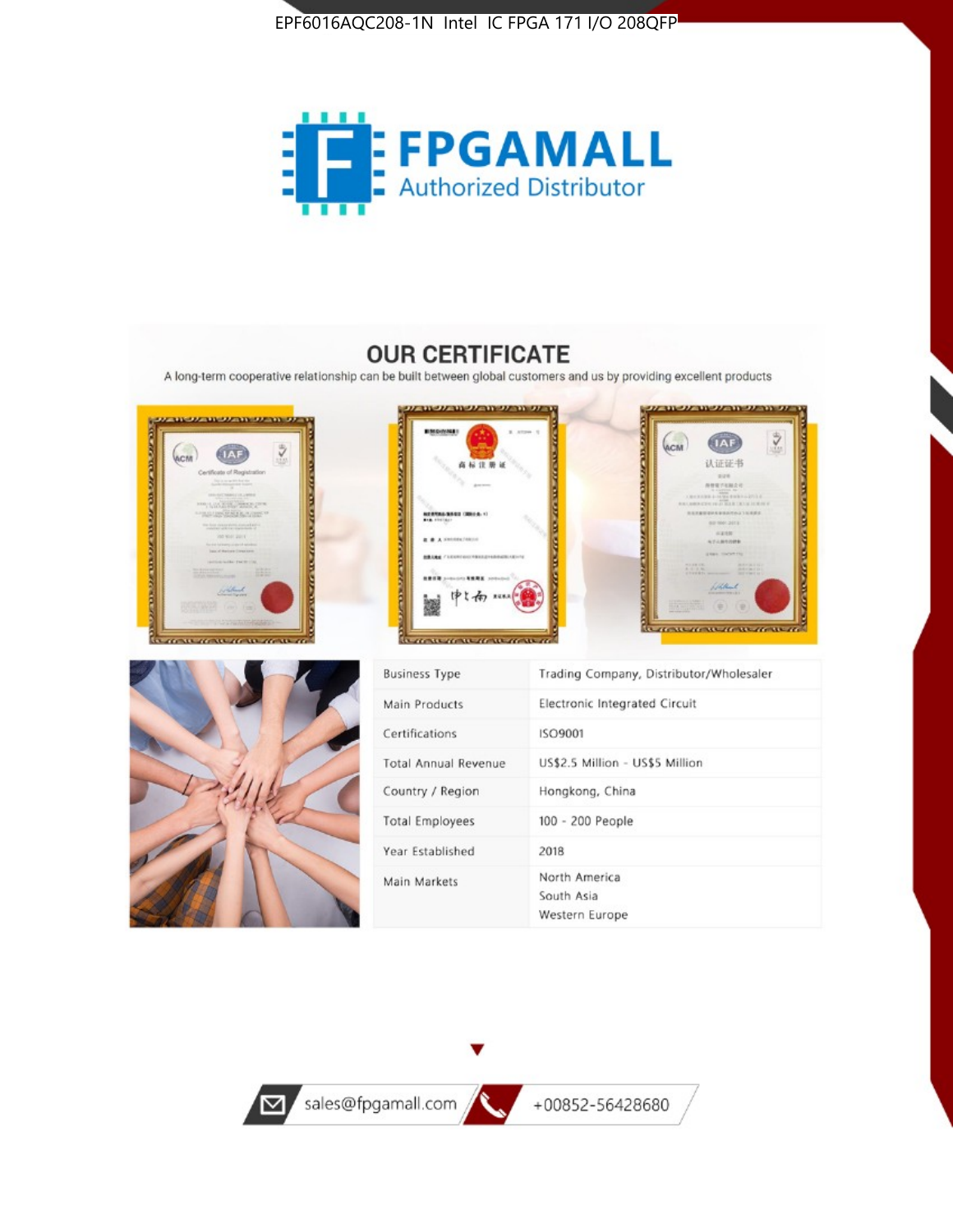FPGAMALL

Authorized Distributor

## OUR CERTIFICATE

A long-term cooperative relationship can be built between global customers and us by providing excellent products

| | |
|---|---|
| Business Type | Trading Company, Distributor/Wholesaler |
| Main Products | Electronic Integrated Circuit |
| Certifications | ISO9001 |
| Total Annual Revenue | US$2.5 Million - US$5 Million |
| Country / Region | Hongkong, China |
| Total Employees | 100 - 200 People |
| Year Established | 2018 |
| Main Markets | North America<br>South Asia<br>Western Europe |

sales@fpgamall.com

+00852-56428680